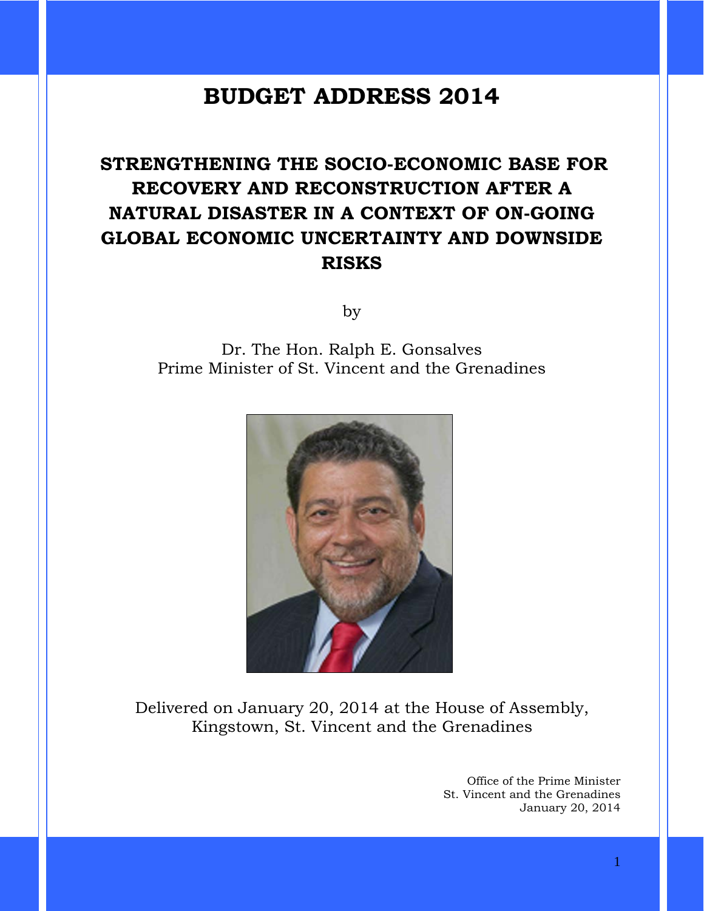# BUDGET ADDRESS 2014

## STRENGTHENING THE SOCIO-ECONOMIC BASE FOR RECOVERY AND RECONSTRUCTION AFTER A NATURAL DISASTER IN A CONTEXT OF ON-GOING GLOBAL ECONOMIC UNCERTAINTY AND DOWNSIDE RISKS

by

Dr. The Hon. Ralph E. Gonsalves
Prime Minister of St. Vincent and the Grenadines

Delivered on January 20, 2014 at the House of Assembly, Kingstown, St. Vincent and the Grenadines

Office of the Prime Minister
St. Vincent and the Grenadines
January 20, 2014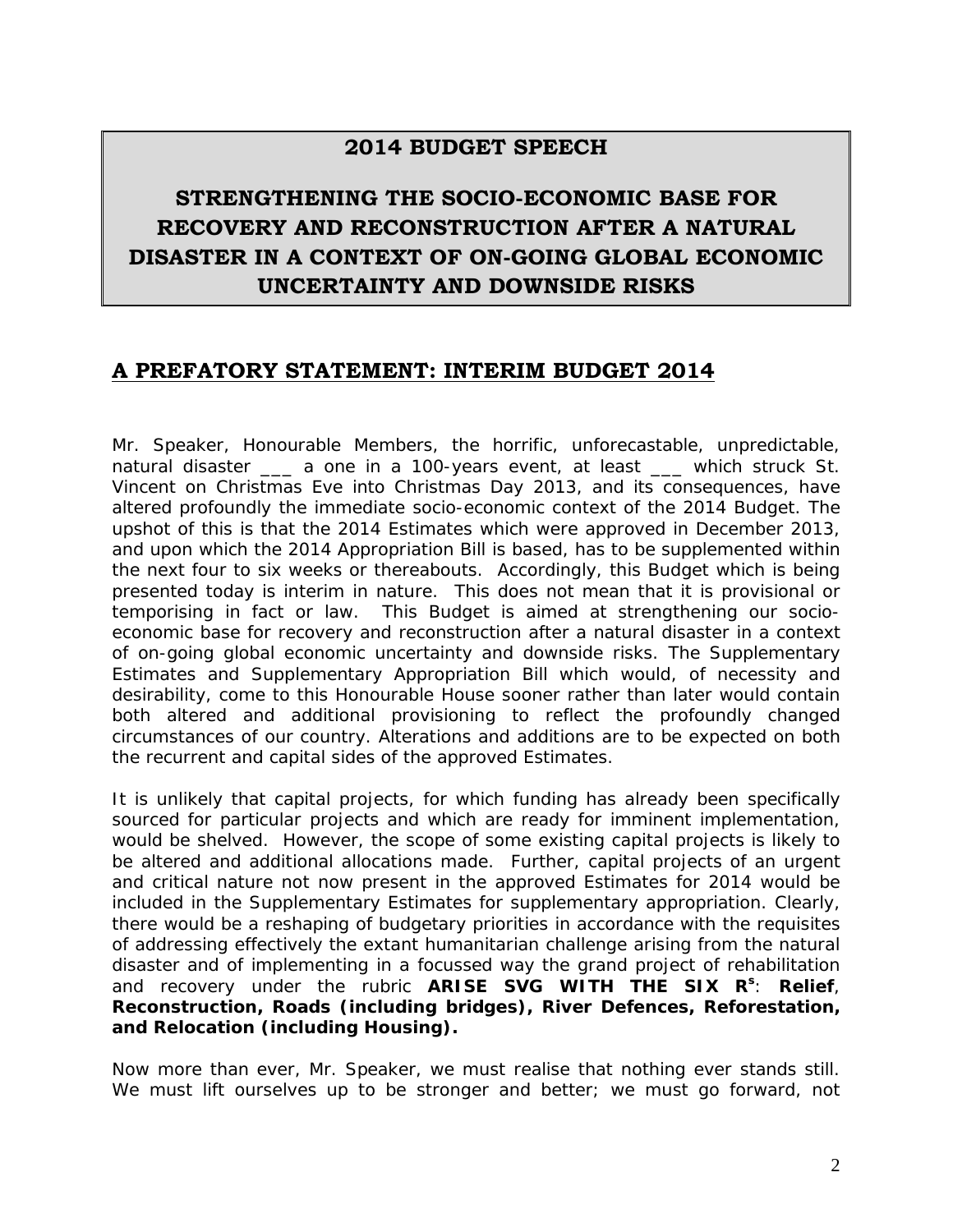# 2014 BUDGET SPEECH

# STRENGTHENING THE SOCIO-ECONOMIC BASE FOR RECOVERY AND RECONSTRUCTION AFTER A NATURAL DISASTER IN A CONTEXT OF ON-GOING GLOBAL ECONOMIC UNCERTAINTY AND DOWNSIDE RISKS

## A PREFATORY STATEMENT: INTERIM BUDGET 2014

Mr. Speaker, Honourable Members, the horrific, unforecastable, unpredictable, natural disaster ___ a one in a 100-years event, at least ___ which struck St. Vincent on Christmas Eve into Christmas Day 2013, and its consequences, have altered profoundly the immediate socio-economic context of the 2014 Budget. The upshot of this is that the 2014 Estimates which were approved in December 2013, and upon which the 2014 Appropriation Bill is based, has to be supplemented within the next four to six weeks or thereabouts. Accordingly, this Budget which is being presented today is interim in nature. This does not mean that it is provisional or temporising in fact or law. This Budget is aimed at strengthening our socio-economic base for recovery and reconstruction after a natural disaster in a context of on-going global economic uncertainty and downside risks. The Supplementary Estimates and Supplementary Appropriation Bill which would, of necessity and desirability, come to this Honourable House sooner rather than later would contain both altered and additional provisioning to reflect the profoundly changed circumstances of our country. Alterations and additions are to be expected on both the recurrent and capital sides of the approved Estimates.

It is unlikely that capital projects, for which funding has already been specifically sourced for particular projects and which are ready for imminent implementation, would be shelved. However, the scope of some existing capital projects is likely to be altered and additional allocations made. Further, capital projects of an urgent and critical nature not now present in the approved Estimates for 2014 would be included in the Supplementary Estimates for supplementary appropriation. Clearly, there would be a reshaping of budgetary priorities in accordance with the requisites of addressing effectively the extant humanitarian challenge arising from the natural disaster and of implementing in a focussed way the grand project of rehabilitation and recovery under the rubric **ARISE SVG WITH THE SIX R^s^**: **Relief**, **Reconstruction, Roads (including bridges), River Defences, Reforestation, and Relocation (including Housing).**

Now more than ever, Mr. Speaker, we must realise that nothing ever stands still. We must lift ourselves up to be stronger and better; we must go forward, not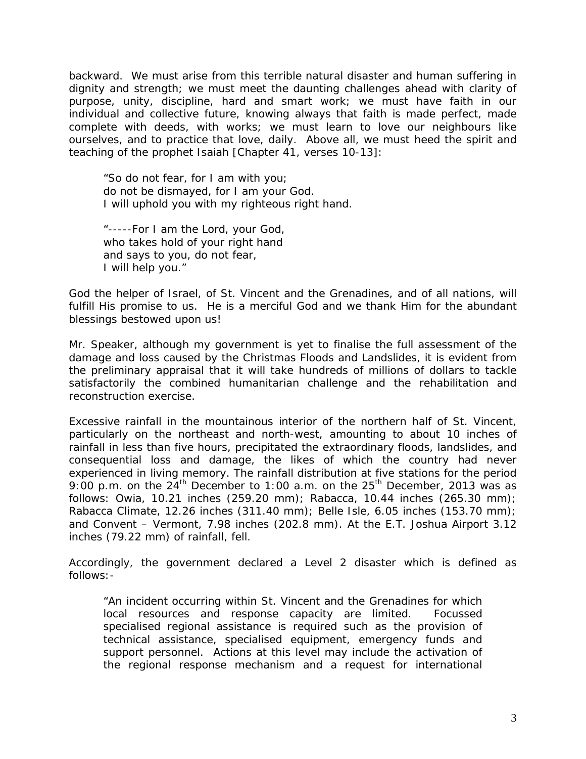backward. We must arise from this terrible natural disaster and human suffering in dignity and strength; we must meet the daunting challenges ahead with clarity of purpose, unity, discipline, hard and smart work; we must have faith in our individual and collective future, knowing always that faith is made perfect, made complete with deeds, with works; we must learn to love our neighbours like ourselves, and to practice that love, daily. Above all, we must heed the spirit and teaching of the prophet Isaiah [Chapter 41, verses 10-13]:

> "So do not fear, for I am with you;
> do not be dismayed, for I am your God.
> I will uphold you with my righteous right hand.
>
> "-----For I am the Lord, your God,
> who takes hold of your right hand
> and says to you, do not fear,
> I will help you."

God the helper of Israel, of St. Vincent and the Grenadines, and of all nations, will fulfill His promise to us. He is a merciful God and we thank Him for the abundant blessings bestowed upon us!

Mr. Speaker, although my government is yet to finalise the full assessment of the damage and loss caused by the Christmas Floods and Landslides, it is evident from the preliminary appraisal that it will take hundreds of millions of dollars to tackle satisfactorily the combined humanitarian challenge and the rehabilitation and reconstruction exercise.

Excessive rainfall in the mountainous interior of the northern half of St. Vincent, particularly on the northeast and north-west, amounting to about 10 inches of rainfall in less than five hours, precipitated the extraordinary floods, landslides, and consequential loss and damage, the likes of which the country had never experienced in living memory. The rainfall distribution at five stations for the period 9:00 p.m. on the 24th December to 1:00 a.m. on the 25th December, 2013 was as follows: Owia, 10.21 inches (259.20 mm); Rabacca, 10.44 inches (265.30 mm); Rabacca Climate, 12.26 inches (311.40 mm); Belle Isle, 6.05 inches (153.70 mm); and Convent – Vermont, 7.98 inches (202.8 mm). At the E.T. Joshua Airport 3.12 inches (79.22 mm) of rainfall, fell.

Accordingly, the government declared a Level 2 disaster which is defined as follows:-

> "An incident occurring within St. Vincent and the Grenadines for which local resources and response capacity are limited. Focussed specialised regional assistance is required such as the provision of technical assistance, specialised equipment, emergency funds and support personnel. Actions at this level may include the activation of the regional response mechanism and a request for international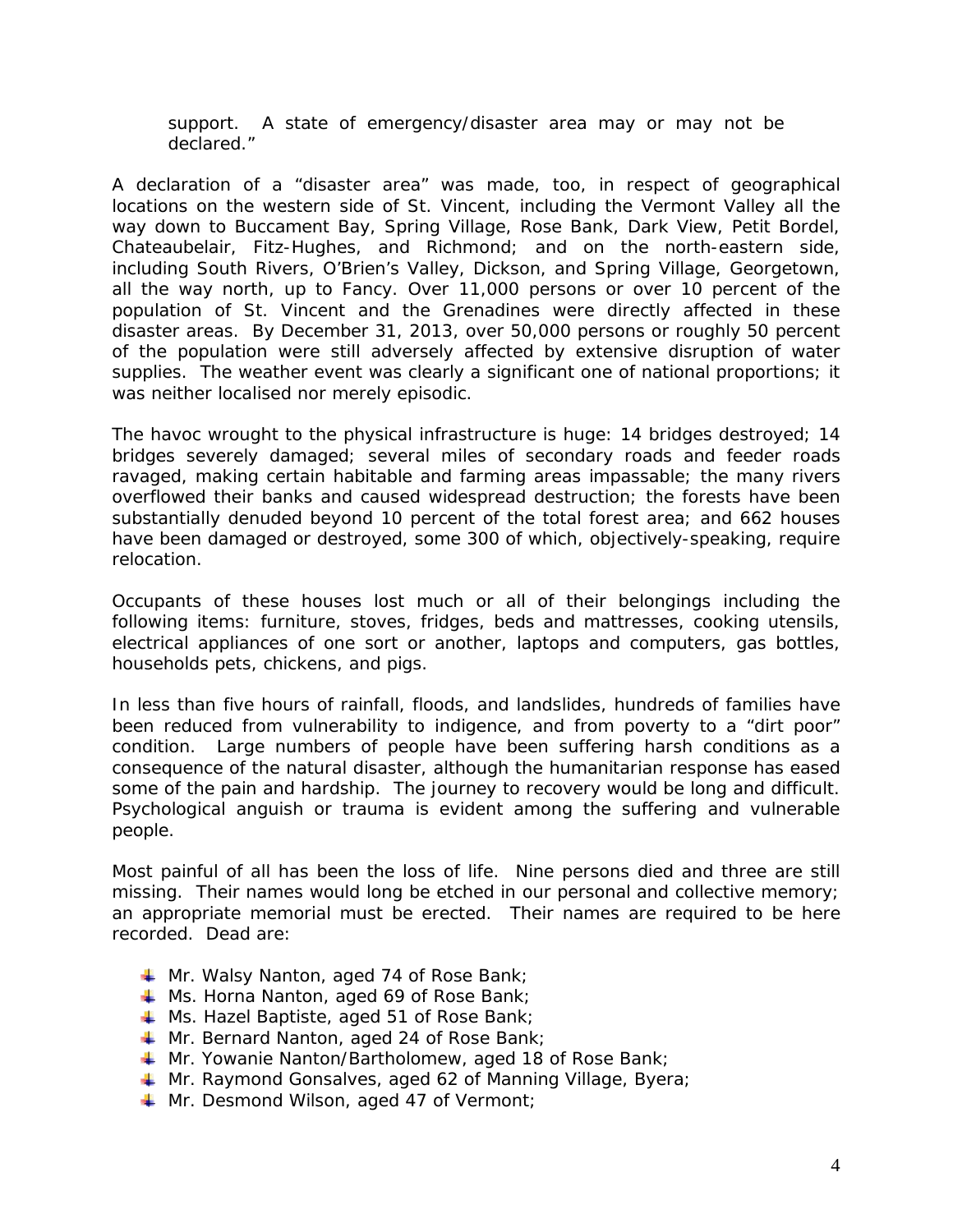support. A state of emergency/disaster area may or may not be declared."

A declaration of a "disaster area" was made, too, in respect of geographical locations on the western side of St. Vincent, including the Vermont Valley all the way down to Buccament Bay, Spring Village, Rose Bank, Dark View, Petit Bordel, Chateaubelair, Fitz-Hughes, and Richmond; and on the north-eastern side, including South Rivers, O'Brien's Valley, Dickson, and Spring Village, Georgetown, all the way north, up to Fancy. Over 11,000 persons or over 10 percent of the population of St. Vincent and the Grenadines were directly affected in these disaster areas. By December 31, 2013, over 50,000 persons or roughly 50 percent of the population were still adversely affected by extensive disruption of water supplies. The weather event was clearly a significant one of national proportions; it was neither localised nor merely episodic.

The havoc wrought to the physical infrastructure is huge: 14 bridges destroyed; 14 bridges severely damaged; several miles of secondary roads and feeder roads ravaged, making certain habitable and farming areas impassable; the many rivers overflowed their banks and caused widespread destruction; the forests have been substantially denuded beyond 10 percent of the total forest area; and 662 houses have been damaged or destroyed, some 300 of which, objectively-speaking, require relocation.

Occupants of these houses lost much or all of their belongings including the following items: furniture, stoves, fridges, beds and mattresses, cooking utensils, electrical appliances of one sort or another, laptops and computers, gas bottles, households pets, chickens, and pigs.

In less than five hours of rainfall, floods, and landslides, hundreds of families have been reduced from vulnerability to indigence, and from poverty to a "dirt poor" condition. Large numbers of people have been suffering harsh conditions as a consequence of the natural disaster, although the humanitarian response has eased some of the pain and hardship. The journey to recovery would be long and difficult. Psychological anguish or trauma is evident among the suffering and vulnerable people.

Most painful of all has been the loss of life. Nine persons died and three are still missing. Their names would long be etched in our personal and collective memory; an appropriate memorial must be erected. Their names are required to be here recorded. Dead are:

- Mr. Walsy Nanton, aged 74 of Rose Bank;
- Ms. Horna Nanton, aged 69 of Rose Bank;
- Ms. Hazel Baptiste, aged 51 of Rose Bank;
- Mr. Bernard Nanton, aged 24 of Rose Bank;
- Mr. Yowanie Nanton/Bartholomew, aged 18 of Rose Bank;
- Mr. Raymond Gonsalves, aged 62 of Manning Village, Byera;
- Mr. Desmond Wilson, aged 47 of Vermont;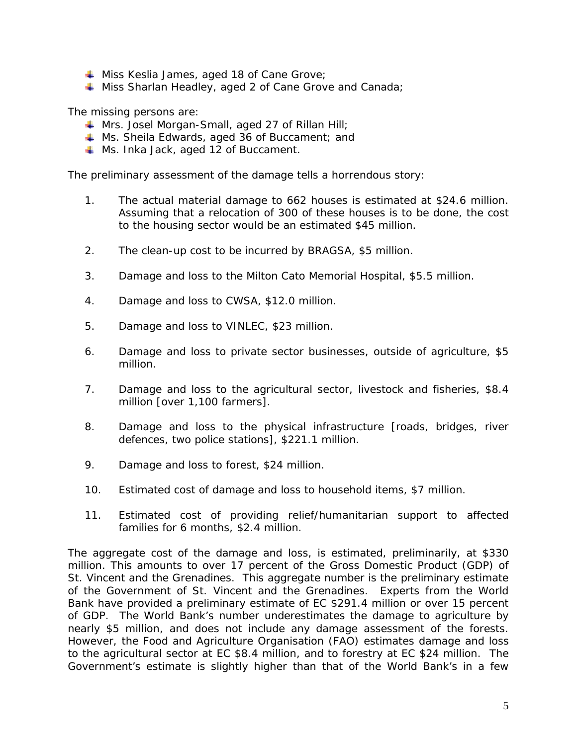- Miss Keslia James, aged 18 of Cane Grove;
- Miss Sharlan Headley, aged 2 of Cane Grove and Canada;

The missing persons are:

- Mrs. Josel Morgan-Small, aged 27 of Rillan Hill;
- Ms. Sheila Edwards, aged 36 of Buccament; and
- Ms. Inka Jack, aged 12 of Buccament.

The preliminary assessment of the damage tells a horrendous story:

1. The actual material damage to 662 houses is estimated at $24.6 million. Assuming that a relocation of 300 of these houses is to be done, the cost to the housing sector would be an estimated $45 million.

2. The clean-up cost to be incurred by BRAGSA, $5 million.

3. Damage and loss to the Milton Cato Memorial Hospital, $5.5 million.

4. Damage and loss to CWSA, $12.0 million.

5. Damage and loss to VINLEC, $23 million.

6. Damage and loss to private sector businesses, outside of agriculture, $5 million.

7. Damage and loss to the agricultural sector, livestock and fisheries, $8.4 million [over 1,100 farmers].

8. Damage and loss to the physical infrastructure [roads, bridges, river defences, two police stations], $221.1 million.

9. Damage and loss to forest, $24 million.

10. Estimated cost of damage and loss to household items, $7 million.

11. Estimated cost of providing relief/humanitarian support to affected families for 6 months, $2.4 million.

The aggregate cost of the damage and loss, is estimated, preliminarily, at $330 million. This amounts to over 17 percent of the Gross Domestic Product (GDP) of St. Vincent and the Grenadines. This aggregate number is the preliminary estimate of the Government of St. Vincent and the Grenadines. Experts from the World Bank have provided a preliminary estimate of EC $291.4 million or over 15 percent of GDP. The World Bank's number underestimates the damage to agriculture by nearly $5 million, and does not include any damage assessment of the forests. However, the Food and Agriculture Organisation (FAO) estimates damage and loss to the agricultural sector at EC $8.4 million, and to forestry at EC $24 million. The Government's estimate is slightly higher than that of the World Bank's in a few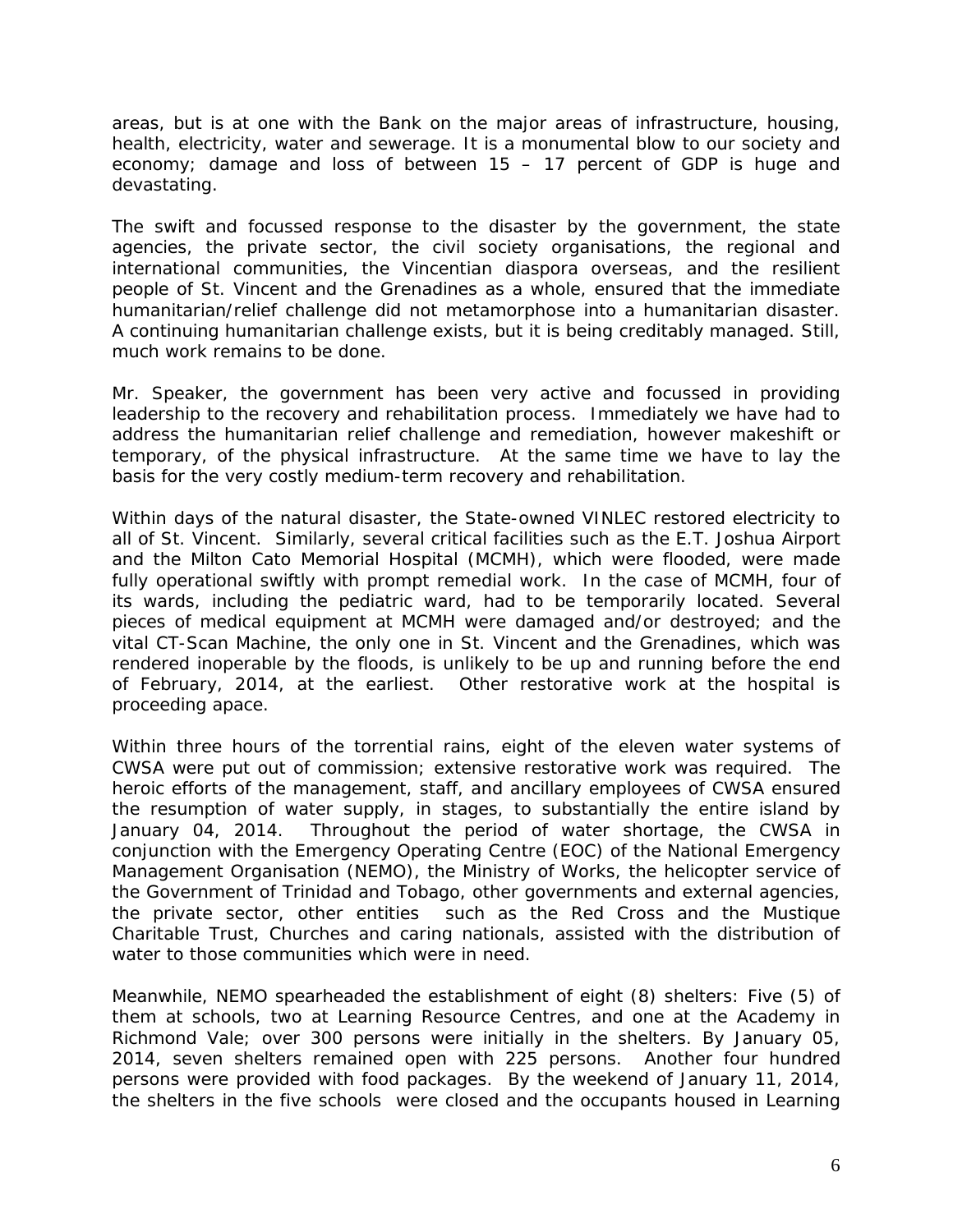areas, but is at one with the Bank on the major areas of infrastructure, housing, health, electricity, water and sewerage. It is a monumental blow to our society and economy; damage and loss of between 15 – 17 percent of GDP is huge and devastating.

The swift and focussed response to the disaster by the government, the state agencies, the private sector, the civil society organisations, the regional and international communities, the Vincentian diaspora overseas, and the resilient people of St. Vincent and the Grenadines as a whole, ensured that the immediate humanitarian/relief challenge did not metamorphose into a humanitarian disaster. A continuing humanitarian challenge exists, but it is being creditably managed. Still, much work remains to be done.

Mr. Speaker, the government has been very active and focussed in providing leadership to the recovery and rehabilitation process. Immediately we have had to address the humanitarian relief challenge and remediation, however makeshift or temporary, of the physical infrastructure. At the same time we have to lay the basis for the very costly medium-term recovery and rehabilitation.

Within days of the natural disaster, the State-owned VINLEC restored electricity to all of St. Vincent. Similarly, several critical facilities such as the E.T. Joshua Airport and the Milton Cato Memorial Hospital (MCMH), which were flooded, were made fully operational swiftly with prompt remedial work. In the case of MCMH, four of its wards, including the pediatric ward, had to be temporarily located. Several pieces of medical equipment at MCMH were damaged and/or destroyed; and the vital CT-Scan Machine, the only one in St. Vincent and the Grenadines, which was rendered inoperable by the floods, is unlikely to be up and running before the end of February, 2014, at the earliest. Other restorative work at the hospital is proceeding apace.

Within three hours of the torrential rains, eight of the eleven water systems of CWSA were put out of commission; extensive restorative work was required. The heroic efforts of the management, staff, and ancillary employees of CWSA ensured the resumption of water supply, in stages, to substantially the entire island by January 04, 2014. Throughout the period of water shortage, the CWSA in conjunction with the Emergency Operating Centre (EOC) of the National Emergency Management Organisation (NEMO), the Ministry of Works, the helicopter service of the Government of Trinidad and Tobago, other governments and external agencies, the private sector, other entities such as the Red Cross and the Mustique Charitable Trust, Churches and caring nationals, assisted with the distribution of water to those communities which were in need.

Meanwhile, NEMO spearheaded the establishment of eight (8) shelters: Five (5) of them at schools, two at Learning Resource Centres, and one at the Academy in Richmond Vale; over 300 persons were initially in the shelters. By January 05, 2014, seven shelters remained open with 225 persons. Another four hundred persons were provided with food packages. By the weekend of January 11, 2014, the shelters in the five schools were closed and the occupants housed in Learning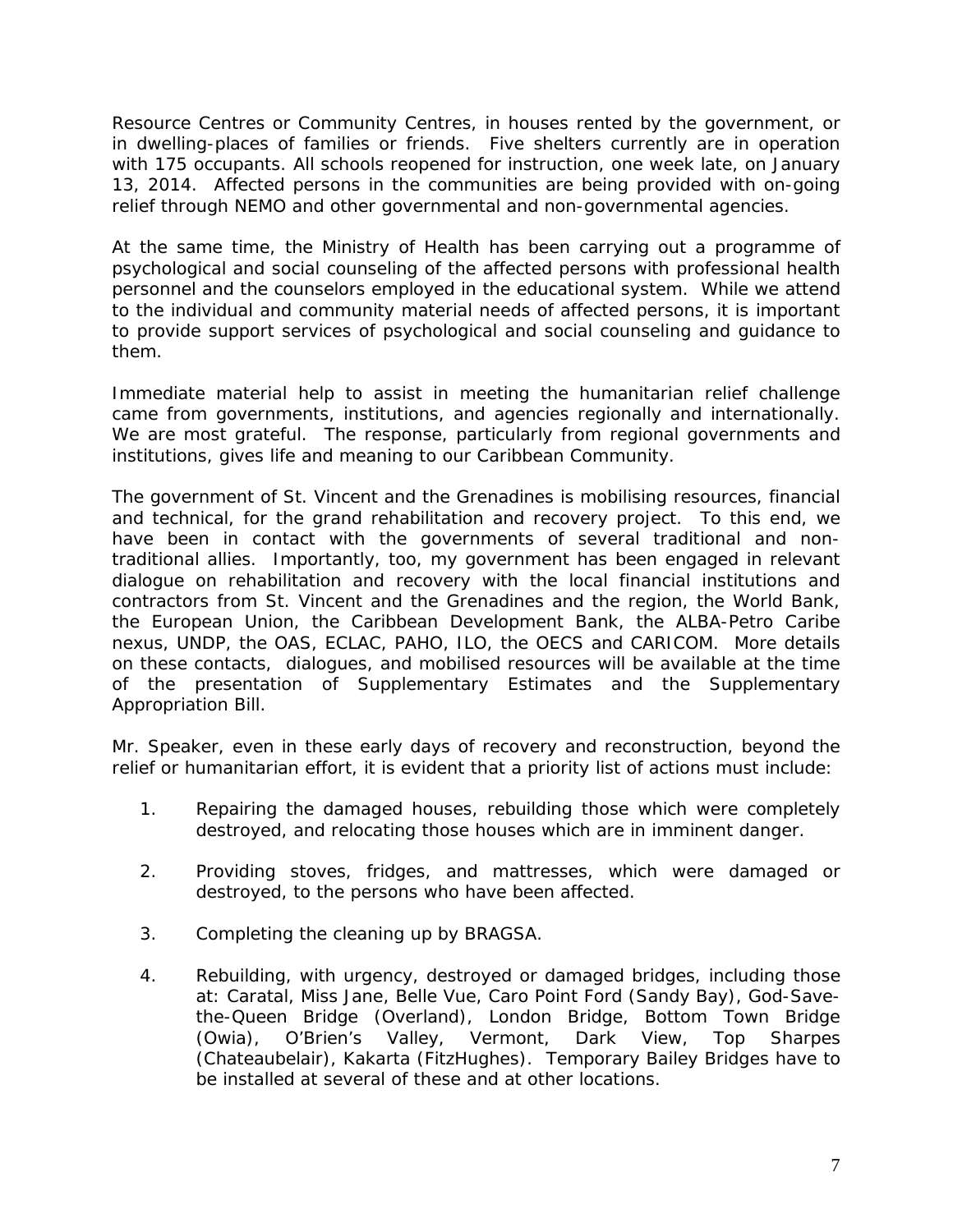Resource Centres or Community Centres, in houses rented by the government, or in dwelling-places of families or friends. Five shelters currently are in operation with 175 occupants. All schools reopened for instruction, one week late, on January 13, 2014. Affected persons in the communities are being provided with on-going relief through NEMO and other governmental and non-governmental agencies.

At the same time, the Ministry of Health has been carrying out a programme of psychological and social counseling of the affected persons with professional health personnel and the counselors employed in the educational system. While we attend to the individual and community material needs of affected persons, it is important to provide support services of psychological and social counseling and guidance to them.

Immediate material help to assist in meeting the humanitarian relief challenge came from governments, institutions, and agencies regionally and internationally. We are most grateful. The response, particularly from regional governments and institutions, gives life and meaning to our Caribbean Community.

The government of St. Vincent and the Grenadines is mobilising resources, financial and technical, for the grand rehabilitation and recovery project. To this end, we have been in contact with the governments of several traditional and non-traditional allies. Importantly, too, my government has been engaged in relevant dialogue on rehabilitation and recovery with the local financial institutions and contractors from St. Vincent and the Grenadines and the region, the World Bank, the European Union, the Caribbean Development Bank, the ALBA-Petro Caribe nexus, UNDP, the OAS, ECLAC, PAHO, ILO, the OECS and CARICOM. More details on these contacts, dialogues, and mobilised resources will be available at the time of the presentation of Supplementary Estimates and the Supplementary Appropriation Bill.

Mr. Speaker, even in these early days of recovery and reconstruction, beyond the relief or humanitarian effort, it is evident that a priority list of actions must include:

1. Repairing the damaged houses, rebuilding those which were completely destroyed, and relocating those houses which are in imminent danger.

2. Providing stoves, fridges, and mattresses, which were damaged or destroyed, to the persons who have been affected.

3. Completing the cleaning up by BRAGSA.

4. Rebuilding, with urgency, destroyed or damaged bridges, including those at: Caratal, Miss Jane, Belle Vue, Caro Point Ford (Sandy Bay), God-Save-the-Queen Bridge (Overland), London Bridge, Bottom Town Bridge (Owia), O'Brien's Valley, Vermont, Dark View, Top Sharpes (Chateaubelair), Kakarta (FitzHughes). Temporary Bailey Bridges have to be installed at several of these and at other locations.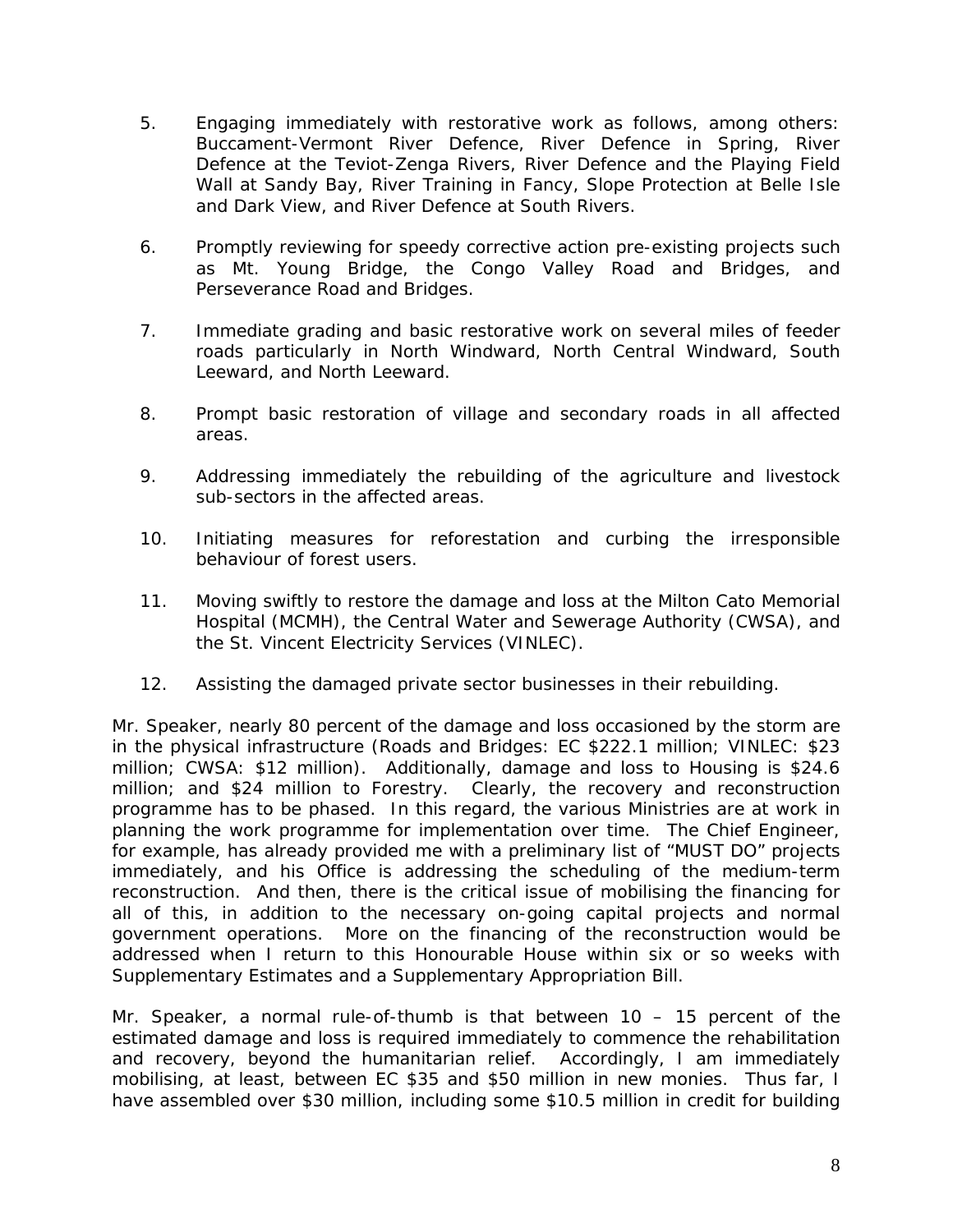5. Engaging immediately with restorative work as follows, among others: Buccament-Vermont River Defence, River Defence in Spring, River Defence at the Teviot-Zenga Rivers, River Defence and the Playing Field Wall at Sandy Bay, River Training in Fancy, Slope Protection at Belle Isle and Dark View, and River Defence at South Rivers.

6. Promptly reviewing for speedy corrective action pre-existing projects such as Mt. Young Bridge, the Congo Valley Road and Bridges, and Perseverance Road and Bridges.

7. Immediate grading and basic restorative work on several miles of feeder roads particularly in North Windward, North Central Windward, South Leeward, and North Leeward.

8. Prompt basic restoration of village and secondary roads in all affected areas.

9. Addressing immediately the rebuilding of the agriculture and livestock sub-sectors in the affected areas.

10. Initiating measures for reforestation and curbing the irresponsible behaviour of forest users.

11. Moving swiftly to restore the damage and loss at the Milton Cato Memorial Hospital (MCMH), the Central Water and Sewerage Authority (CWSA), and the St. Vincent Electricity Services (VINLEC).

12. Assisting the damaged private sector businesses in their rebuilding.

Mr. Speaker, nearly 80 percent of the damage and loss occasioned by the storm are in the physical infrastructure (Roads and Bridges: EC $222.1 million; VINLEC: $23 million; CWSA: $12 million). Additionally, damage and loss to Housing is $24.6 million; and $24 million to Forestry. Clearly, the recovery and reconstruction programme has to be phased. In this regard, the various Ministries are at work in planning the work programme for implementation over time. The Chief Engineer, for example, has already provided me with a preliminary list of "MUST DO" projects immediately, and his Office is addressing the scheduling of the medium-term reconstruction. And then, there is the critical issue of mobilising the financing for all of this, in addition to the necessary on-going capital projects and normal government operations. More on the financing of the reconstruction would be addressed when I return to this Honourable House within six or so weeks with Supplementary Estimates and a Supplementary Appropriation Bill.

Mr. Speaker, a normal rule-of-thumb is that between 10 – 15 percent of the estimated damage and loss is required immediately to commence the rehabilitation and recovery, beyond the humanitarian relief. Accordingly, I am immediately mobilising, at least, between EC $35 and $50 million in new monies. Thus far, I have assembled over $30 million, including some $10.5 million in credit for building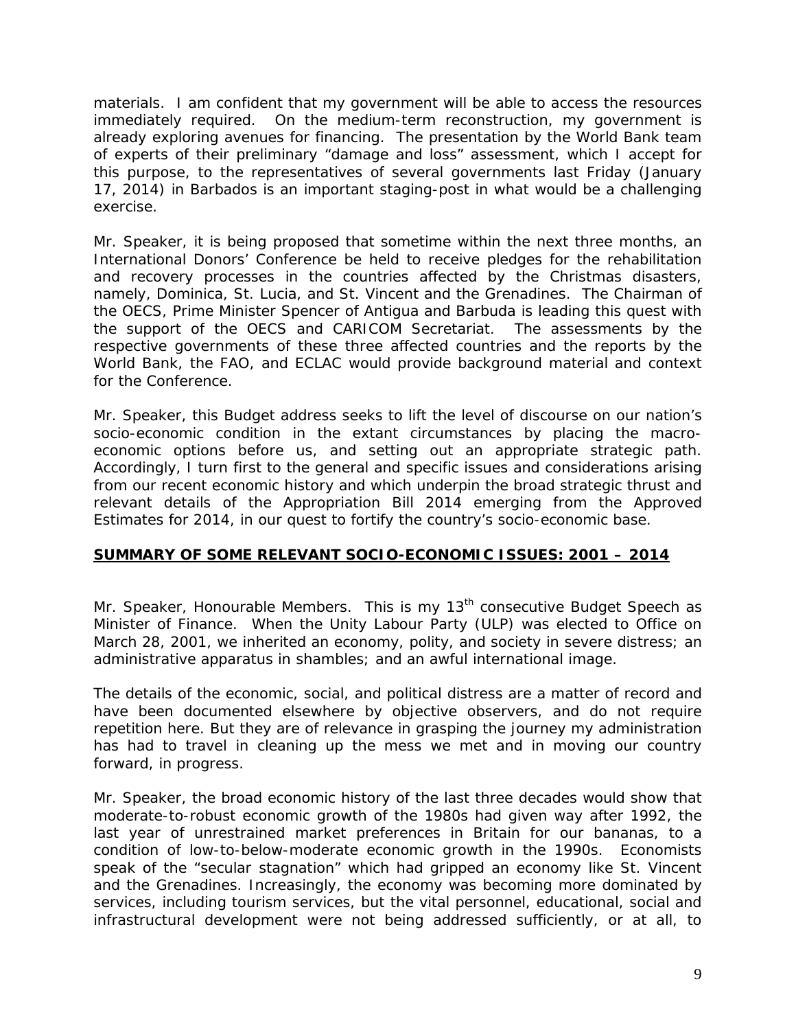materials. I am confident that my government will be able to access the resources immediately required. On the medium-term reconstruction, my government is already exploring avenues for financing. The presentation by the World Bank team of experts of their preliminary "damage and loss" assessment, which I accept for this purpose, to the representatives of several governments last Friday (January 17, 2014) in Barbados is an important staging-post in what would be a challenging exercise.

Mr. Speaker, it is being proposed that sometime within the next three months, an International Donors' Conference be held to receive pledges for the rehabilitation and recovery processes in the countries affected by the Christmas disasters, namely, Dominica, St. Lucia, and St. Vincent and the Grenadines. The Chairman of the OECS, Prime Minister Spencer of Antigua and Barbuda is leading this quest with the support of the OECS and CARICOM Secretariat. The assessments by the respective governments of these three affected countries and the reports by the World Bank, the FAO, and ECLAC would provide background material and context for the Conference.

Mr. Speaker, this Budget address seeks to lift the level of discourse on our nation's socio-economic condition in the extant circumstances by placing the macro-economic options before us, and setting out an appropriate strategic path. Accordingly, I turn first to the general and specific issues and considerations arising from our recent economic history and which underpin the broad strategic thrust and relevant details of the Appropriation Bill 2014 emerging from the Approved Estimates for 2014, in our quest to fortify the country's socio-economic base.

## SUMMARY OF SOME RELEVANT SOCIO-ECONOMIC ISSUES: 2001 – 2014

Mr. Speaker, Honourable Members. This is my 13th consecutive Budget Speech as Minister of Finance. When the Unity Labour Party (ULP) was elected to Office on March 28, 2001, we inherited an economy, polity, and society in severe distress; an administrative apparatus in shambles; and an awful international image.

The details of the economic, social, and political distress are a matter of record and have been documented elsewhere by objective observers, and do not require repetition here. But they are of relevance in grasping the journey my administration has had to travel in cleaning up the mess we met and in moving our country forward, in progress.

Mr. Speaker, the broad economic history of the last three decades would show that moderate-to-robust economic growth of the 1980s had given way after 1992, the last year of unrestrained market preferences in Britain for our bananas, to a condition of low-to-below-moderate economic growth in the 1990s. Economists speak of the "secular stagnation" which had gripped an economy like St. Vincent and the Grenadines. Increasingly, the economy was becoming more dominated by services, including tourism services, but the vital personnel, educational, social and infrastructural development were not being addressed sufficiently, or at all, to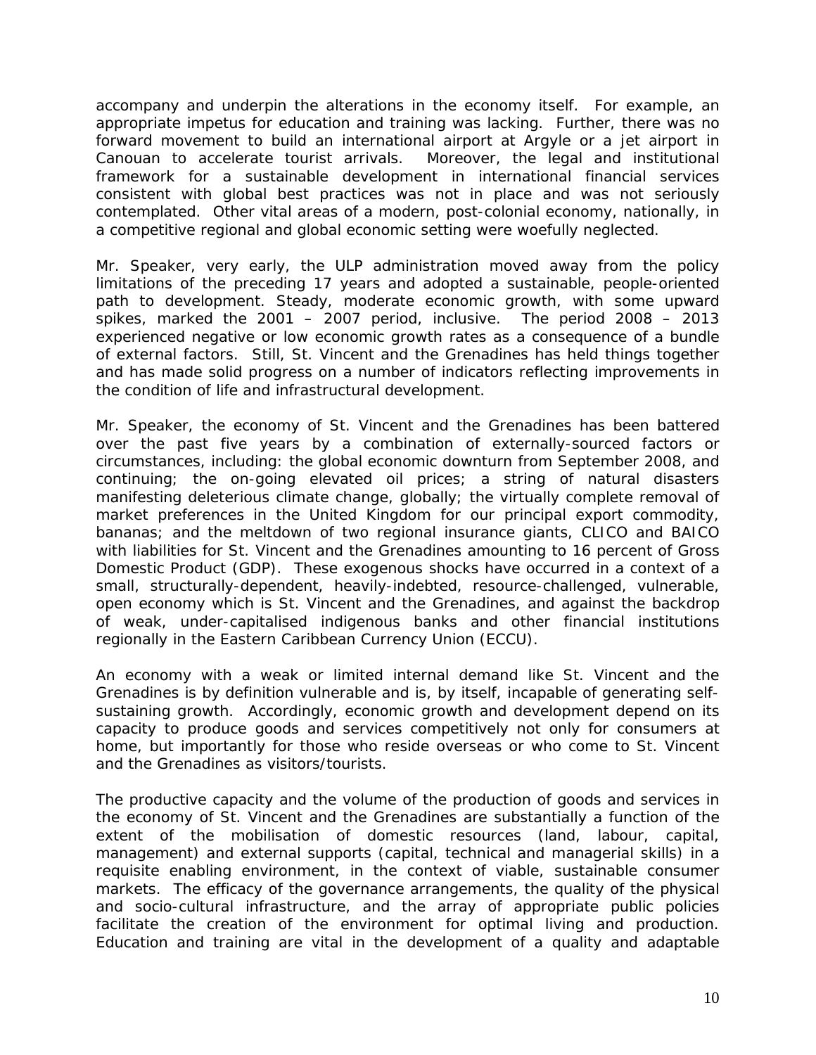accompany and underpin the alterations in the economy itself. For example, an appropriate impetus for education and training was lacking. Further, there was no forward movement to build an international airport at Argyle or a jet airport in Canouan to accelerate tourist arrivals. Moreover, the legal and institutional framework for a sustainable development in international financial services consistent with global best practices was not in place and was not seriously contemplated. Other vital areas of a modern, post-colonial economy, nationally, in a competitive regional and global economic setting were woefully neglected.

Mr. Speaker, very early, the ULP administration moved away from the policy limitations of the preceding 17 years and adopted a sustainable, people-oriented path to development. Steady, moderate economic growth, with some upward spikes, marked the 2001 – 2007 period, inclusive. The period 2008 – 2013 experienced negative or low economic growth rates as a consequence of a bundle of external factors. Still, St. Vincent and the Grenadines has held things together and has made solid progress on a number of indicators reflecting improvements in the condition of life and infrastructural development.

Mr. Speaker, the economy of St. Vincent and the Grenadines has been battered over the past five years by a combination of externally-sourced factors or circumstances, including: the global economic downturn from September 2008, and continuing; the on-going elevated oil prices; a string of natural disasters manifesting deleterious climate change, globally; the virtually complete removal of market preferences in the United Kingdom for our principal export commodity, bananas; and the meltdown of two regional insurance giants, CLICO and BAICO with liabilities for St. Vincent and the Grenadines amounting to 16 percent of Gross Domestic Product (GDP). These exogenous shocks have occurred in a context of a small, structurally-dependent, heavily-indebted, resource-challenged, vulnerable, open economy which is St. Vincent and the Grenadines, and against the backdrop of weak, under-capitalised indigenous banks and other financial institutions regionally in the Eastern Caribbean Currency Union (ECCU).

An economy with a weak or limited internal demand like St. Vincent and the Grenadines is by definition vulnerable and is, by itself, incapable of generating self-sustaining growth. Accordingly, economic growth and development depend on its capacity to produce goods and services competitively not only for consumers at home, but importantly for those who reside overseas or who come to St. Vincent and the Grenadines as visitors/tourists.

The productive capacity and the volume of the production of goods and services in the economy of St. Vincent and the Grenadines are substantially a function of the extent of the mobilisation of domestic resources (land, labour, capital, management) and external supports (capital, technical and managerial skills) in a requisite enabling environment, in the context of viable, sustainable consumer markets. The efficacy of the governance arrangements, the quality of the physical and socio-cultural infrastructure, and the array of appropriate public policies facilitate the creation of the environment for optimal living and production. Education and training are vital in the development of a quality and adaptable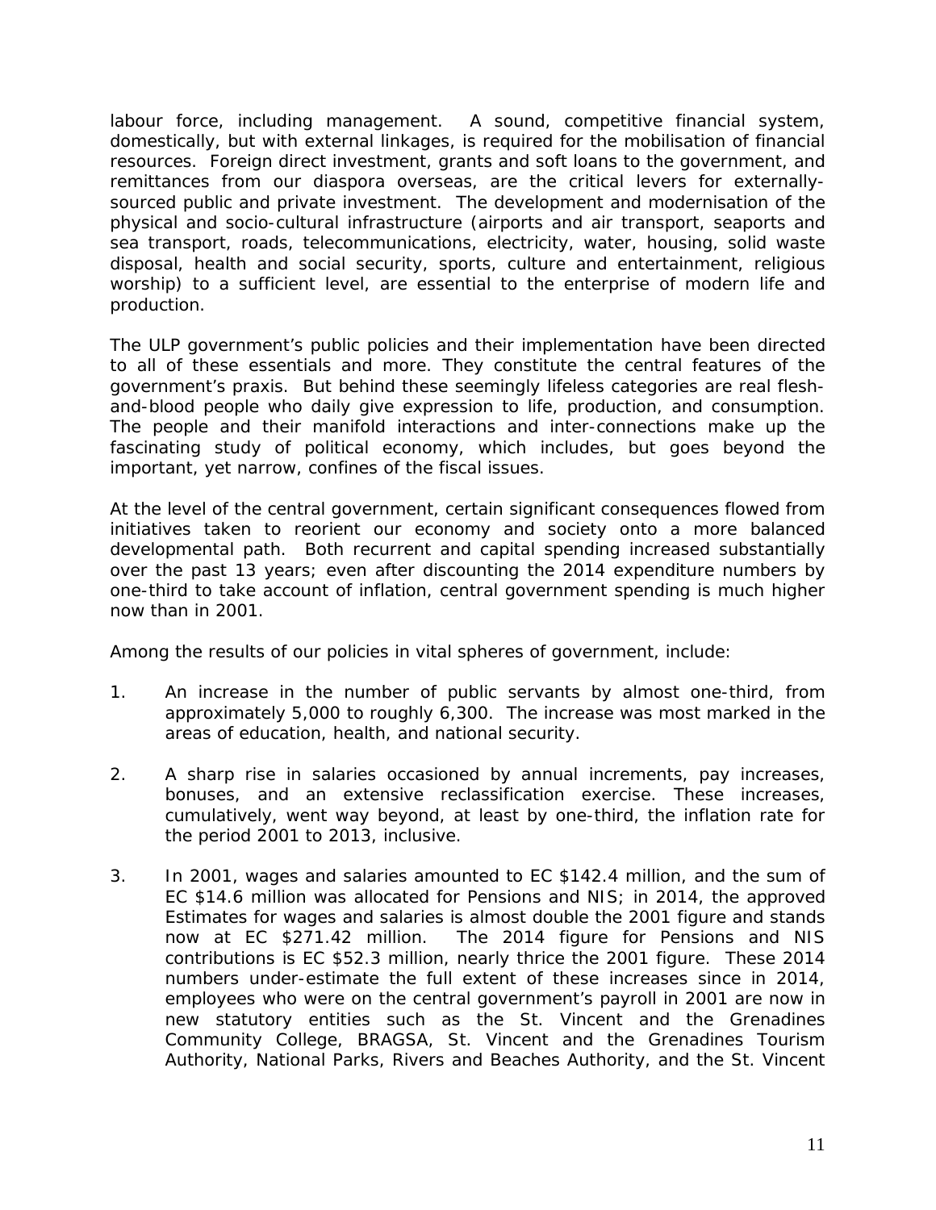labour force, including management. A sound, competitive financial system, domestically, but with external linkages, is required for the mobilisation of financial resources. Foreign direct investment, grants and soft loans to the government, and remittances from our diaspora overseas, are the critical levers for externally-sourced public and private investment. The development and modernisation of the physical and socio-cultural infrastructure (airports and air transport, seaports and sea transport, roads, telecommunications, electricity, water, housing, solid waste disposal, health and social security, sports, culture and entertainment, religious worship) to a sufficient level, are essential to the enterprise of modern life and production.

The ULP government's public policies and their implementation have been directed to all of these essentials and more. They constitute the central features of the government's praxis. But behind these seemingly lifeless categories are real flesh-and-blood people who daily give expression to life, production, and consumption. The people and their manifold interactions and inter-connections make up the fascinating study of political economy, which includes, but goes beyond the important, yet narrow, confines of the fiscal issues.

At the level of the central government, certain significant consequences flowed from initiatives taken to reorient our economy and society onto a more balanced developmental path. Both recurrent and capital spending increased substantially over the past 13 years; even after discounting the 2014 expenditure numbers by one-third to take account of inflation, central government spending is much higher now than in 2001.

Among the results of our policies in vital spheres of government, include:

1. An increase in the number of public servants by almost one-third, from approximately 5,000 to roughly 6,300. The increase was most marked in the areas of education, health, and national security.

2. A sharp rise in salaries occasioned by annual increments, pay increases, bonuses, and an extensive reclassification exercise. These increases, cumulatively, went way beyond, at least by one-third, the inflation rate for the period 2001 to 2013, inclusive.

3. In 2001, wages and salaries amounted to EC $142.4 million, and the sum of EC $14.6 million was allocated for Pensions and NIS; in 2014, the approved Estimates for wages and salaries is almost double the 2001 figure and stands now at EC $271.42 million. The 2014 figure for Pensions and NIS contributions is EC $52.3 million, nearly thrice the 2001 figure. These 2014 numbers under-estimate the full extent of these increases since in 2014, employees who were on the central government's payroll in 2001 are now in new statutory entities such as the St. Vincent and the Grenadines Community College, BRAGSA, St. Vincent and the Grenadines Tourism Authority, National Parks, Rivers and Beaches Authority, and the St. Vincent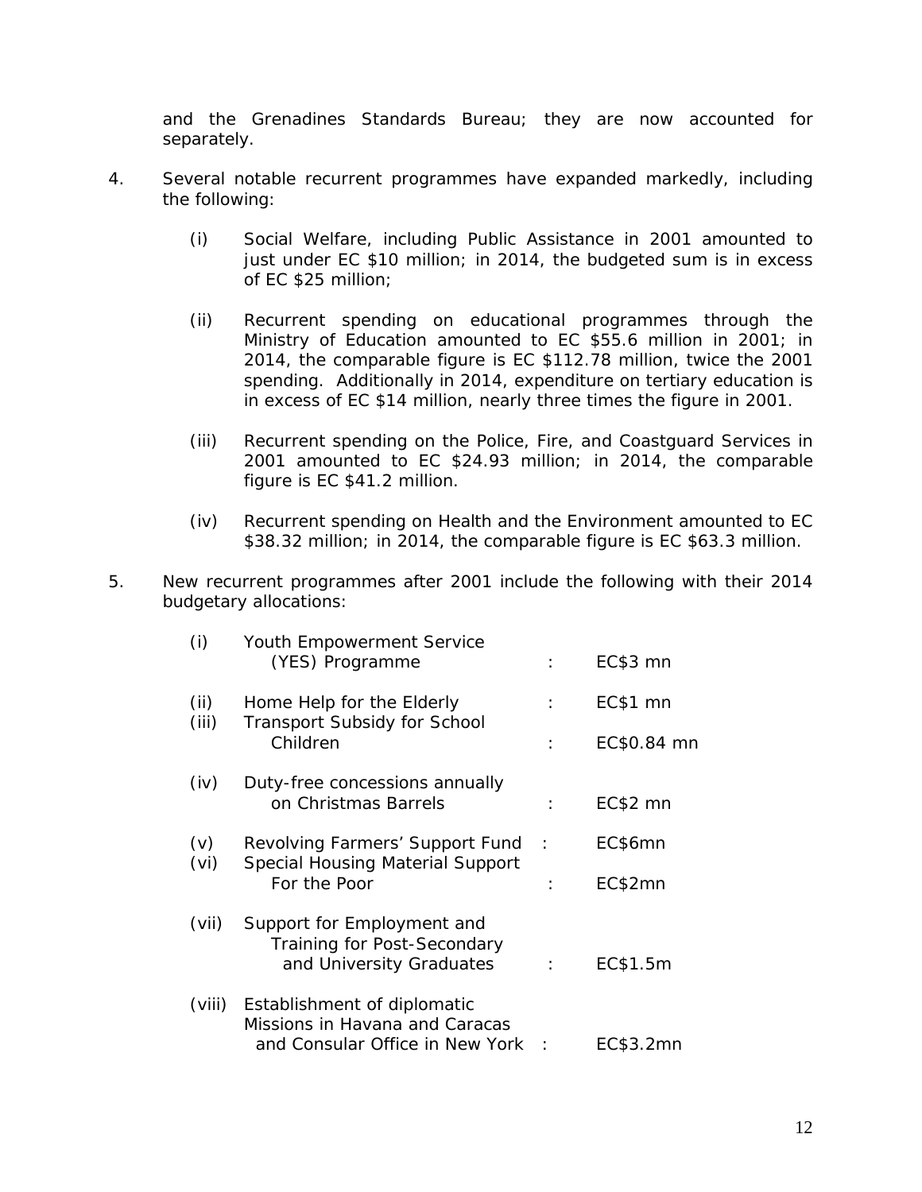and the Grenadines Standards Bureau; they are now accounted for separately.

4. Several notable recurrent programmes have expanded markedly, including the following:

   (i) Social Welfare, including Public Assistance in 2001 amounted to just under EC $10 million; in 2014, the budgeted sum is in excess of EC $25 million;

   (ii) Recurrent spending on educational programmes through the Ministry of Education amounted to EC $55.6 million in 2001; in 2014, the comparable figure is EC $112.78 million, twice the 2001 spending. Additionally in 2014, expenditure on tertiary education is in excess of EC $14 million, nearly three times the figure in 2001.

   (iii) Recurrent spending on the Police, Fire, and Coastguard Services in 2001 amounted to EC $24.93 million; in 2014, the comparable figure is EC $41.2 million.

   (iv) Recurrent spending on Health and the Environment amounted to EC $38.32 million; in 2014, the comparable figure is EC $63.3 million.

5. New recurrent programmes after 2001 include the following with their 2014 budgetary allocations:

| | | | |
|---|---|---|---|
| (i) | Youth Empowerment Service (YES) Programme | : | EC$3 mn |
| (ii) | Home Help for the Elderly | : | EC$1 mn |
| (iii) | Transport Subsidy for School Children | : | EC$0.84 mn |
| (iv) | Duty-free concessions annually on Christmas Barrels | : | EC$2 mn |
| (v) | Revolving Farmers' Support Fund | : | EC$6mn |
| (vi) | Special Housing Material Support For the Poor | : | EC$2mn |
| (vii) | Support for Employment and Training for Post-Secondary and University Graduates | : | EC$1.5m |
| (viii) | Establishment of diplomatic Missions in Havana and Caracas and Consular Office in New York | : | EC$3.2mn |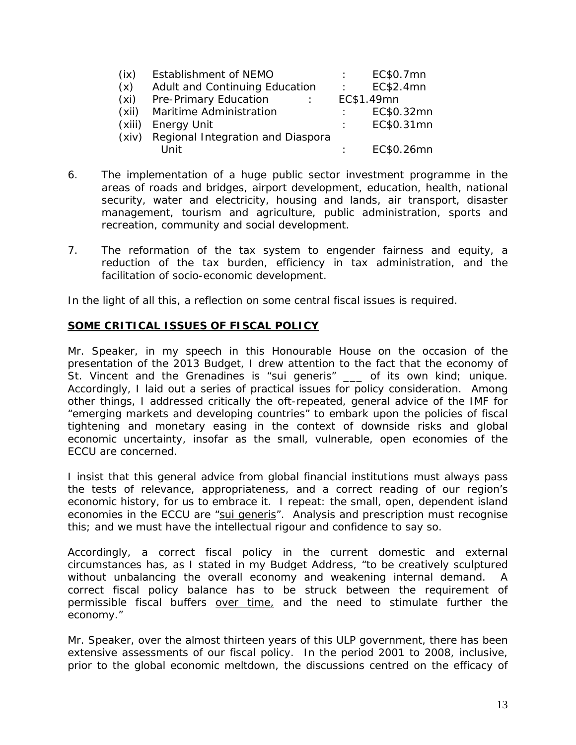(ix) Establishment of NEMO : EC$0.7mn
(x) Adult and Continuing Education : EC$2.4mn
(xi) Pre-Primary Education : EC$1.49mn
(xii) Maritime Administration : EC$0.32mn
(xiii) Energy Unit : EC$0.31mn
(xiv) Regional Integration and Diaspora Unit : EC$0.26mn

6. The implementation of a huge public sector investment programme in the areas of roads and bridges, airport development, education, health, national security, water and electricity, housing and lands, air transport, disaster management, tourism and agriculture, public administration, sports and recreation, community and social development.

7. The reformation of the tax system to engender fairness and equity, a reduction of the tax burden, efficiency in tax administration, and the facilitation of socio-economic development.

In the light of all this, a reflection on some central fiscal issues is required.

## SOME CRITICAL ISSUES OF FISCAL POLICY

Mr. Speaker, in my speech in this Honourable House on the occasion of the presentation of the 2013 Budget, I drew attention to the fact that the economy of St. Vincent and the Grenadines is "sui generis" ___ of its own kind; unique. Accordingly, I laid out a series of practical issues for policy consideration. Among other things, I addressed critically the oft-repeated, general advice of the IMF for "emerging markets and developing countries" to embark upon the policies of fiscal tightening and monetary easing in the context of downside risks and global economic uncertainty, insofar as the small, vulnerable, open economies of the ECCU are concerned.

I insist that this general advice from global financial institutions must always pass the tests of relevance, appropriateness, and a correct reading of our region's economic history, for us to embrace it. I repeat: the small, open, dependent island economies in the ECCU are "sui generis". Analysis and prescription must recognise this; and we must have the intellectual rigour and confidence to say so.

Accordingly, a correct fiscal policy in the current domestic and external circumstances has, as I stated in my Budget Address, "to be creatively sculptured without unbalancing the overall economy and weakening internal demand. A correct fiscal policy balance has to be struck between the requirement of permissible fiscal buffers over time, and the need to stimulate further the economy."

Mr. Speaker, over the almost thirteen years of this ULP government, there has been extensive assessments of our fiscal policy. In the period 2001 to 2008, inclusive, prior to the global economic meltdown, the discussions centred on the efficacy of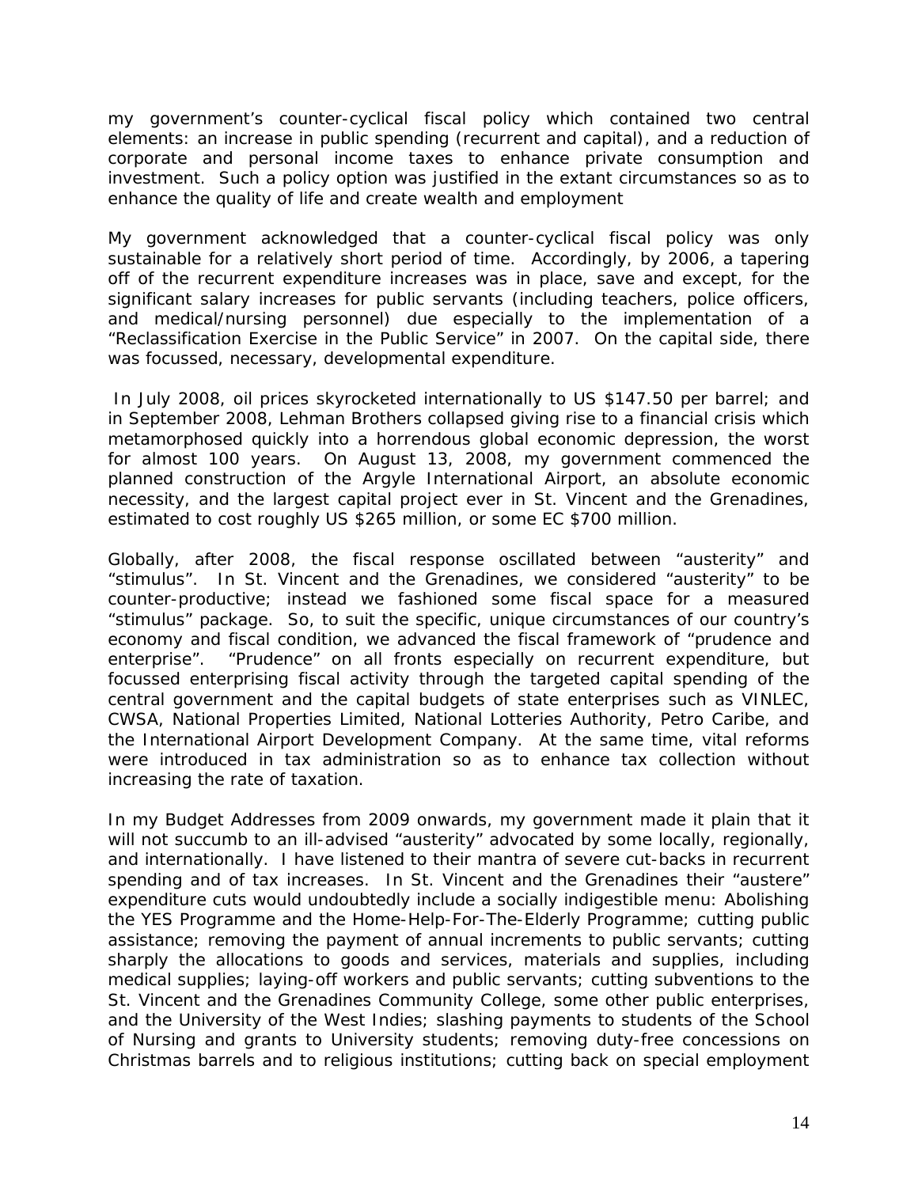my government's counter-cyclical fiscal policy which contained two central elements: an increase in public spending (recurrent and capital), and a reduction of corporate and personal income taxes to enhance private consumption and investment. Such a policy option was justified in the extant circumstances so as to enhance the quality of life and create wealth and employment

My government acknowledged that a counter-cyclical fiscal policy was only sustainable for a relatively short period of time. Accordingly, by 2006, a tapering off of the recurrent expenditure increases was in place, save and except, for the significant salary increases for public servants (including teachers, police officers, and medical/nursing personnel) due especially to the implementation of a "Reclassification Exercise in the Public Service" in 2007. On the capital side, there was focussed, necessary, developmental expenditure.

In July 2008, oil prices skyrocketed internationally to US $147.50 per barrel; and in September 2008, Lehman Brothers collapsed giving rise to a financial crisis which metamorphosed quickly into a horrendous global economic depression, the worst for almost 100 years. On August 13, 2008, my government commenced the planned construction of the Argyle International Airport, an absolute economic necessity, and the largest capital project ever in St. Vincent and the Grenadines, estimated to cost roughly US $265 million, or some EC $700 million.

Globally, after 2008, the fiscal response oscillated between "austerity" and "stimulus". In St. Vincent and the Grenadines, we considered "austerity" to be counter-productive; instead we fashioned some fiscal space for a measured "stimulus" package. So, to suit the specific, unique circumstances of our country's economy and fiscal condition, we advanced the fiscal framework of "prudence and enterprise". "Prudence" on all fronts especially on recurrent expenditure, but focussed enterprising fiscal activity through the targeted capital spending of the central government and the capital budgets of state enterprises such as VINLEC, CWSA, National Properties Limited, National Lotteries Authority, Petro Caribe, and the International Airport Development Company. At the same time, vital reforms were introduced in tax administration so as to enhance tax collection without increasing the rate of taxation.

In my Budget Addresses from 2009 onwards, my government made it plain that it will not succumb to an ill-advised "austerity" advocated by some locally, regionally, and internationally. I have listened to their mantra of severe cut-backs in recurrent spending and of tax increases. In St. Vincent and the Grenadines their "austere" expenditure cuts would undoubtedly include a socially indigestible menu: Abolishing the YES Programme and the Home-Help-For-The-Elderly Programme; cutting public assistance; removing the payment of annual increments to public servants; cutting sharply the allocations to goods and services, materials and supplies, including medical supplies; laying-off workers and public servants; cutting subventions to the St. Vincent and the Grenadines Community College, some other public enterprises, and the University of the West Indies; slashing payments to students of the School of Nursing and grants to University students; removing duty-free concessions on Christmas barrels and to religious institutions; cutting back on special employment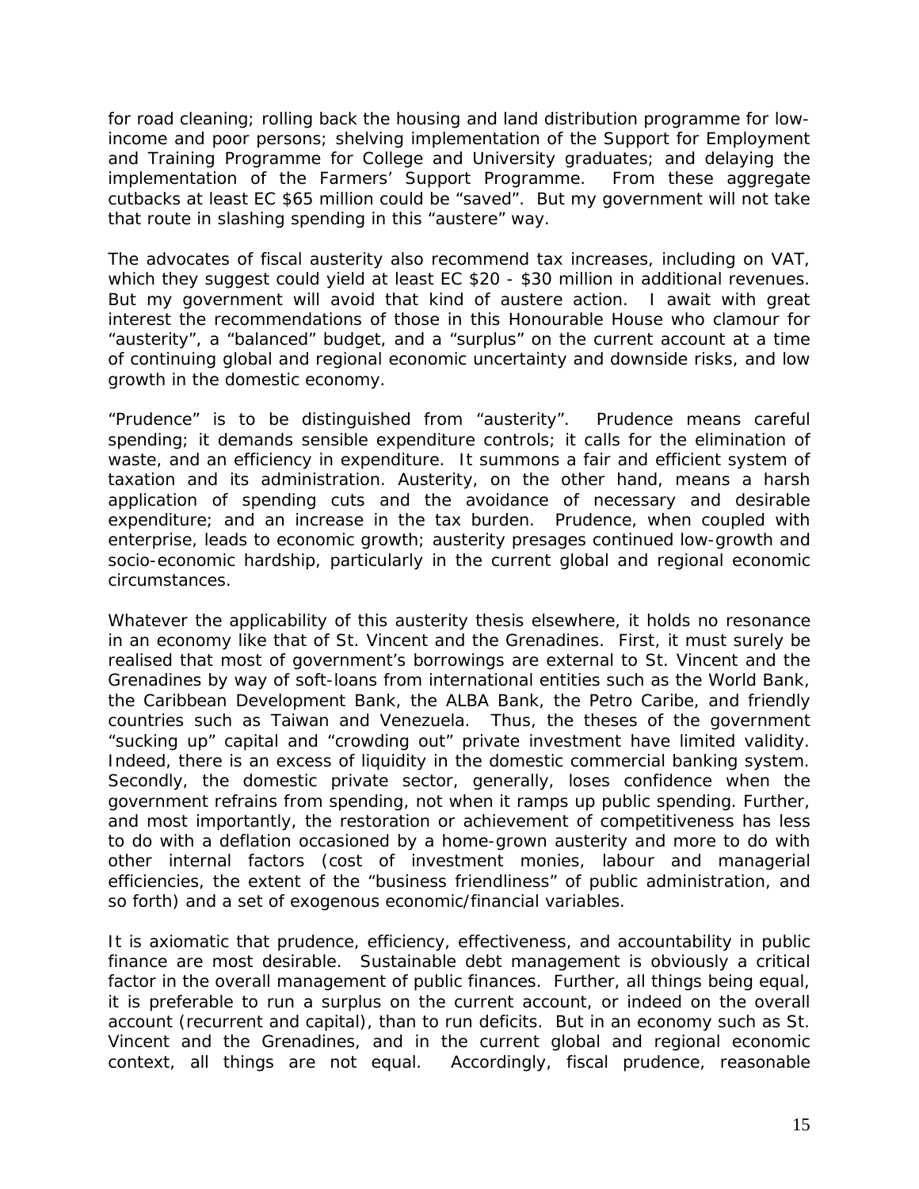for road cleaning; rolling back the housing and land distribution programme for low-income and poor persons; shelving implementation of the Support for Employment and Training Programme for College and University graduates; and delaying the implementation of the Farmers' Support Programme. From these aggregate cutbacks at least EC $65 million could be "saved". But my government will not take that route in slashing spending in this "austere" way.

The advocates of fiscal austerity also recommend tax increases, including on VAT, which they suggest could yield at least EC $20 - $30 million in additional revenues. But my government will avoid that kind of austere action. I await with great interest the recommendations of those in this Honourable House who clamour for "austerity", a "balanced" budget, and a "surplus" on the current account at a time of continuing global and regional economic uncertainty and downside risks, and low growth in the domestic economy.

"Prudence" is to be distinguished from "austerity". Prudence means careful spending; it demands sensible expenditure controls; it calls for the elimination of waste, and an efficiency in expenditure. It summons a fair and efficient system of taxation and its administration. Austerity, on the other hand, means a harsh application of spending cuts and the avoidance of necessary and desirable expenditure; and an increase in the tax burden. Prudence, when coupled with enterprise, leads to economic growth; austerity presages continued low-growth and socio-economic hardship, particularly in the current global and regional economic circumstances.

Whatever the applicability of this austerity thesis elsewhere, it holds no resonance in an economy like that of St. Vincent and the Grenadines. First, it must surely be realised that most of government's borrowings are external to St. Vincent and the Grenadines by way of soft-loans from international entities such as the World Bank, the Caribbean Development Bank, the ALBA Bank, the Petro Caribe, and friendly countries such as Taiwan and Venezuela. Thus, the theses of the government "sucking up" capital and "crowding out" private investment have limited validity. Indeed, there is an excess of liquidity in the domestic commercial banking system. Secondly, the domestic private sector, generally, loses confidence when the government refrains from spending, not when it ramps up public spending. Further, and most importantly, the restoration or achievement of competitiveness has less to do with a deflation occasioned by a home-grown austerity and more to do with other internal factors (cost of investment monies, labour and managerial efficiencies, the extent of the "business friendliness" of public administration, and so forth) and a set of exogenous economic/financial variables.

It is axiomatic that prudence, efficiency, effectiveness, and accountability in public finance are most desirable. Sustainable debt management is obviously a critical factor in the overall management of public finances. Further, all things being equal, it is preferable to run a surplus on the current account, or indeed on the overall account (recurrent and capital), than to run deficits. But in an economy such as St. Vincent and the Grenadines, and in the current global and regional economic context, all things are not equal. Accordingly, fiscal prudence, reasonable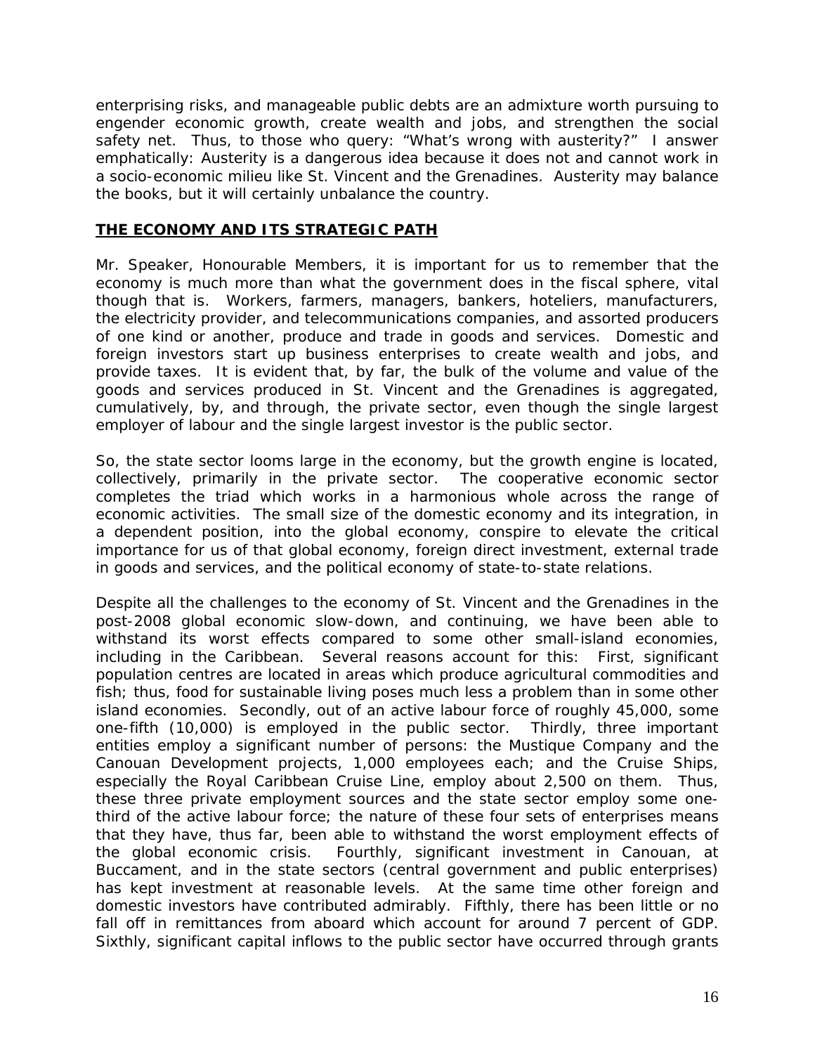enterprising risks, and manageable public debts are an admixture worth pursuing to engender economic growth, create wealth and jobs, and strengthen the social safety net. Thus, to those who query: "What's wrong with austerity?" I answer emphatically: Austerity is a dangerous idea because it does not and cannot work in a socio-economic milieu like St. Vincent and the Grenadines. Austerity may balance the books, but it will certainly unbalance the country.

## THE ECONOMY AND ITS STRATEGIC PATH

Mr. Speaker, Honourable Members, it is important for us to remember that the economy is much more than what the government does in the fiscal sphere, vital though that is. Workers, farmers, managers, bankers, hoteliers, manufacturers, the electricity provider, and telecommunications companies, and assorted producers of one kind or another, produce and trade in goods and services. Domestic and foreign investors start up business enterprises to create wealth and jobs, and provide taxes. It is evident that, by far, the bulk of the volume and value of the goods and services produced in St. Vincent and the Grenadines is aggregated, cumulatively, by, and through, the private sector, even though the single largest employer of labour and the single largest investor is the public sector.

So, the state sector looms large in the economy, but the growth engine is located, collectively, primarily in the private sector. The cooperative economic sector completes the triad which works in a harmonious whole across the range of economic activities. The small size of the domestic economy and its integration, in a dependent position, into the global economy, conspire to elevate the critical importance for us of that global economy, foreign direct investment, external trade in goods and services, and the political economy of state-to-state relations.

Despite all the challenges to the economy of St. Vincent and the Grenadines in the post-2008 global economic slow-down, and continuing, we have been able to withstand its worst effects compared to some other small-island economies, including in the Caribbean. Several reasons account for this: First, significant population centres are located in areas which produce agricultural commodities and fish; thus, food for sustainable living poses much less a problem than in some other island economies. Secondly, out of an active labour force of roughly 45,000, some one-fifth (10,000) is employed in the public sector. Thirdly, three important entities employ a significant number of persons: the Mustique Company and the Canouan Development projects, 1,000 employees each; and the Cruise Ships, especially the Royal Caribbean Cruise Line, employ about 2,500 on them. Thus, these three private employment sources and the state sector employ some one-third of the active labour force; the nature of these four sets of enterprises means that they have, thus far, been able to withstand the worst employment effects of the global economic crisis. Fourthly, significant investment in Canouan, at Buccament, and in the state sectors (central government and public enterprises) has kept investment at reasonable levels. At the same time other foreign and domestic investors have contributed admirably. Fifthly, there has been little or no fall off in remittances from aboard which account for around 7 percent of GDP. Sixthly, significant capital inflows to the public sector have occurred through grants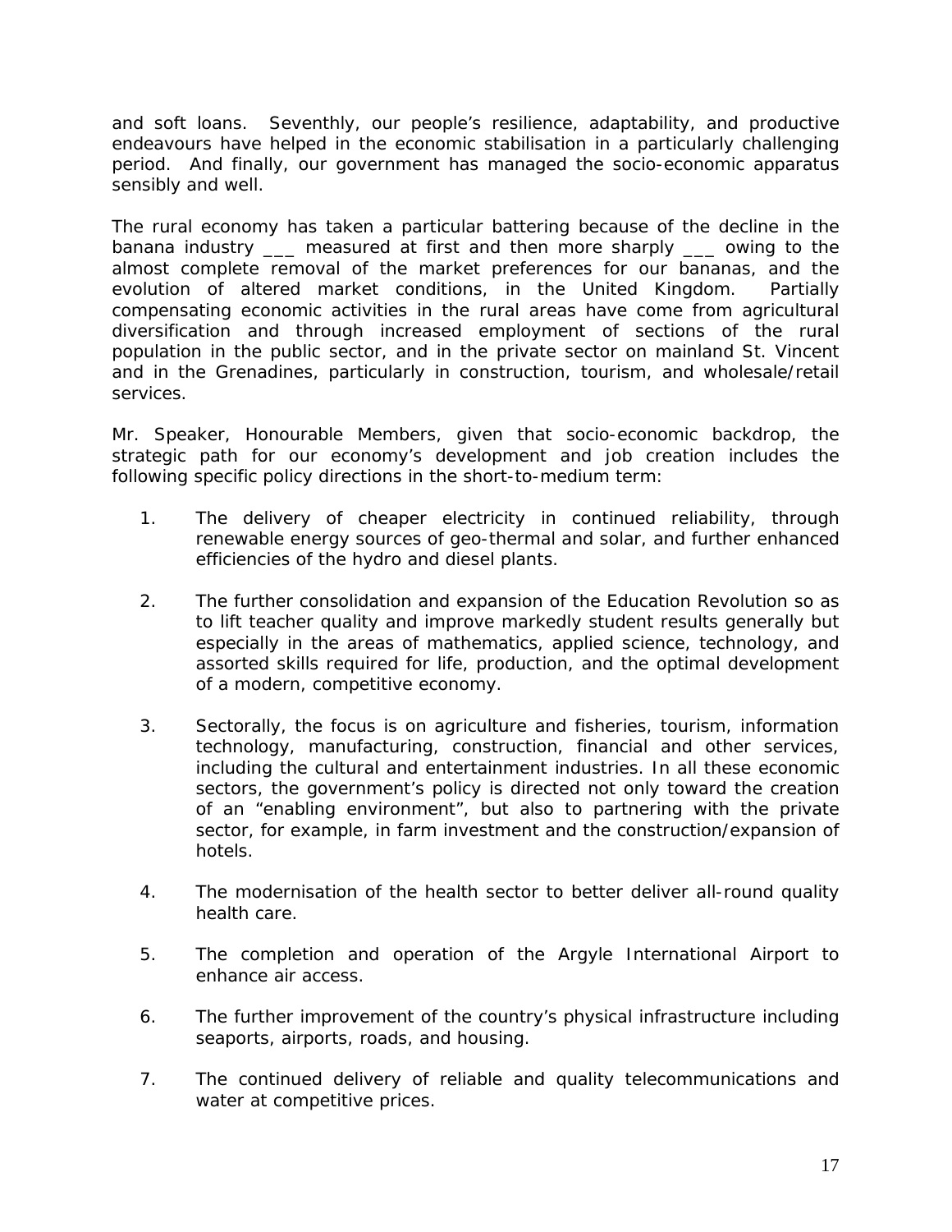and soft loans. Seventhly, our people's resilience, adaptability, and productive endeavours have helped in the economic stabilisation in a particularly challenging period. And finally, our government has managed the socio-economic apparatus sensibly and well.

The rural economy has taken a particular battering because of the decline in the banana industry ___ measured at first and then more sharply ___ owing to the almost complete removal of the market preferences for our bananas, and the evolution of altered market conditions, in the United Kingdom. Partially compensating economic activities in the rural areas have come from agricultural diversification and through increased employment of sections of the rural population in the public sector, and in the private sector on mainland St. Vincent and in the Grenadines, particularly in construction, tourism, and wholesale/retail services.

Mr. Speaker, Honourable Members, given that socio-economic backdrop, the strategic path for our economy's development and job creation includes the following specific policy directions in the short-to-medium term:

1. The delivery of cheaper electricity in continued reliability, through renewable energy sources of geo-thermal and solar, and further enhanced efficiencies of the hydro and diesel plants.

2. The further consolidation and expansion of the Education Revolution so as to lift teacher quality and improve markedly student results generally but especially in the areas of mathematics, applied science, technology, and assorted skills required for life, production, and the optimal development of a modern, competitive economy.

3. Sectorally, the focus is on agriculture and fisheries, tourism, information technology, manufacturing, construction, financial and other services, including the cultural and entertainment industries. In all these economic sectors, the government's policy is directed not only toward the creation of an "enabling environment", but also to partnering with the private sector, for example, in farm investment and the construction/expansion of hotels.

4. The modernisation of the health sector to better deliver all-round quality health care.

5. The completion and operation of the Argyle International Airport to enhance air access.

6. The further improvement of the country's physical infrastructure including seaports, airports, roads, and housing.

7. The continued delivery of reliable and quality telecommunications and water at competitive prices.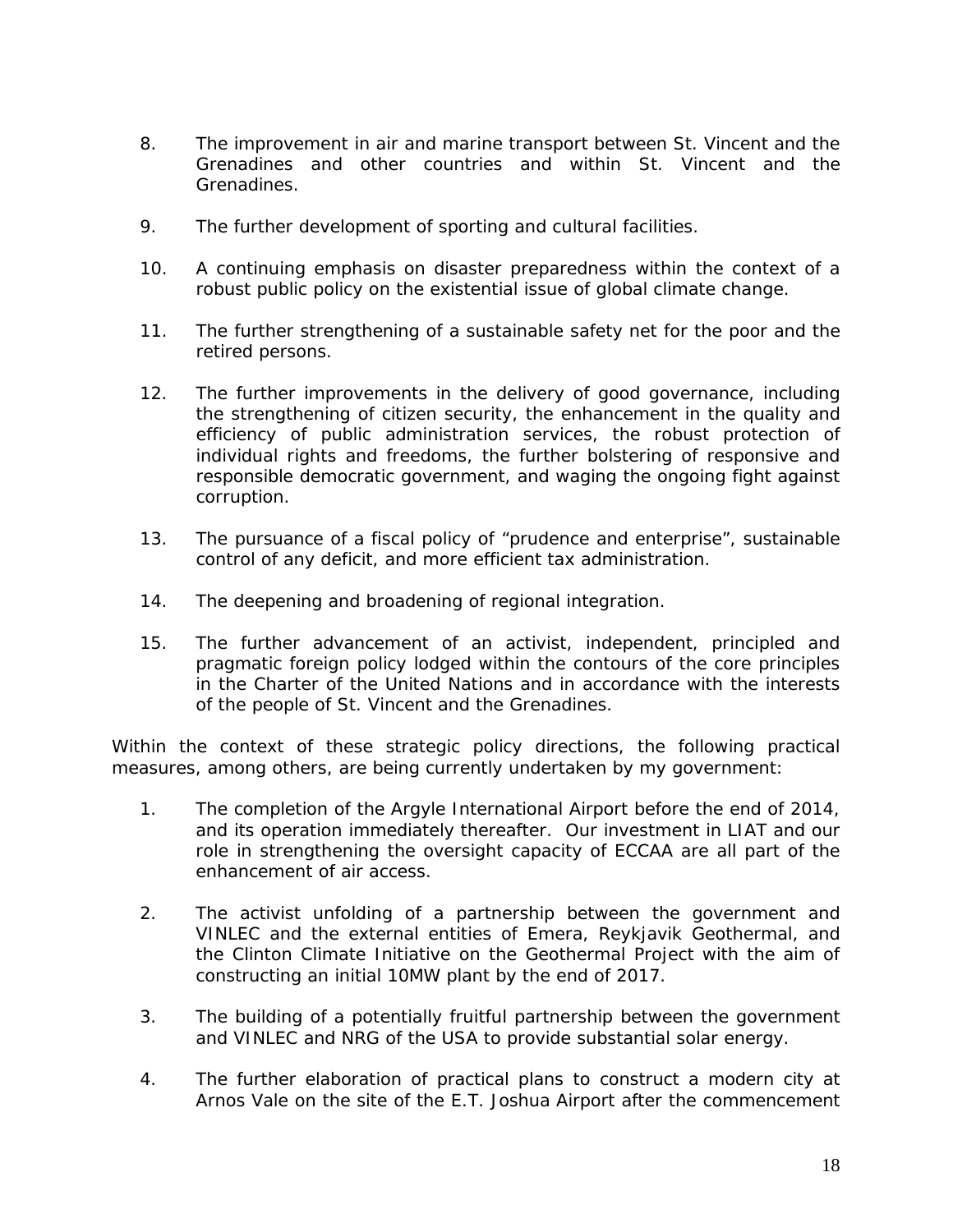8. The improvement in air and marine transport between St. Vincent and the Grenadines and other countries and within St. Vincent and the Grenadines.

9. The further development of sporting and cultural facilities.

10. A continuing emphasis on disaster preparedness within the context of a robust public policy on the existential issue of global climate change.

11. The further strengthening of a sustainable safety net for the poor and the retired persons.

12. The further improvements in the delivery of good governance, including the strengthening of citizen security, the enhancement in the quality and efficiency of public administration services, the robust protection of individual rights and freedoms, the further bolstering of responsive and responsible democratic government, and waging the ongoing fight against corruption.

13. The pursuance of a fiscal policy of "prudence and enterprise", sustainable control of any deficit, and more efficient tax administration.

14. The deepening and broadening of regional integration.

15. The further advancement of an activist, independent, principled and pragmatic foreign policy lodged within the contours of the core principles in the Charter of the United Nations and in accordance with the interests of the people of St. Vincent and the Grenadines.

Within the context of these strategic policy directions, the following practical measures, among others, are being currently undertaken by my government:

1. The completion of the Argyle International Airport before the end of 2014, and its operation immediately thereafter. Our investment in LIAT and our role in strengthening the oversight capacity of ECCAA are all part of the enhancement of air access.

2. The activist unfolding of a partnership between the government and VINLEC and the external entities of Emera, Reykjavik Geothermal, and the Clinton Climate Initiative on the Geothermal Project with the aim of constructing an initial 10MW plant by the end of 2017.

3. The building of a potentially fruitful partnership between the government and VINLEC and NRG of the USA to provide substantial solar energy.

4. The further elaboration of practical plans to construct a modern city at Arnos Vale on the site of the E.T. Joshua Airport after the commencement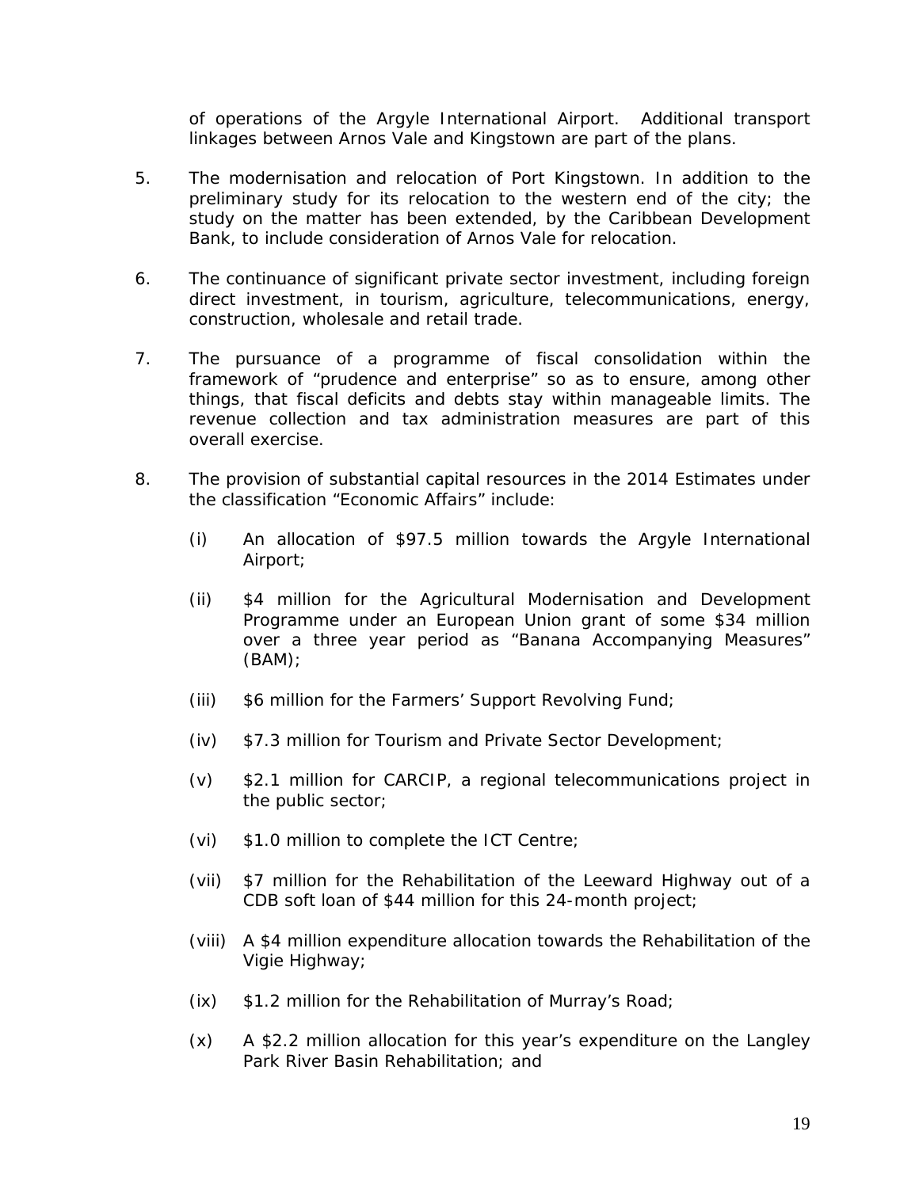of operations of the Argyle International Airport. Additional transport linkages between Arnos Vale and Kingstown are part of the plans.

5. The modernisation and relocation of Port Kingstown. In addition to the preliminary study for its relocation to the western end of the city; the study on the matter has been extended, by the Caribbean Development Bank, to include consideration of Arnos Vale for relocation.

6. The continuance of significant private sector investment, including foreign direct investment, in tourism, agriculture, telecommunications, energy, construction, wholesale and retail trade.

7. The pursuance of a programme of fiscal consolidation within the framework of "prudence and enterprise" so as to ensure, among other things, that fiscal deficits and debts stay within manageable limits. The revenue collection and tax administration measures are part of this overall exercise.

8. The provision of substantial capital resources in the 2014 Estimates under the classification "Economic Affairs" include:

    (i) An allocation of $97.5 million towards the Argyle International Airport;

    (ii) $4 million for the Agricultural Modernisation and Development Programme under an European Union grant of some $34 million over a three year period as "Banana Accompanying Measures" (BAM);

    (iii) $6 million for the Farmers' Support Revolving Fund;

    (iv) $7.3 million for Tourism and Private Sector Development;

    (v) $2.1 million for CARCIP, a regional telecommunications project in the public sector;

    (vi) $1.0 million to complete the ICT Centre;

    (vii) $7 million for the Rehabilitation of the Leeward Highway out of a CDB soft loan of $44 million for this 24-month project;

    (viii) A $4 million expenditure allocation towards the Rehabilitation of the Vigie Highway;

    (ix) $1.2 million for the Rehabilitation of Murray's Road;

    (x) A $2.2 million allocation for this year's expenditure on the Langley Park River Basin Rehabilitation; and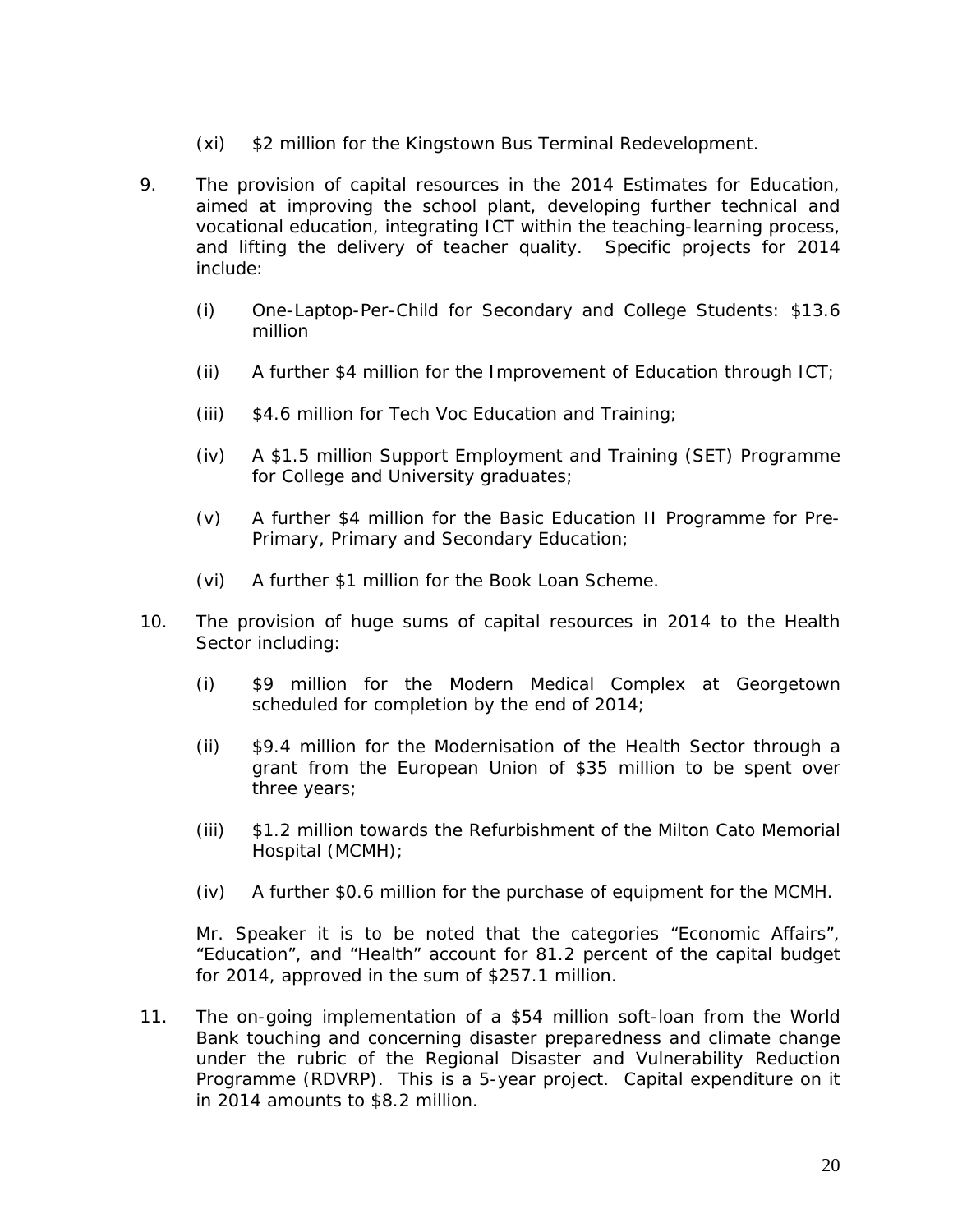(xi) $2 million for the Kingstown Bus Terminal Redevelopment.

9. The provision of capital resources in the 2014 Estimates for Education, aimed at improving the school plant, developing further technical and vocational education, integrating ICT within the teaching-learning process, and lifting the delivery of teacher quality. Specific projects for 2014 include:

   (i) One-Laptop-Per-Child for Secondary and College Students: $13.6 million

   (ii) A further $4 million for the Improvement of Education through ICT;

   (iii) $4.6 million for Tech Voc Education and Training;

   (iv) A $1.5 million Support Employment and Training (SET) Programme for College and University graduates;

   (v) A further $4 million for the Basic Education II Programme for Pre-Primary, Primary and Secondary Education;

   (vi) A further $1 million for the Book Loan Scheme.

10. The provision of huge sums of capital resources in 2014 to the Health Sector including:

   (i) $9 million for the Modern Medical Complex at Georgetown scheduled for completion by the end of 2014;

   (ii) $9.4 million for the Modernisation of the Health Sector through a grant from the European Union of $35 million to be spent over three years;

   (iii) $1.2 million towards the Refurbishment of the Milton Cato Memorial Hospital (MCMH);

   (iv) A further $0.6 million for the purchase of equipment for the MCMH.

   Mr. Speaker it is to be noted that the categories "Economic Affairs", "Education", and "Health" account for 81.2 percent of the capital budget for 2014, approved in the sum of $257.1 million.

11. The on-going implementation of a $54 million soft-loan from the World Bank touching and concerning disaster preparedness and climate change under the rubric of the Regional Disaster and Vulnerability Reduction Programme (RDVRP). This is a 5-year project. Capital expenditure on it in 2014 amounts to $8.2 million.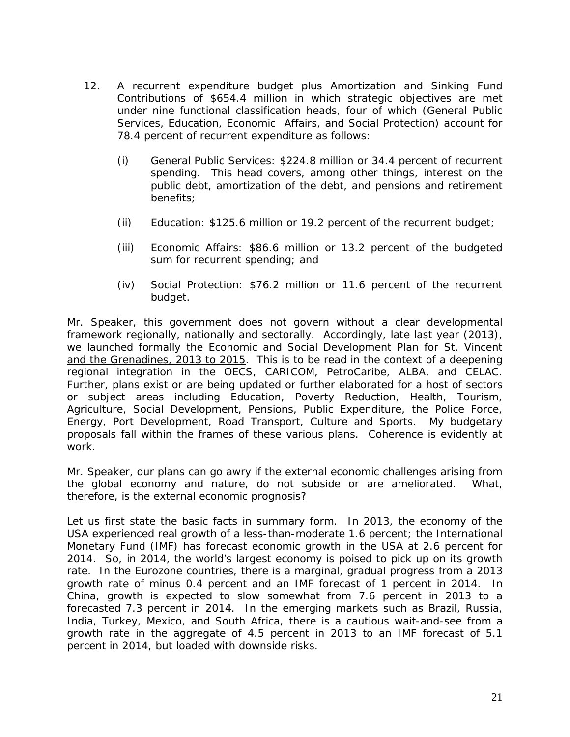12. A recurrent expenditure budget plus Amortization and Sinking Fund Contributions of $654.4 million in which strategic objectives are met under nine functional classification heads, four of which (General Public Services, Education, Economic Affairs, and Social Protection) account for 78.4 percent of recurrent expenditure as follows:

    (i) General Public Services: $224.8 million or 34.4 percent of recurrent spending. This head covers, among other things, interest on the public debt, amortization of the debt, and pensions and retirement benefits;

    (ii) Education: $125.6 million or 19.2 percent of the recurrent budget;

    (iii) Economic Affairs: $86.6 million or 13.2 percent of the budgeted sum for recurrent spending; and

    (iv) Social Protection: $76.2 million or 11.6 percent of the recurrent budget.

Mr. Speaker, this government does not govern without a clear developmental framework regionally, nationally and sectorally. Accordingly, late last year (2013), we launched formally the <u>Economic and Social Development Plan for St. Vincent and the Grenadines, 2013 to 2015</u>. This is to be read in the context of a deepening regional integration in the OECS, CARICOM, PetroCaribe, ALBA, and CELAC. Further, plans exist or are being updated or further elaborated for a host of sectors or subject areas including Education, Poverty Reduction, Health, Tourism, Agriculture, Social Development, Pensions, Public Expenditure, the Police Force, Energy, Port Development, Road Transport, Culture and Sports. My budgetary proposals fall within the frames of these various plans. Coherence is evidently at work.

Mr. Speaker, our plans can go awry if the external economic challenges arising from the global economy and nature, do not subside or are ameliorated. What, therefore, is the external economic prognosis?

Let us first state the basic facts in summary form. In 2013, the economy of the USA experienced real growth of a less-than-moderate 1.6 percent; the International Monetary Fund (IMF) has forecast economic growth in the USA at 2.6 percent for 2014. So, in 2014, the world's largest economy is poised to pick up on its growth rate. In the Eurozone countries, there is a marginal, gradual progress from a 2013 growth rate of minus 0.4 percent and an IMF forecast of 1 percent in 2014. In China, growth is expected to slow somewhat from 7.6 percent in 2013 to a forecasted 7.3 percent in 2014. In the emerging markets such as Brazil, Russia, India, Turkey, Mexico, and South Africa, there is a cautious wait-and-see from a growth rate in the aggregate of 4.5 percent in 2013 to an IMF forecast of 5.1 percent in 2014, but loaded with downside risks.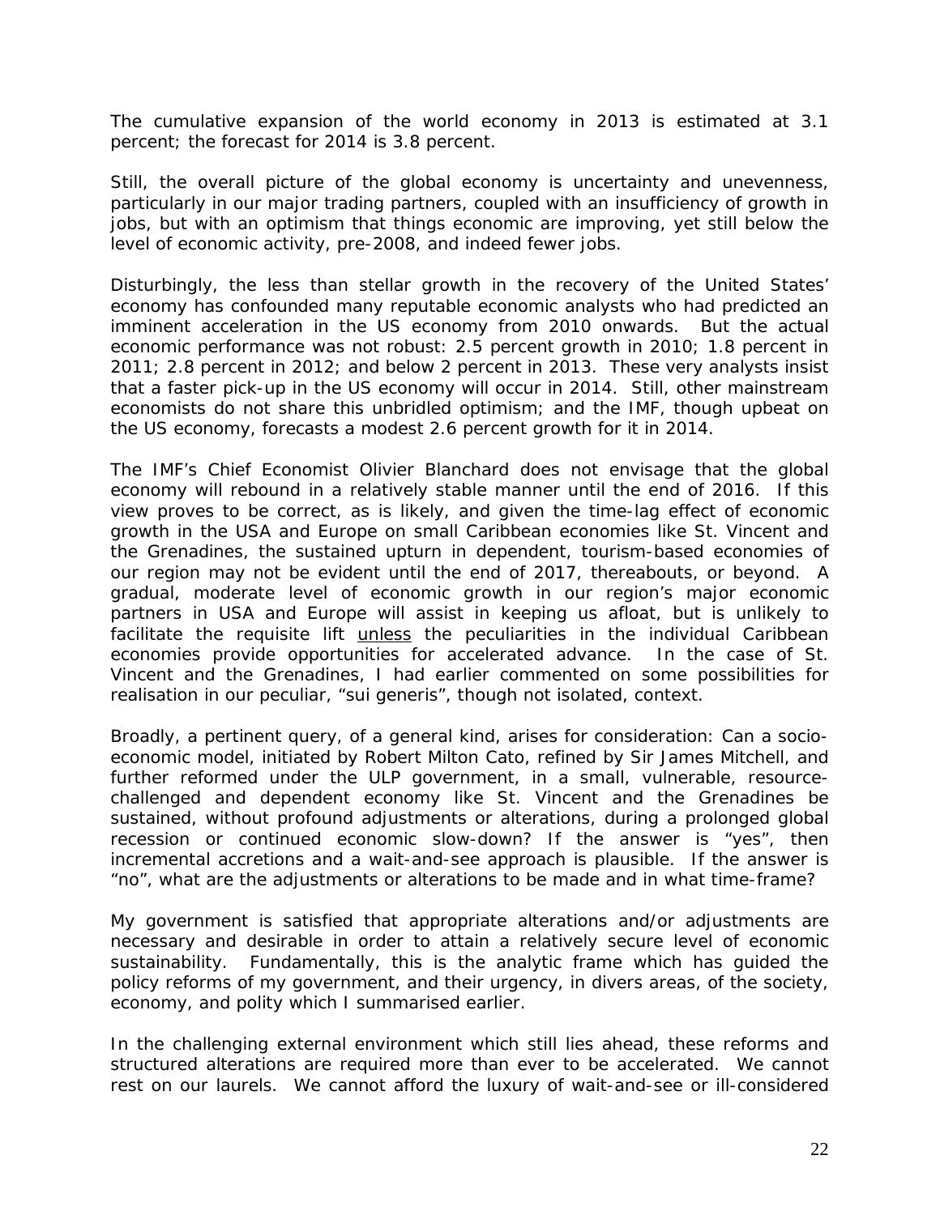The cumulative expansion of the world economy in 2013 is estimated at 3.1 percent; the forecast for 2014 is 3.8 percent.

Still, the overall picture of the global economy is uncertainty and unevenness, particularly in our major trading partners, coupled with an insufficiency of growth in jobs, but with an optimism that things economic are improving, yet still below the level of economic activity, pre-2008, and indeed fewer jobs.

Disturbingly, the less than stellar growth in the recovery of the United States' economy has confounded many reputable economic analysts who had predicted an imminent acceleration in the US economy from 2010 onwards. But the actual economic performance was not robust: 2.5 percent growth in 2010; 1.8 percent in 2011; 2.8 percent in 2012; and below 2 percent in 2013. These very analysts insist that a faster pick-up in the US economy will occur in 2014. Still, other mainstream economists do not share this unbridled optimism; and the IMF, though upbeat on the US economy, forecasts a modest 2.6 percent growth for it in 2014.

The IMF's Chief Economist Olivier Blanchard does not envisage that the global economy will rebound in a relatively stable manner until the end of 2016. If this view proves to be correct, as is likely, and given the time-lag effect of economic growth in the USA and Europe on small Caribbean economies like St. Vincent and the Grenadines, the sustained upturn in dependent, tourism-based economies of our region may not be evident until the end of 2017, thereabouts, or beyond. A gradual, moderate level of economic growth in our region's major economic partners in USA and Europe will assist in keeping us afloat, but is unlikely to facilitate the requisite lift <u>unless</u> the peculiarities in the individual Caribbean economies provide opportunities for accelerated advance. In the case of St. Vincent and the Grenadines, I had earlier commented on some possibilities for realisation in our peculiar, "sui generis", though not isolated, context.

Broadly, a pertinent query, of a general kind, arises for consideration: Can a socio-economic model, initiated by Robert Milton Cato, refined by Sir James Mitchell, and further reformed under the ULP government, in a small, vulnerable, resource-challenged and dependent economy like St. Vincent and the Grenadines be sustained, without profound adjustments or alterations, during a prolonged global recession or continued economic slow-down? If the answer is "yes", then incremental accretions and a wait-and-see approach is plausible. If the answer is "no", what are the adjustments or alterations to be made and in what time-frame?

My government is satisfied that appropriate alterations and/or adjustments are necessary and desirable in order to attain a relatively secure level of economic sustainability. Fundamentally, this is the analytic frame which has guided the policy reforms of my government, and their urgency, in divers areas, of the society, economy, and polity which I summarised earlier.

In the challenging external environment which still lies ahead, these reforms and structured alterations are required more than ever to be accelerated. We cannot rest on our laurels. We cannot afford the luxury of wait-and-see or ill-considered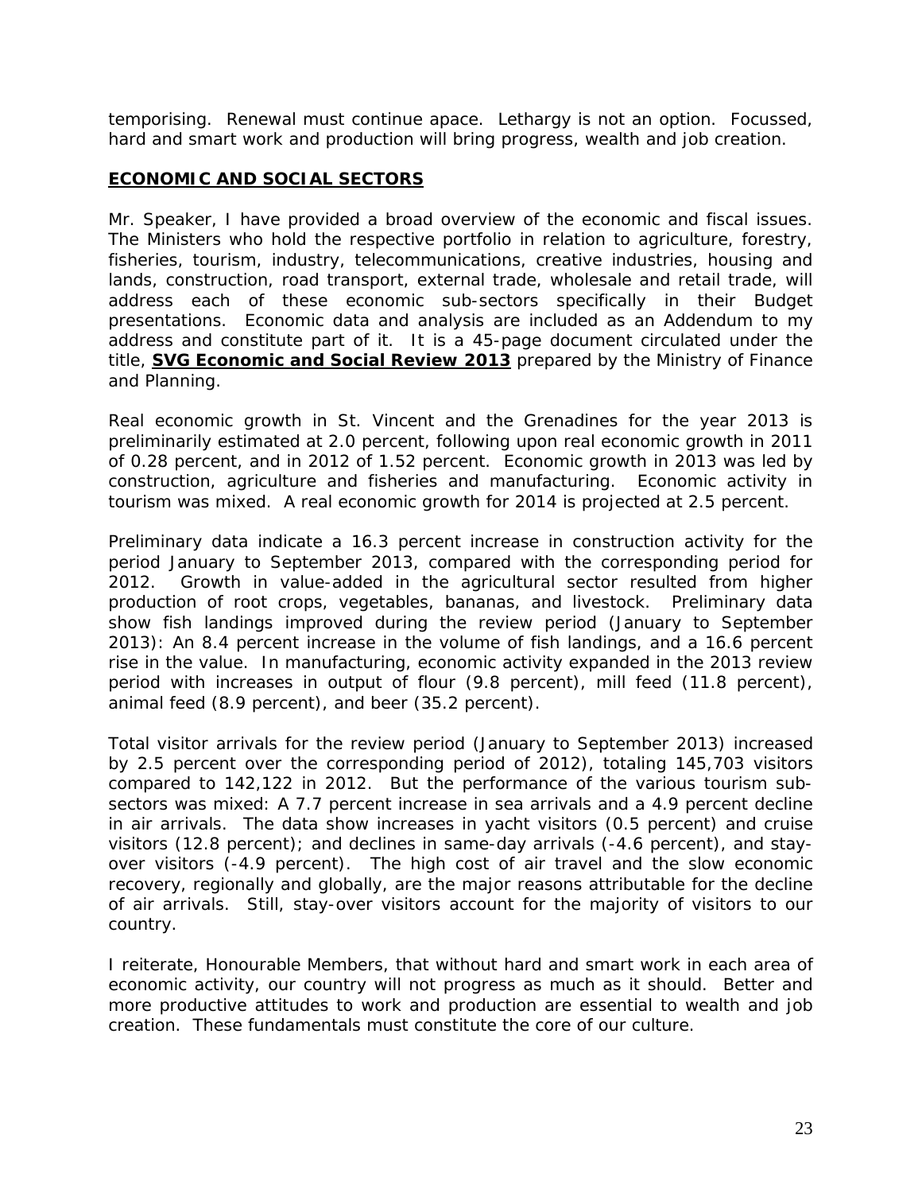temporising. Renewal must continue apace. Lethargy is not an option. Focussed, hard and smart work and production will bring progress, wealth and job creation.

## ECONOMIC AND SOCIAL SECTORS

Mr. Speaker, I have provided a broad overview of the economic and fiscal issues. The Ministers who hold the respective portfolio in relation to agriculture, forestry, fisheries, tourism, industry, telecommunications, creative industries, housing and lands, construction, road transport, external trade, wholesale and retail trade, will address each of these economic sub-sectors specifically in their Budget presentations. Economic data and analysis are included as an Addendum to my address and constitute part of it. It is a 45-page document circulated under the title, **SVG Economic and Social Review 2013** prepared by the Ministry of Finance and Planning.

Real economic growth in St. Vincent and the Grenadines for the year 2013 is preliminarily estimated at 2.0 percent, following upon real economic growth in 2011 of 0.28 percent, and in 2012 of 1.52 percent. Economic growth in 2013 was led by construction, agriculture and fisheries and manufacturing. Economic activity in tourism was mixed. A real economic growth for 2014 is projected at 2.5 percent.

Preliminary data indicate a 16.3 percent increase in construction activity for the period January to September 2013, compared with the corresponding period for 2012. Growth in value-added in the agricultural sector resulted from higher production of root crops, vegetables, bananas, and livestock. Preliminary data show fish landings improved during the review period (January to September 2013): An 8.4 percent increase in the volume of fish landings, and a 16.6 percent rise in the value. In manufacturing, economic activity expanded in the 2013 review period with increases in output of flour (9.8 percent), mill feed (11.8 percent), animal feed (8.9 percent), and beer (35.2 percent).

Total visitor arrivals for the review period (January to September 2013) increased by 2.5 percent over the corresponding period of 2012), totaling 145,703 visitors compared to 142,122 in 2012. But the performance of the various tourism sub-sectors was mixed: A 7.7 percent increase in sea arrivals and a 4.9 percent decline in air arrivals. The data show increases in yacht visitors (0.5 percent) and cruise visitors (12.8 percent); and declines in same-day arrivals (-4.6 percent), and stay-over visitors (-4.9 percent). The high cost of air travel and the slow economic recovery, regionally and globally, are the major reasons attributable for the decline of air arrivals. Still, stay-over visitors account for the majority of visitors to our country.

I reiterate, Honourable Members, that without hard and smart work in each area of economic activity, our country will not progress as much as it should. Better and more productive attitudes to work and production are essential to wealth and job creation. These fundamentals must constitute the core of our culture.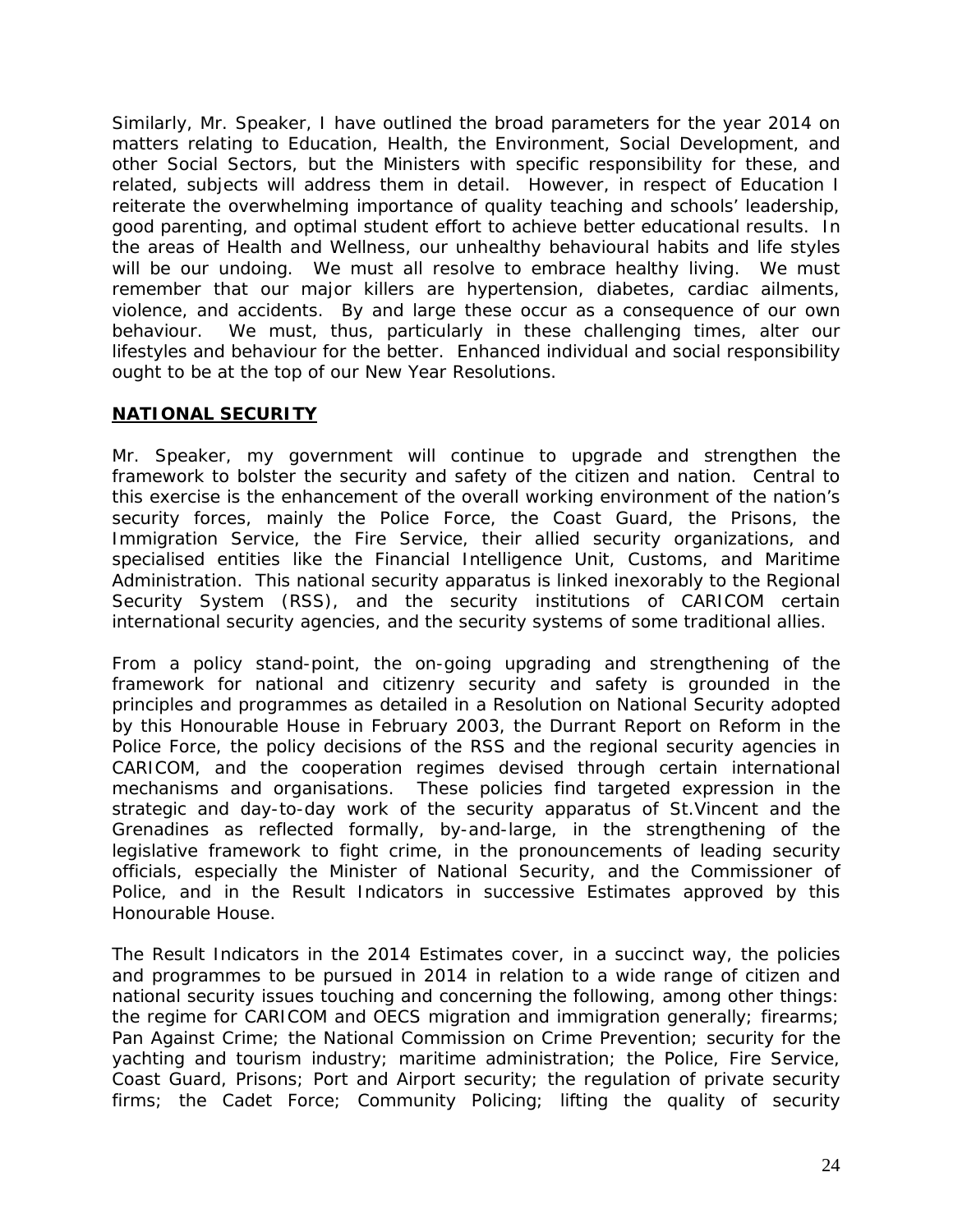Similarly, Mr. Speaker, I have outlined the broad parameters for the year 2014 on matters relating to Education, Health, the Environment, Social Development, and other Social Sectors, but the Ministers with specific responsibility for these, and related, subjects will address them in detail. However, in respect of Education I reiterate the overwhelming importance of quality teaching and schools' leadership, good parenting, and optimal student effort to achieve better educational results. In the areas of Health and Wellness, our unhealthy behavioural habits and life styles will be our undoing. We must all resolve to embrace healthy living. We must remember that our major killers are hypertension, diabetes, cardiac ailments, violence, and accidents. By and large these occur as a consequence of our own behaviour. We must, thus, particularly in these challenging times, alter our lifestyles and behaviour for the better. Enhanced individual and social responsibility ought to be at the top of our New Year Resolutions.

## NATIONAL SECURITY

Mr. Speaker, my government will continue to upgrade and strengthen the framework to bolster the security and safety of the citizen and nation. Central to this exercise is the enhancement of the overall working environment of the nation's security forces, mainly the Police Force, the Coast Guard, the Prisons, the Immigration Service, the Fire Service, their allied security organizations, and specialised entities like the Financial Intelligence Unit, Customs, and Maritime Administration. This national security apparatus is linked inexorably to the Regional Security System (RSS), and the security institutions of CARICOM certain international security agencies, and the security systems of some traditional allies.

From a policy stand-point, the on-going upgrading and strengthening of the framework for national and citizenry security and safety is grounded in the principles and programmes as detailed in a Resolution on National Security adopted by this Honourable House in February 2003, the Durrant Report on Reform in the Police Force, the policy decisions of the RSS and the regional security agencies in CARICOM, and the cooperation regimes devised through certain international mechanisms and organisations. These policies find targeted expression in the strategic and day-to-day work of the security apparatus of St.Vincent and the Grenadines as reflected formally, by-and-large, in the strengthening of the legislative framework to fight crime, in the pronouncements of leading security officials, especially the Minister of National Security, and the Commissioner of Police, and in the Result Indicators in successive Estimates approved by this Honourable House.

The Result Indicators in the 2014 Estimates cover, in a succinct way, the policies and programmes to be pursued in 2014 in relation to a wide range of citizen and national security issues touching and concerning the following, among other things: the regime for CARICOM and OECS migration and immigration generally; firearms; Pan Against Crime; the National Commission on Crime Prevention; security for the yachting and tourism industry; maritime administration; the Police, Fire Service, Coast Guard, Prisons; Port and Airport security; the regulation of private security firms; the Cadet Force; Community Policing; lifting the quality of security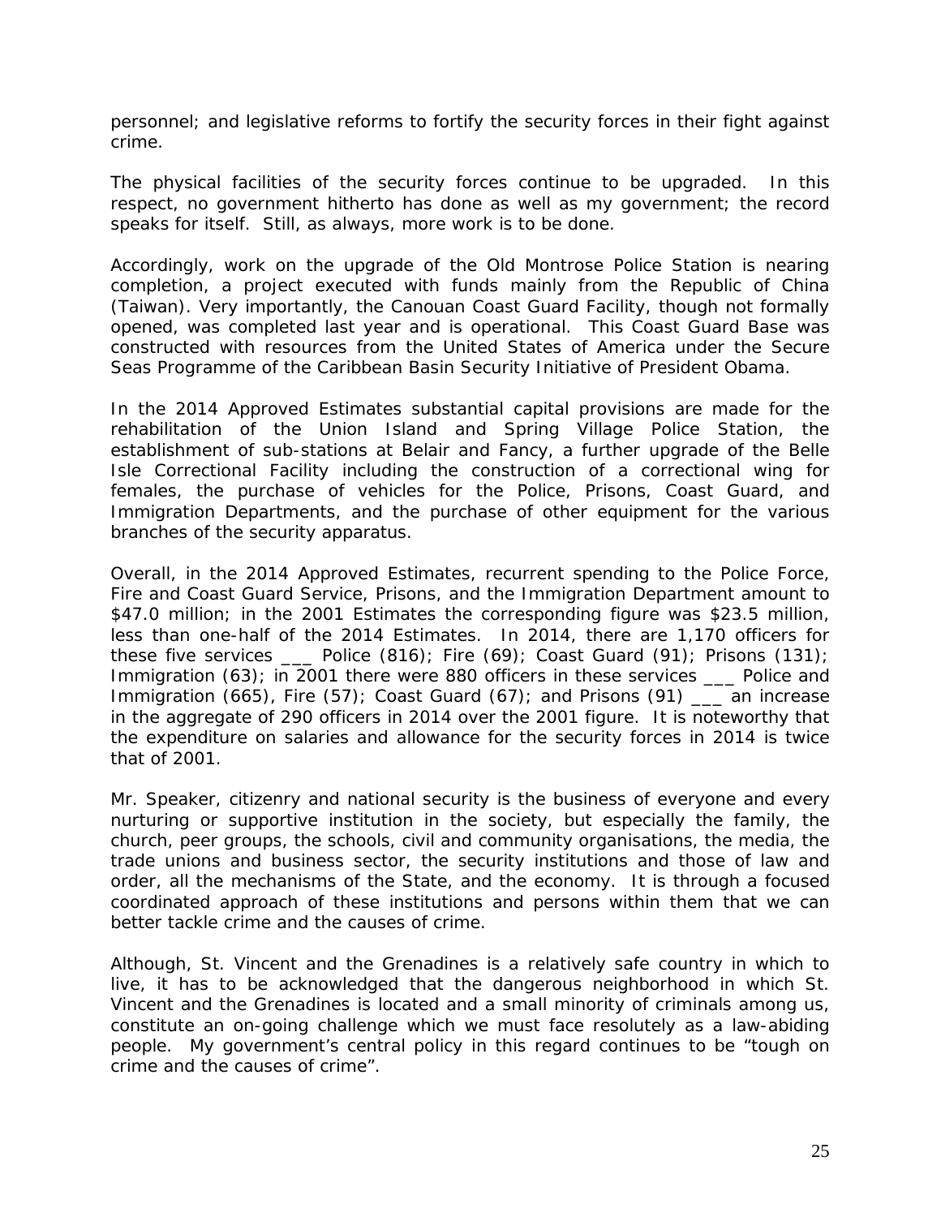personnel; and legislative reforms to fortify the security forces in their fight against crime.

The physical facilities of the security forces continue to be upgraded. In this respect, no government hitherto has done as well as my government; the record speaks for itself. Still, as always, more work is to be done.

Accordingly, work on the upgrade of the Old Montrose Police Station is nearing completion, a project executed with funds mainly from the Republic of China (Taiwan). Very importantly, the Canouan Coast Guard Facility, though not formally opened, was completed last year and is operational. This Coast Guard Base was constructed with resources from the United States of America under the Secure Seas Programme of the Caribbean Basin Security Initiative of President Obama.

In the 2014 Approved Estimates substantial capital provisions are made for the rehabilitation of the Union Island and Spring Village Police Station, the establishment of sub-stations at Belair and Fancy, a further upgrade of the Belle Isle Correctional Facility including the construction of a correctional wing for females, the purchase of vehicles for the Police, Prisons, Coast Guard, and Immigration Departments, and the purchase of other equipment for the various branches of the security apparatus.

Overall, in the 2014 Approved Estimates, recurrent spending to the Police Force, Fire and Coast Guard Service, Prisons, and the Immigration Department amount to $47.0 million; in the 2001 Estimates the corresponding figure was $23.5 million, less than one-half of the 2014 Estimates. In 2014, there are 1,170 officers for these five services ___ Police (816); Fire (69); Coast Guard (91); Prisons (131); Immigration (63); in 2001 there were 880 officers in these services ___ Police and Immigration (665), Fire (57); Coast Guard (67); and Prisons (91) ___ an increase in the aggregate of 290 officers in 2014 over the 2001 figure. It is noteworthy that the expenditure on salaries and allowance for the security forces in 2014 is twice that of 2001.

Mr. Speaker, citizenry and national security is the business of everyone and every nurturing or supportive institution in the society, but especially the family, the church, peer groups, the schools, civil and community organisations, the media, the trade unions and business sector, the security institutions and those of law and order, all the mechanisms of the State, and the economy. It is through a focused coordinated approach of these institutions and persons within them that we can better tackle crime and the causes of crime.

Although, St. Vincent and the Grenadines is a relatively safe country in which to live, it has to be acknowledged that the dangerous neighborhood in which St. Vincent and the Grenadines is located and a small minority of criminals among us, constitute an on-going challenge which we must face resolutely as a law-abiding people. My government's central policy in this regard continues to be "tough on crime and the causes of crime".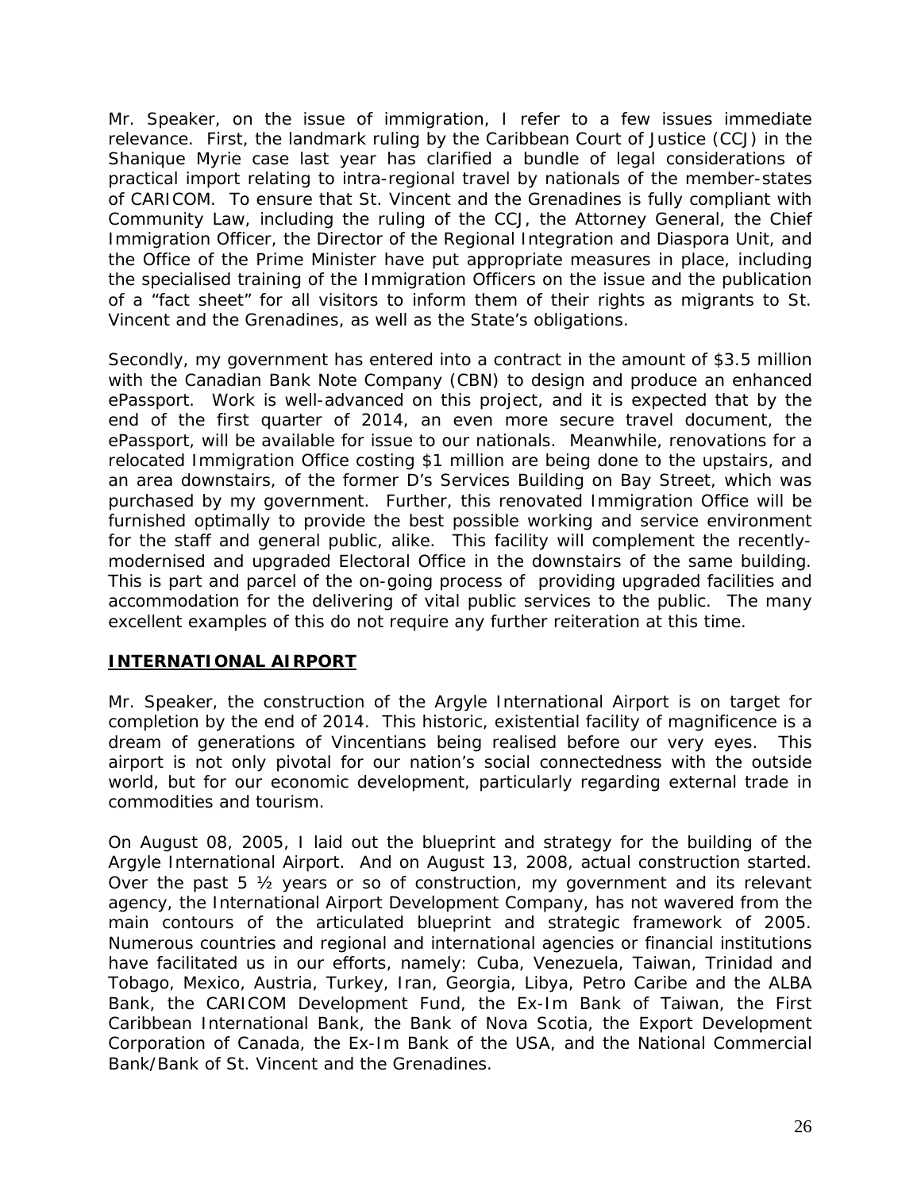Mr. Speaker, on the issue of immigration, I refer to a few issues immediate relevance. First, the landmark ruling by the Caribbean Court of Justice (CCJ) in the Shanique Myrie case last year has clarified a bundle of legal considerations of practical import relating to intra-regional travel by nationals of the member-states of CARICOM. To ensure that St. Vincent and the Grenadines is fully compliant with Community Law, including the ruling of the CCJ, the Attorney General, the Chief Immigration Officer, the Director of the Regional Integration and Diaspora Unit, and the Office of the Prime Minister have put appropriate measures in place, including the specialised training of the Immigration Officers on the issue and the publication of a "fact sheet" for all visitors to inform them of their rights as migrants to St. Vincent and the Grenadines, as well as the State's obligations.

Secondly, my government has entered into a contract in the amount of $3.5 million with the Canadian Bank Note Company (CBN) to design and produce an enhanced ePassport. Work is well-advanced on this project, and it is expected that by the end of the first quarter of 2014, an even more secure travel document, the ePassport, will be available for issue to our nationals. Meanwhile, renovations for a relocated Immigration Office costing $1 million are being done to the upstairs, and an area downstairs, of the former D's Services Building on Bay Street, which was purchased by my government. Further, this renovated Immigration Office will be furnished optimally to provide the best possible working and service environment for the staff and general public, alike. This facility will complement the recently-modernised and upgraded Electoral Office in the downstairs of the same building. This is part and parcel of the on-going process of providing upgraded facilities and accommodation for the delivering of vital public services to the public. The many excellent examples of this do not require any further reiteration at this time.

## INTERNATIONAL AIRPORT

Mr. Speaker, the construction of the Argyle International Airport is on target for completion by the end of 2014. This historic, existential facility of magnificence is a dream of generations of Vincentians being realised before our very eyes. This airport is not only pivotal for our nation's social connectedness with the outside world, but for our economic development, particularly regarding external trade in commodities and tourism.

On August 08, 2005, I laid out the blueprint and strategy for the building of the Argyle International Airport. And on August 13, 2008, actual construction started. Over the past 5 ½ years or so of construction, my government and its relevant agency, the International Airport Development Company, has not wavered from the main contours of the articulated blueprint and strategic framework of 2005. Numerous countries and regional and international agencies or financial institutions have facilitated us in our efforts, namely: Cuba, Venezuela, Taiwan, Trinidad and Tobago, Mexico, Austria, Turkey, Iran, Georgia, Libya, Petro Caribe and the ALBA Bank, the CARICOM Development Fund, the Ex-Im Bank of Taiwan, the First Caribbean International Bank, the Bank of Nova Scotia, the Export Development Corporation of Canada, the Ex-Im Bank of the USA, and the National Commercial Bank/Bank of St. Vincent and the Grenadines.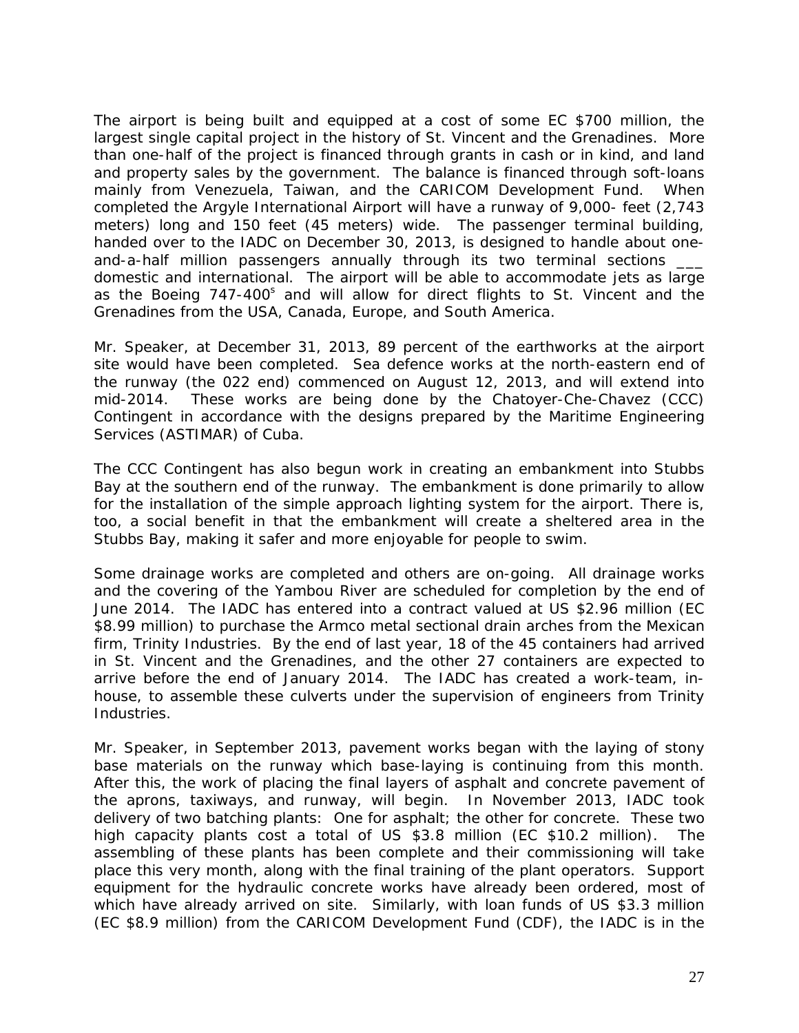The airport is being built and equipped at a cost of some EC $700 million, the largest single capital project in the history of St. Vincent and the Grenadines. More than one-half of the project is financed through grants in cash or in kind, and land and property sales by the government. The balance is financed through soft-loans mainly from Venezuela, Taiwan, and the CARICOM Development Fund. When completed the Argyle International Airport will have a runway of 9,000- feet (2,743 meters) long and 150 feet (45 meters) wide. The passenger terminal building, handed over to the IADC on December 30, 2013, is designed to handle about one-and-a-half million passengers annually through its two terminal sections ___ domestic and international. The airport will be able to accommodate jets as large as the Boeing 747-400s and will allow for direct flights to St. Vincent and the Grenadines from the USA, Canada, Europe, and South America.

Mr. Speaker, at December 31, 2013, 89 percent of the earthworks at the airport site would have been completed. Sea defence works at the north-eastern end of the runway (the 022 end) commenced on August 12, 2013, and will extend into mid-2014. These works are being done by the Chatoyer-Che-Chavez (CCC) Contingent in accordance with the designs prepared by the Maritime Engineering Services (ASTIMAR) of Cuba.

The CCC Contingent has also begun work in creating an embankment into Stubbs Bay at the southern end of the runway. The embankment is done primarily to allow for the installation of the simple approach lighting system for the airport. There is, too, a social benefit in that the embankment will create a sheltered area in the Stubbs Bay, making it safer and more enjoyable for people to swim.

Some drainage works are completed and others are on-going. All drainage works and the covering of the Yambou River are scheduled for completion by the end of June 2014. The IADC has entered into a contract valued at US $2.96 million (EC $8.99 million) to purchase the Armco metal sectional drain arches from the Mexican firm, Trinity Industries. By the end of last year, 18 of the 45 containers had arrived in St. Vincent and the Grenadines, and the other 27 containers are expected to arrive before the end of January 2014. The IADC has created a work-team, in-house, to assemble these culverts under the supervision of engineers from Trinity Industries.

Mr. Speaker, in September 2013, pavement works began with the laying of stony base materials on the runway which base-laying is continuing from this month. After this, the work of placing the final layers of asphalt and concrete pavement of the aprons, taxiways, and runway, will begin. In November 2013, IADC took delivery of two batching plants: One for asphalt; the other for concrete. These two high capacity plants cost a total of US $3.8 million (EC $10.2 million). The assembling of these plants has been complete and their commissioning will take place this very month, along with the final training of the plant operators. Support equipment for the hydraulic concrete works have already been ordered, most of which have already arrived on site. Similarly, with loan funds of US $3.3 million (EC $8.9 million) from the CARICOM Development Fund (CDF), the IADC is in the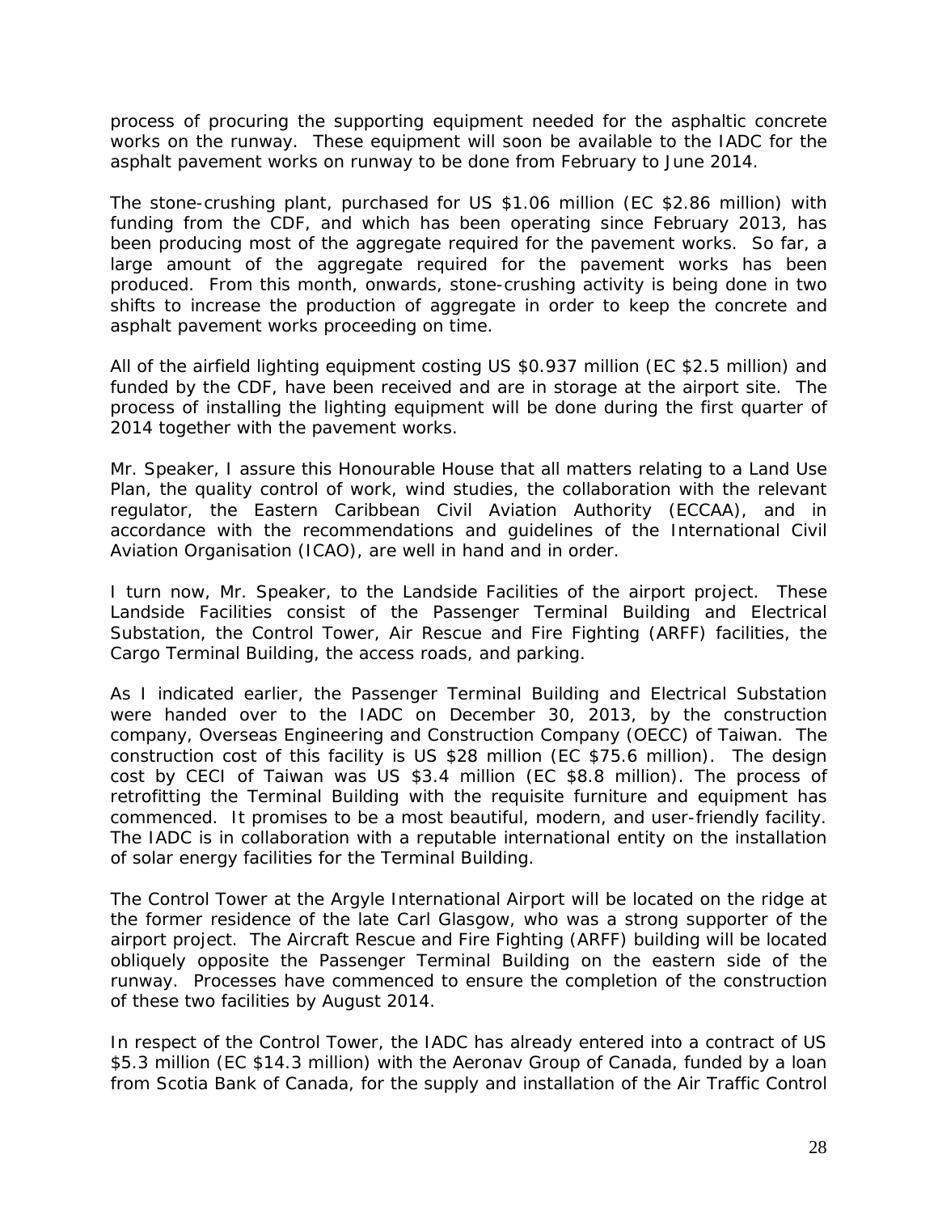process of procuring the supporting equipment needed for the asphaltic concrete works on the runway. These equipment will soon be available to the IADC for the asphalt pavement works on runway to be done from February to June 2014.

The stone-crushing plant, purchased for US $1.06 million (EC $2.86 million) with funding from the CDF, and which has been operating since February 2013, has been producing most of the aggregate required for the pavement works. So far, a large amount of the aggregate required for the pavement works has been produced. From this month, onwards, stone-crushing activity is being done in two shifts to increase the production of aggregate in order to keep the concrete and asphalt pavement works proceeding on time.

All of the airfield lighting equipment costing US $0.937 million (EC $2.5 million) and funded by the CDF, have been received and are in storage at the airport site. The process of installing the lighting equipment will be done during the first quarter of 2014 together with the pavement works.

Mr. Speaker, I assure this Honourable House that all matters relating to a Land Use Plan, the quality control of work, wind studies, the collaboration with the relevant regulator, the Eastern Caribbean Civil Aviation Authority (ECCAA), and in accordance with the recommendations and guidelines of the International Civil Aviation Organisation (ICAO), are well in hand and in order.

I turn now, Mr. Speaker, to the Landside Facilities of the airport project. These Landside Facilities consist of the Passenger Terminal Building and Electrical Substation, the Control Tower, Air Rescue and Fire Fighting (ARFF) facilities, the Cargo Terminal Building, the access roads, and parking.

As I indicated earlier, the Passenger Terminal Building and Electrical Substation were handed over to the IADC on December 30, 2013, by the construction company, Overseas Engineering and Construction Company (OECC) of Taiwan. The construction cost of this facility is US $28 million (EC $75.6 million). The design cost by CECI of Taiwan was US $3.4 million (EC $8.8 million). The process of retrofitting the Terminal Building with the requisite furniture and equipment has commenced. It promises to be a most beautiful, modern, and user-friendly facility. The IADC is in collaboration with a reputable international entity on the installation of solar energy facilities for the Terminal Building.

The Control Tower at the Argyle International Airport will be located on the ridge at the former residence of the late Carl Glasgow, who was a strong supporter of the airport project. The Aircraft Rescue and Fire Fighting (ARFF) building will be located obliquely opposite the Passenger Terminal Building on the eastern side of the runway. Processes have commenced to ensure the completion of the construction of these two facilities by August 2014.

In respect of the Control Tower, the IADC has already entered into a contract of US $5.3 million (EC $14.3 million) with the Aeronav Group of Canada, funded by a loan from Scotia Bank of Canada, for the supply and installation of the Air Traffic Control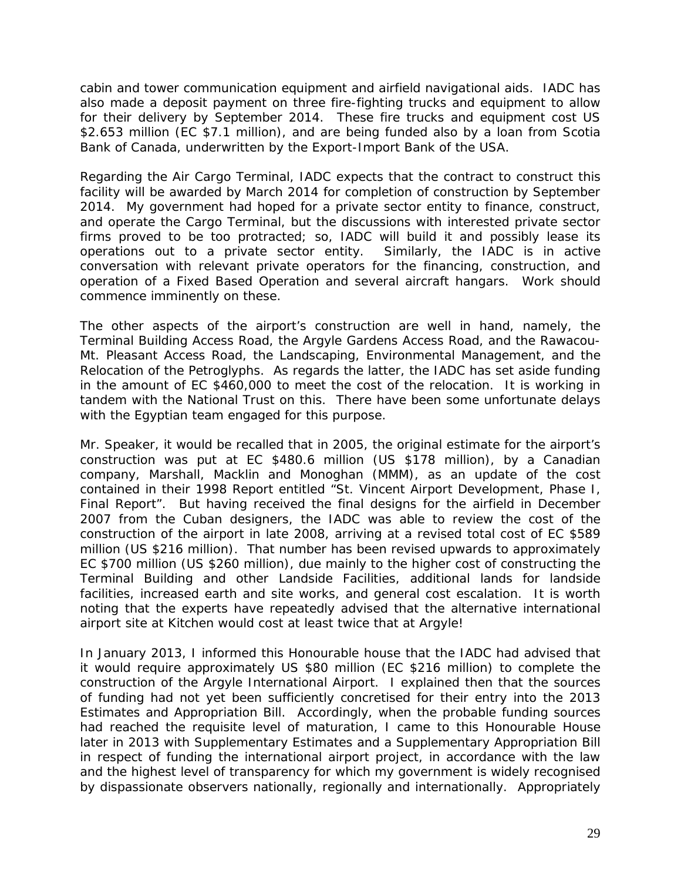cabin and tower communication equipment and airfield navigational aids. IADC has also made a deposit payment on three fire-fighting trucks and equipment to allow for their delivery by September 2014. These fire trucks and equipment cost US $2.653 million (EC $7.1 million), and are being funded also by a loan from Scotia Bank of Canada, underwritten by the Export-Import Bank of the USA.

Regarding the Air Cargo Terminal, IADC expects that the contract to construct this facility will be awarded by March 2014 for completion of construction by September 2014. My government had hoped for a private sector entity to finance, construct, and operate the Cargo Terminal, but the discussions with interested private sector firms proved to be too protracted; so, IADC will build it and possibly lease its operations out to a private sector entity. Similarly, the IADC is in active conversation with relevant private operators for the financing, construction, and operation of a Fixed Based Operation and several aircraft hangars. Work should commence imminently on these.

The other aspects of the airport's construction are well in hand, namely, the Terminal Building Access Road, the Argyle Gardens Access Road, and the Rawacou-Mt. Pleasant Access Road, the Landscaping, Environmental Management, and the Relocation of the Petroglyphs. As regards the latter, the IADC has set aside funding in the amount of EC $460,000 to meet the cost of the relocation. It is working in tandem with the National Trust on this. There have been some unfortunate delays with the Egyptian team engaged for this purpose.

Mr. Speaker, it would be recalled that in 2005, the original estimate for the airport's construction was put at EC $480.6 million (US $178 million), by a Canadian company, Marshall, Macklin and Monoghan (MMM), as an update of the cost contained in their 1998 Report entitled "St. Vincent Airport Development, Phase I, Final Report". But having received the final designs for the airfield in December 2007 from the Cuban designers, the IADC was able to review the cost of the construction of the airport in late 2008, arriving at a revised total cost of EC $589 million (US $216 million). That number has been revised upwards to approximately EC $700 million (US $260 million), due mainly to the higher cost of constructing the Terminal Building and other Landside Facilities, additional lands for landside facilities, increased earth and site works, and general cost escalation. It is worth noting that the experts have repeatedly advised that the alternative international airport site at Kitchen would cost at least twice that at Argyle!

In January 2013, I informed this Honourable house that the IADC had advised that it would require approximately US $80 million (EC $216 million) to complete the construction of the Argyle International Airport. I explained then that the sources of funding had not yet been sufficiently concretised for their entry into the 2013 Estimates and Appropriation Bill. Accordingly, when the probable funding sources had reached the requisite level of maturation, I came to this Honourable House later in 2013 with Supplementary Estimates and a Supplementary Appropriation Bill in respect of funding the international airport project, in accordance with the law and the highest level of transparency for which my government is widely recognised by dispassionate observers nationally, regionally and internationally. Appropriately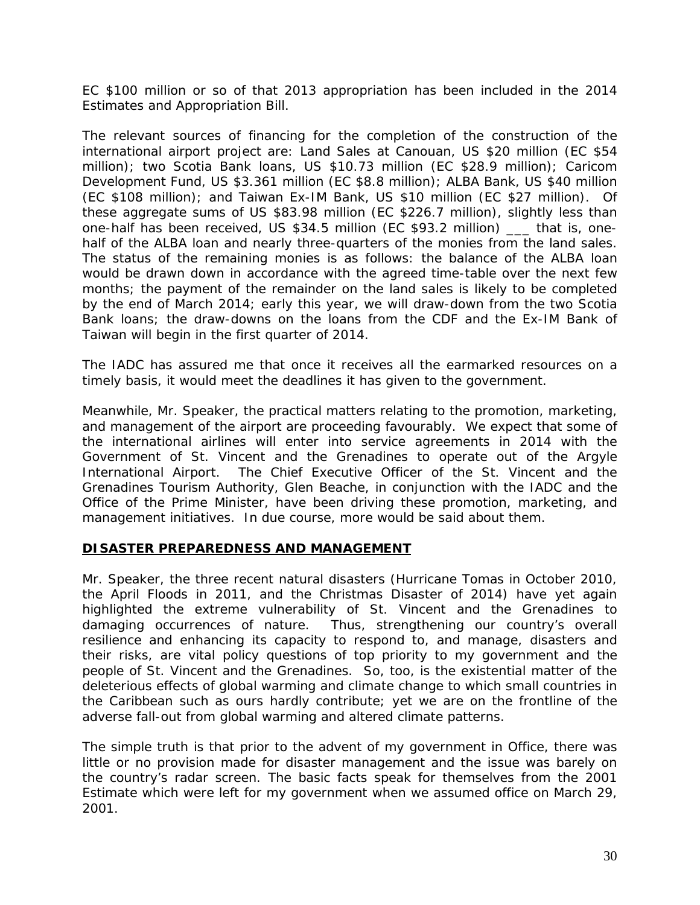EC $100 million or so of that 2013 appropriation has been included in the 2014 Estimates and Appropriation Bill.

The relevant sources of financing for the completion of the construction of the international airport project are: Land Sales at Canouan, US $20 million (EC $54 million); two Scotia Bank loans, US $10.73 million (EC $28.9 million); Caricom Development Fund, US $3.361 million (EC $8.8 million); ALBA Bank, US $40 million (EC $108 million); and Taiwan Ex-IM Bank, US $10 million (EC $27 million). Of these aggregate sums of US $83.98 million (EC $226.7 million), slightly less than one-half has been received, US $34.5 million (EC $93.2 million) ___ that is, one-half of the ALBA loan and nearly three-quarters of the monies from the land sales. The status of the remaining monies is as follows: the balance of the ALBA loan would be drawn down in accordance with the agreed time-table over the next few months; the payment of the remainder on the land sales is likely to be completed by the end of March 2014; early this year, we will draw-down from the two Scotia Bank loans; the draw-downs on the loans from the CDF and the Ex-IM Bank of Taiwan will begin in the first quarter of 2014.

The IADC has assured me that once it receives all the earmarked resources on a timely basis, it would meet the deadlines it has given to the government.

Meanwhile, Mr. Speaker, the practical matters relating to the promotion, marketing, and management of the airport are proceeding favourably. We expect that some of the international airlines will enter into service agreements in 2014 with the Government of St. Vincent and the Grenadines to operate out of the Argyle International Airport. The Chief Executive Officer of the St. Vincent and the Grenadines Tourism Authority, Glen Beache, in conjunction with the IADC and the Office of the Prime Minister, have been driving these promotion, marketing, and management initiatives. In due course, more would be said about them.

## DISASTER PREPAREDNESS AND MANAGEMENT

Mr. Speaker, the three recent natural disasters (Hurricane Tomas in October 2010, the April Floods in 2011, and the Christmas Disaster of 2014) have yet again highlighted the extreme vulnerability of St. Vincent and the Grenadines to damaging occurrences of nature. Thus, strengthening our country's overall resilience and enhancing its capacity to respond to, and manage, disasters and their risks, are vital policy questions of top priority to my government and the people of St. Vincent and the Grenadines. So, too, is the existential matter of the deleterious effects of global warming and climate change to which small countries in the Caribbean such as ours hardly contribute; yet we are on the frontline of the adverse fall-out from global warming and altered climate patterns.

The simple truth is that prior to the advent of my government in Office, there was little or no provision made for disaster management and the issue was barely on the country's radar screen. The basic facts speak for themselves from the 2001 Estimate which were left for my government when we assumed office on March 29, 2001.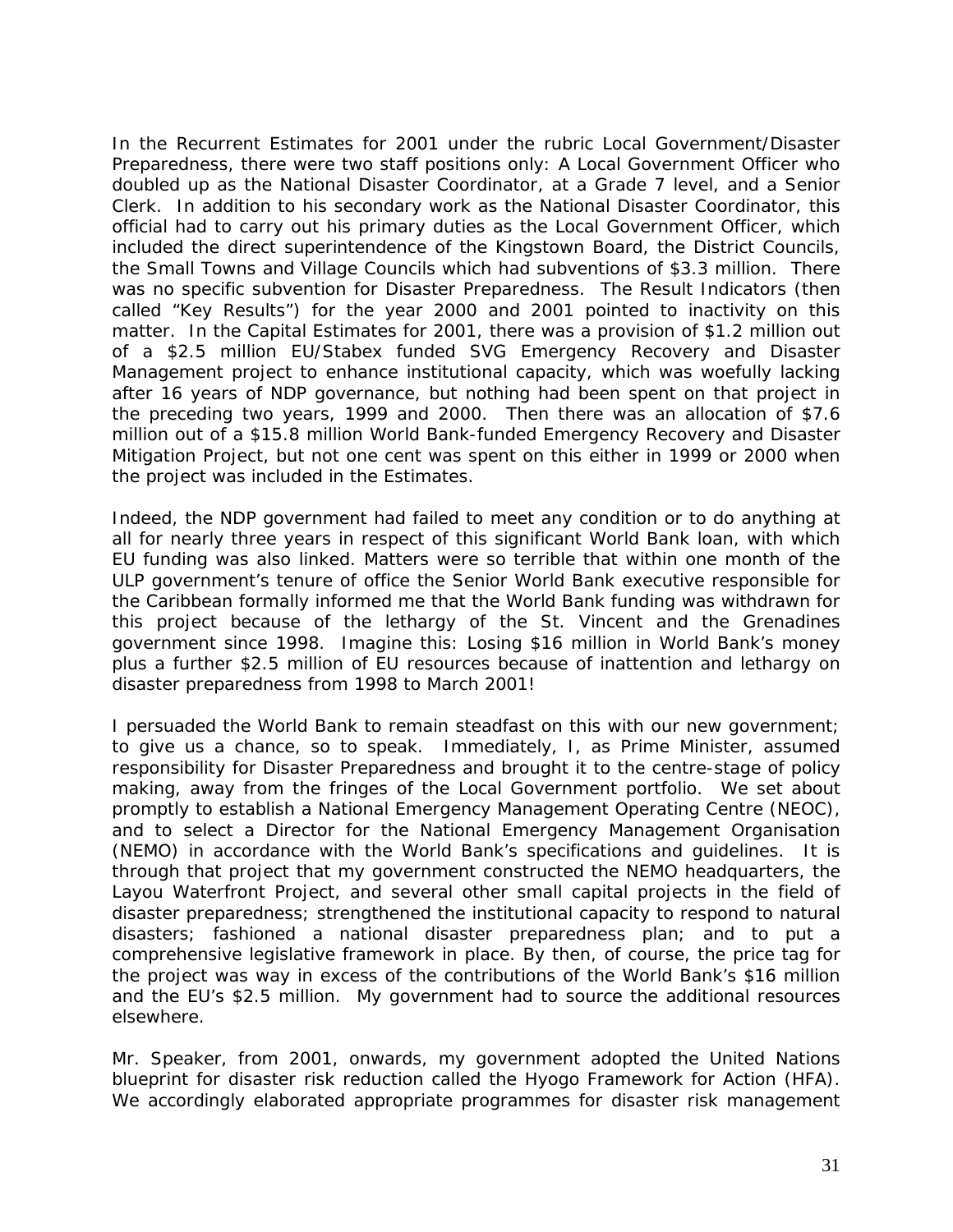In the Recurrent Estimates for 2001 under the rubric Local Government/Disaster Preparedness, there were two staff positions only: A Local Government Officer who doubled up as the National Disaster Coordinator, at a Grade 7 level, and a Senior Clerk. In addition to his secondary work as the National Disaster Coordinator, this official had to carry out his primary duties as the Local Government Officer, which included the direct superintendence of the Kingstown Board, the District Councils, the Small Towns and Village Councils which had subventions of $3.3 million. There was no specific subvention for Disaster Preparedness. The Result Indicators (then called "Key Results") for the year 2000 and 2001 pointed to inactivity on this matter. In the Capital Estimates for 2001, there was a provision of $1.2 million out of a $2.5 million EU/Stabex funded SVG Emergency Recovery and Disaster Management project to enhance institutional capacity, which was woefully lacking after 16 years of NDP governance, but nothing had been spent on that project in the preceding two years, 1999 and 2000. Then there was an allocation of $7.6 million out of a $15.8 million World Bank-funded Emergency Recovery and Disaster Mitigation Project, but not one cent was spent on this either in 1999 or 2000 when the project was included in the Estimates.

Indeed, the NDP government had failed to meet any condition or to do anything at all for nearly three years in respect of this significant World Bank loan, with which EU funding was also linked. Matters were so terrible that within one month of the ULP government's tenure of office the Senior World Bank executive responsible for the Caribbean formally informed me that the World Bank funding was withdrawn for this project because of the lethargy of the St. Vincent and the Grenadines government since 1998. Imagine this: Losing $16 million in World Bank's money plus a further $2.5 million of EU resources because of inattention and lethargy on disaster preparedness from 1998 to March 2001!

I persuaded the World Bank to remain steadfast on this with our new government; to give us a chance, so to speak. Immediately, I, as Prime Minister, assumed responsibility for Disaster Preparedness and brought it to the centre-stage of policy making, away from the fringes of the Local Government portfolio. We set about promptly to establish a National Emergency Management Operating Centre (NEOC), and to select a Director for the National Emergency Management Organisation (NEMO) in accordance with the World Bank's specifications and guidelines. It is through that project that my government constructed the NEMO headquarters, the Layou Waterfront Project, and several other small capital projects in the field of disaster preparedness; strengthened the institutional capacity to respond to natural disasters; fashioned a national disaster preparedness plan; and to put a comprehensive legislative framework in place. By then, of course, the price tag for the project was way in excess of the contributions of the World Bank's $16 million and the EU's $2.5 million. My government had to source the additional resources elsewhere.

Mr. Speaker, from 2001, onwards, my government adopted the United Nations blueprint for disaster risk reduction called the Hyogo Framework for Action (HFA). We accordingly elaborated appropriate programmes for disaster risk management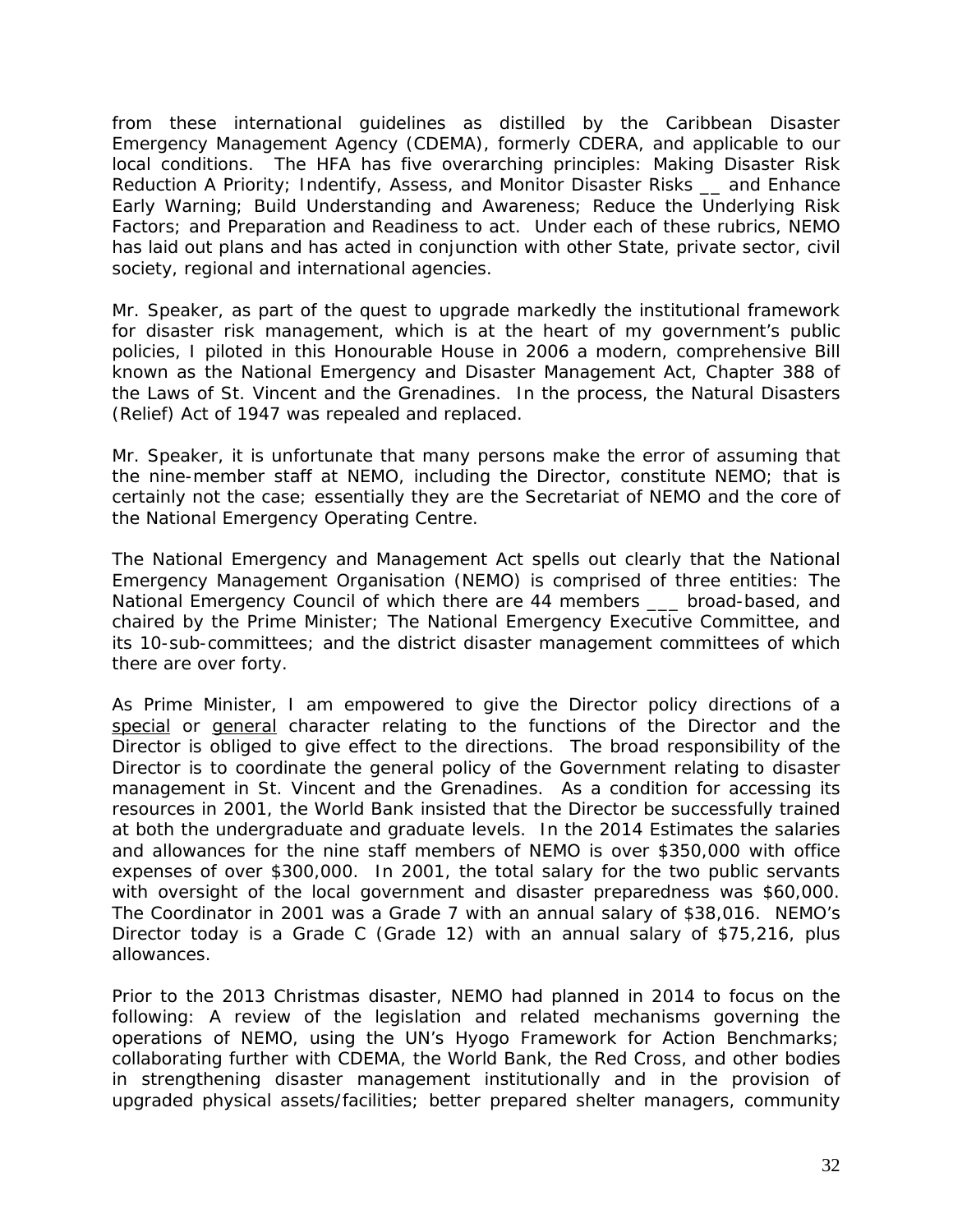from these international guidelines as distilled by the Caribbean Disaster Emergency Management Agency (CDEMA), formerly CDERA, and applicable to our local conditions. The HFA has five overarching principles: Making Disaster Risk Reduction A Priority; Indentify, Assess, and Monitor Disaster Risks __ and Enhance Early Warning; Build Understanding and Awareness; Reduce the Underlying Risk Factors; and Preparation and Readiness to act. Under each of these rubrics, NEMO has laid out plans and has acted in conjunction with other State, private sector, civil society, regional and international agencies.

Mr. Speaker, as part of the quest to upgrade markedly the institutional framework for disaster risk management, which is at the heart of my government's public policies, I piloted in this Honourable House in 2006 a modern, comprehensive Bill known as the National Emergency and Disaster Management Act, Chapter 388 of the Laws of St. Vincent and the Grenadines. In the process, the Natural Disasters (Relief) Act of 1947 was repealed and replaced.

Mr. Speaker, it is unfortunate that many persons make the error of assuming that the nine-member staff at NEMO, including the Director, constitute NEMO; that is certainly not the case; essentially they are the Secretariat of NEMO and the core of the National Emergency Operating Centre.

The National Emergency and Management Act spells out clearly that the National Emergency Management Organisation (NEMO) is comprised of three entities: The National Emergency Council of which there are 44 members ___ broad-based, and chaired by the Prime Minister; The National Emergency Executive Committee, and its 10-sub-committees; and the district disaster management committees of which there are over forty.

As Prime Minister, I am empowered to give the Director policy directions of a <u>special</u> or <u>general</u> character relating to the functions of the Director and the Director is obliged to give effect to the directions. The broad responsibility of the Director is to coordinate the general policy of the Government relating to disaster management in St. Vincent and the Grenadines. As a condition for accessing its resources in 2001, the World Bank insisted that the Director be successfully trained at both the undergraduate and graduate levels. In the 2014 Estimates the salaries and allowances for the nine staff members of NEMO is over $350,000 with office expenses of over $300,000. In 2001, the total salary for the two public servants with oversight of the local government and disaster preparedness was $60,000. The Coordinator in 2001 was a Grade 7 with an annual salary of $38,016. NEMO's Director today is a Grade C (Grade 12) with an annual salary of $75,216, plus allowances.

Prior to the 2013 Christmas disaster, NEMO had planned in 2014 to focus on the following: A review of the legislation and related mechanisms governing the operations of NEMO, using the UN's Hyogo Framework for Action Benchmarks; collaborating further with CDEMA, the World Bank, the Red Cross, and other bodies in strengthening disaster management institutionally and in the provision of upgraded physical assets/facilities; better prepared shelter managers, community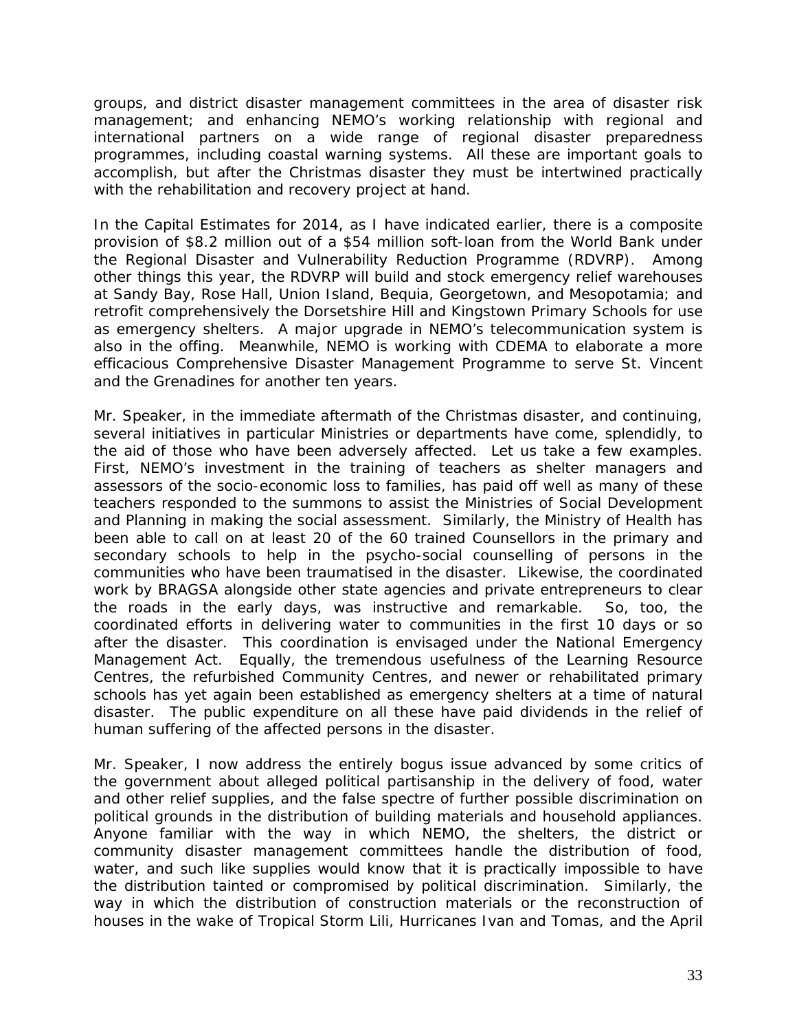groups, and district disaster management committees in the area of disaster risk management; and enhancing NEMO's working relationship with regional and international partners on a wide range of regional disaster preparedness programmes, including coastal warning systems. All these are important goals to accomplish, but after the Christmas disaster they must be intertwined practically with the rehabilitation and recovery project at hand.

In the Capital Estimates for 2014, as I have indicated earlier, there is a composite provision of $8.2 million out of a $54 million soft-loan from the World Bank under the Regional Disaster and Vulnerability Reduction Programme (RDVRP). Among other things this year, the RDVRP will build and stock emergency relief warehouses at Sandy Bay, Rose Hall, Union Island, Bequia, Georgetown, and Mesopotamia; and retrofit comprehensively the Dorsetshire Hill and Kingstown Primary Schools for use as emergency shelters. A major upgrade in NEMO's telecommunication system is also in the offing. Meanwhile, NEMO is working with CDEMA to elaborate a more efficacious Comprehensive Disaster Management Programme to serve St. Vincent and the Grenadines for another ten years.

Mr. Speaker, in the immediate aftermath of the Christmas disaster, and continuing, several initiatives in particular Ministries or departments have come, splendidly, to the aid of those who have been adversely affected. Let us take a few examples. First, NEMO's investment in the training of teachers as shelter managers and assessors of the socio-economic loss to families, has paid off well as many of these teachers responded to the summons to assist the Ministries of Social Development and Planning in making the social assessment. Similarly, the Ministry of Health has been able to call on at least 20 of the 60 trained Counsellors in the primary and secondary schools to help in the psycho-social counselling of persons in the communities who have been traumatised in the disaster. Likewise, the coordinated work by BRAGSA alongside other state agencies and private entrepreneurs to clear the roads in the early days, was instructive and remarkable. So, too, the coordinated efforts in delivering water to communities in the first 10 days or so after the disaster. This coordination is envisaged under the National Emergency Management Act. Equally, the tremendous usefulness of the Learning Resource Centres, the refurbished Community Centres, and newer or rehabilitated primary schools has yet again been established as emergency shelters at a time of natural disaster. The public expenditure on all these have paid dividends in the relief of human suffering of the affected persons in the disaster.

Mr. Speaker, I now address the entirely bogus issue advanced by some critics of the government about alleged political partisanship in the delivery of food, water and other relief supplies, and the false spectre of further possible discrimination on political grounds in the distribution of building materials and household appliances. Anyone familiar with the way in which NEMO, the shelters, the district or community disaster management committees handle the distribution of food, water, and such like supplies would know that it is practically impossible to have the distribution tainted or compromised by political discrimination. Similarly, the way in which the distribution of construction materials or the reconstruction of houses in the wake of Tropical Storm Lili, Hurricanes Ivan and Tomas, and the April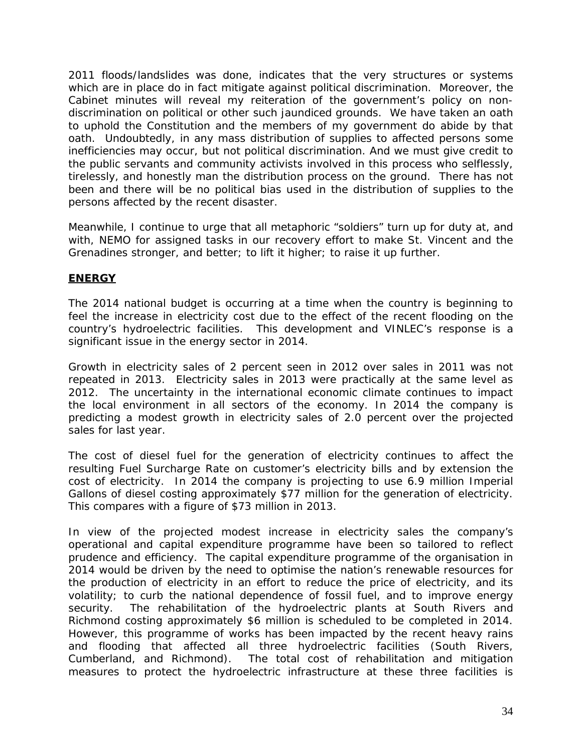2011 floods/landslides was done, indicates that the very structures or systems which are in place do in fact mitigate against political discrimination. Moreover, the Cabinet minutes will reveal my reiteration of the government's policy on non-discrimination on political or other such jaundiced grounds. We have taken an oath to uphold the Constitution and the members of my government do abide by that oath. Undoubtedly, in any mass distribution of supplies to affected persons some inefficiencies may occur, but not political discrimination. And we must give credit to the public servants and community activists involved in this process who selflessly, tirelessly, and honestly man the distribution process on the ground. There has not been and there will be no political bias used in the distribution of supplies to the persons affected by the recent disaster.

Meanwhile, I continue to urge that all metaphoric "soldiers" turn up for duty at, and with, NEMO for assigned tasks in our recovery effort to make St. Vincent and the Grenadines stronger, and better; to lift it higher; to raise it up further.

## ENERGY

The 2014 national budget is occurring at a time when the country is beginning to feel the increase in electricity cost due to the effect of the recent flooding on the country's hydroelectric facilities. This development and VINLEC's response is a significant issue in the energy sector in 2014.

Growth in electricity sales of 2 percent seen in 2012 over sales in 2011 was not repeated in 2013. Electricity sales in 2013 were practically at the same level as 2012. The uncertainty in the international economic climate continues to impact the local environment in all sectors of the economy. In 2014 the company is predicting a modest growth in electricity sales of 2.0 percent over the projected sales for last year.

The cost of diesel fuel for the generation of electricity continues to affect the resulting Fuel Surcharge Rate on customer's electricity bills and by extension the cost of electricity. In 2014 the company is projecting to use 6.9 million Imperial Gallons of diesel costing approximately $77 million for the generation of electricity. This compares with a figure of $73 million in 2013.

In view of the projected modest increase in electricity sales the company's operational and capital expenditure programme have been so tailored to reflect prudence and efficiency. The capital expenditure programme of the organisation in 2014 would be driven by the need to optimise the nation's renewable resources for the production of electricity in an effort to reduce the price of electricity, and its volatility; to curb the national dependence of fossil fuel, and to improve energy security. The rehabilitation of the hydroelectric plants at South Rivers and Richmond costing approximately $6 million is scheduled to be completed in 2014. However, this programme of works has been impacted by the recent heavy rains and flooding that affected all three hydroelectric facilities (South Rivers, Cumberland, and Richmond). The total cost of rehabilitation and mitigation measures to protect the hydroelectric infrastructure at these three facilities is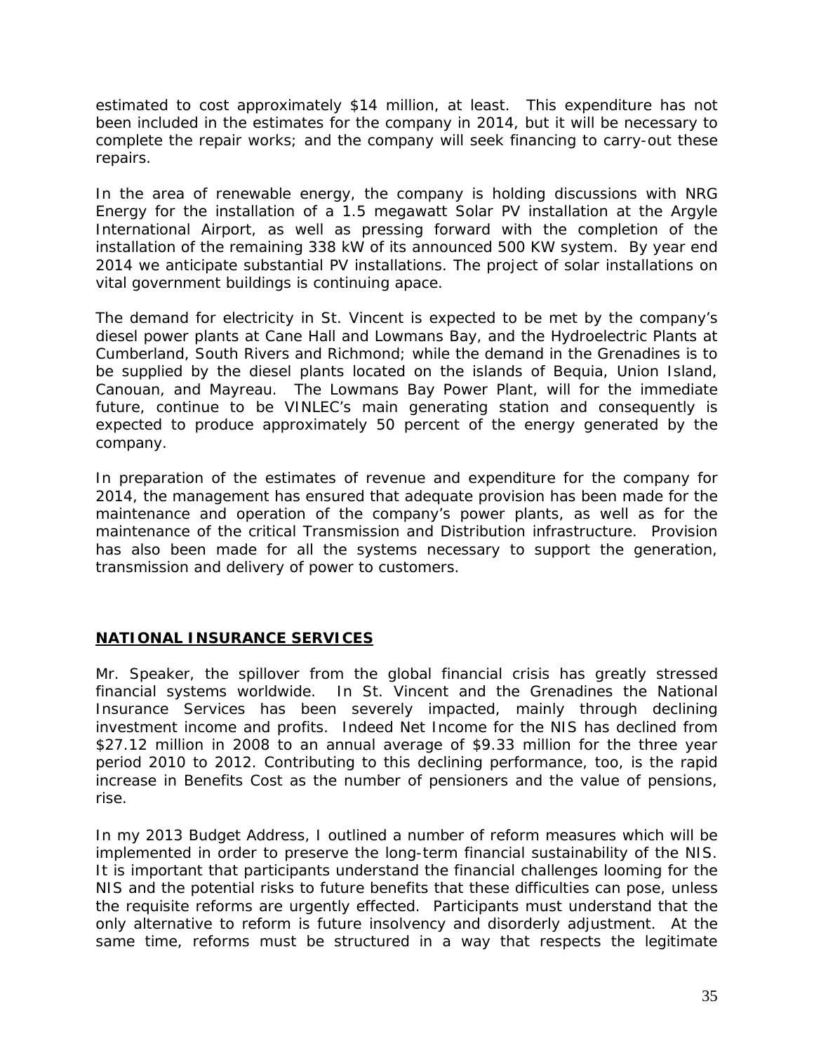estimated to cost approximately $14 million, at least. This expenditure has not been included in the estimates for the company in 2014, but it will be necessary to complete the repair works; and the company will seek financing to carry-out these repairs.

In the area of renewable energy, the company is holding discussions with NRG Energy for the installation of a 1.5 megawatt Solar PV installation at the Argyle International Airport, as well as pressing forward with the completion of the installation of the remaining 338 kW of its announced 500 KW system. By year end 2014 we anticipate substantial PV installations. The project of solar installations on vital government buildings is continuing apace.

The demand for electricity in St. Vincent is expected to be met by the company's diesel power plants at Cane Hall and Lowmans Bay, and the Hydroelectric Plants at Cumberland, South Rivers and Richmond; while the demand in the Grenadines is to be supplied by the diesel plants located on the islands of Bequia, Union Island, Canouan, and Mayreau. The Lowmans Bay Power Plant, will for the immediate future, continue to be VINLEC's main generating station and consequently is expected to produce approximately 50 percent of the energy generated by the company.

In preparation of the estimates of revenue and expenditure for the company for 2014, the management has ensured that adequate provision has been made for the maintenance and operation of the company's power plants, as well as for the maintenance of the critical Transmission and Distribution infrastructure. Provision has also been made for all the systems necessary to support the generation, transmission and delivery of power to customers.

## NATIONAL INSURANCE SERVICES

Mr. Speaker, the spillover from the global financial crisis has greatly stressed financial systems worldwide. In St. Vincent and the Grenadines the National Insurance Services has been severely impacted, mainly through declining investment income and profits. Indeed Net Income for the NIS has declined from $27.12 million in 2008 to an annual average of $9.33 million for the three year period 2010 to 2012. Contributing to this declining performance, too, is the rapid increase in Benefits Cost as the number of pensioners and the value of pensions, rise.

In my 2013 Budget Address, I outlined a number of reform measures which will be implemented in order to preserve the long-term financial sustainability of the NIS. It is important that participants understand the financial challenges looming for the NIS and the potential risks to future benefits that these difficulties can pose, unless the requisite reforms are urgently effected. Participants must understand that the only alternative to reform is future insolvency and disorderly adjustment. At the same time, reforms must be structured in a way that respects the legitimate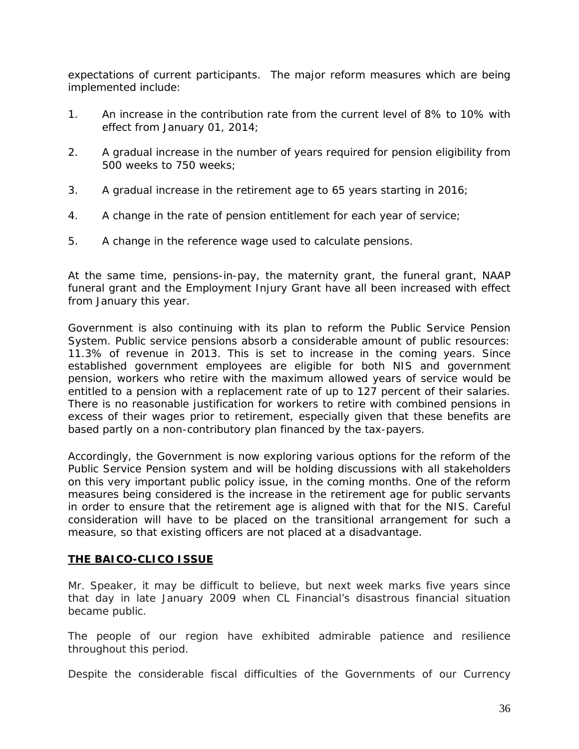expectations of current participants. The major reform measures which are being implemented include:

1. An increase in the contribution rate from the current level of 8% to 10% with effect from January 01, 2014;

2. A gradual increase in the number of years required for pension eligibility from 500 weeks to 750 weeks;

3. A gradual increase in the retirement age to 65 years starting in 2016;

4. A change in the rate of pension entitlement for each year of service;

5. A change in the reference wage used to calculate pensions.

At the same time, pensions-in-pay, the maternity grant, the funeral grant, NAAP funeral grant and the Employment Injury Grant have all been increased with effect from January this year.

Government is also continuing with its plan to reform the Public Service Pension System. Public service pensions absorb a considerable amount of public resources: 11.3% of revenue in 2013. This is set to increase in the coming years. Since established government employees are eligible for both NIS and government pension, workers who retire with the maximum allowed years of service would be entitled to a pension with a replacement rate of up to 127 percent of their salaries. There is no reasonable justification for workers to retire with combined pensions in excess of their wages prior to retirement, especially given that these benefits are based partly on a non-contributory plan financed by the tax-payers.

Accordingly, the Government is now exploring various options for the reform of the Public Service Pension system and will be holding discussions with all stakeholders on this very important public policy issue, in the coming months. One of the reform measures being considered is the increase in the retirement age for public servants in order to ensure that the retirement age is aligned with that for the NIS. Careful consideration will have to be placed on the transitional arrangement for such a measure, so that existing officers are not placed at a disadvantage.

## THE BAICO-CLICO ISSUE

Mr. Speaker, it may be difficult to believe, but next week marks five years since that day in late January 2009 when CL Financial's disastrous financial situation became public.

The people of our region have exhibited admirable patience and resilience throughout this period.

Despite the considerable fiscal difficulties of the Governments of our Currency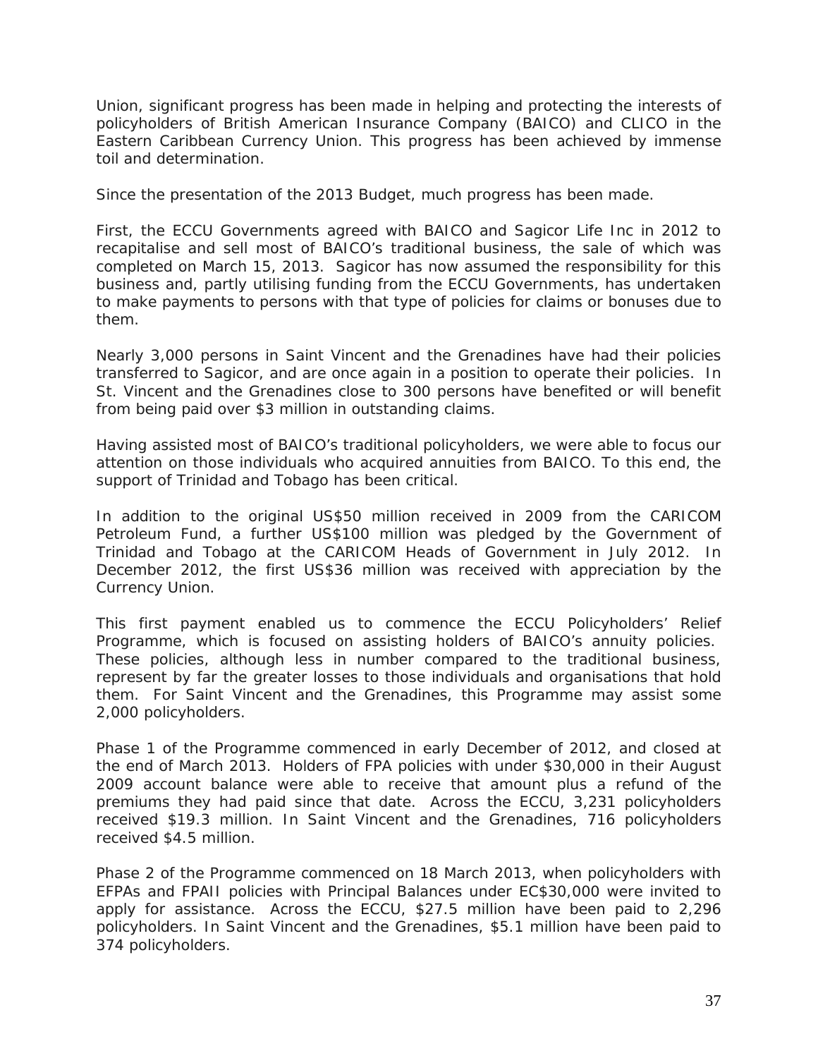Union, significant progress has been made in helping and protecting the interests of policyholders of British American Insurance Company (BAICO) and CLICO in the Eastern Caribbean Currency Union. This progress has been achieved by immense toil and determination.

Since the presentation of the 2013 Budget, much progress has been made.

First, the ECCU Governments agreed with BAICO and Sagicor Life Inc in 2012 to recapitalise and sell most of BAICO's traditional business, the sale of which was completed on March 15, 2013. Sagicor has now assumed the responsibility for this business and, partly utilising funding from the ECCU Governments, has undertaken to make payments to persons with that type of policies for claims or bonuses due to them.

Nearly 3,000 persons in Saint Vincent and the Grenadines have had their policies transferred to Sagicor, and are once again in a position to operate their policies. In St. Vincent and the Grenadines close to 300 persons have benefited or will benefit from being paid over $3 million in outstanding claims.

Having assisted most of BAICO's traditional policyholders, we were able to focus our attention on those individuals who acquired annuities from BAICO. To this end, the support of Trinidad and Tobago has been critical.

In addition to the original US$50 million received in 2009 from the CARICOM Petroleum Fund, a further US$100 million was pledged by the Government of Trinidad and Tobago at the CARICOM Heads of Government in July 2012. In December 2012, the first US$36 million was received with appreciation by the Currency Union.

This first payment enabled us to commence the ECCU Policyholders' Relief Programme, which is focused on assisting holders of BAICO's annuity policies. These policies, although less in number compared to the traditional business, represent by far the greater losses to those individuals and organisations that hold them. For Saint Vincent and the Grenadines, this Programme may assist some 2,000 policyholders.

Phase 1 of the Programme commenced in early December of 2012, and closed at the end of March 2013. Holders of FPA policies with under $30,000 in their August 2009 account balance were able to receive that amount plus a refund of the premiums they had paid since that date. Across the ECCU, 3,231 policyholders received $19.3 million. In Saint Vincent and the Grenadines, 716 policyholders received $4.5 million.

Phase 2 of the Programme commenced on 18 March 2013, when policyholders with EFPAs and FPAII policies with Principal Balances under EC$30,000 were invited to apply for assistance. Across the ECCU, $27.5 million have been paid to 2,296 policyholders. In Saint Vincent and the Grenadines, $5.1 million have been paid to 374 policyholders.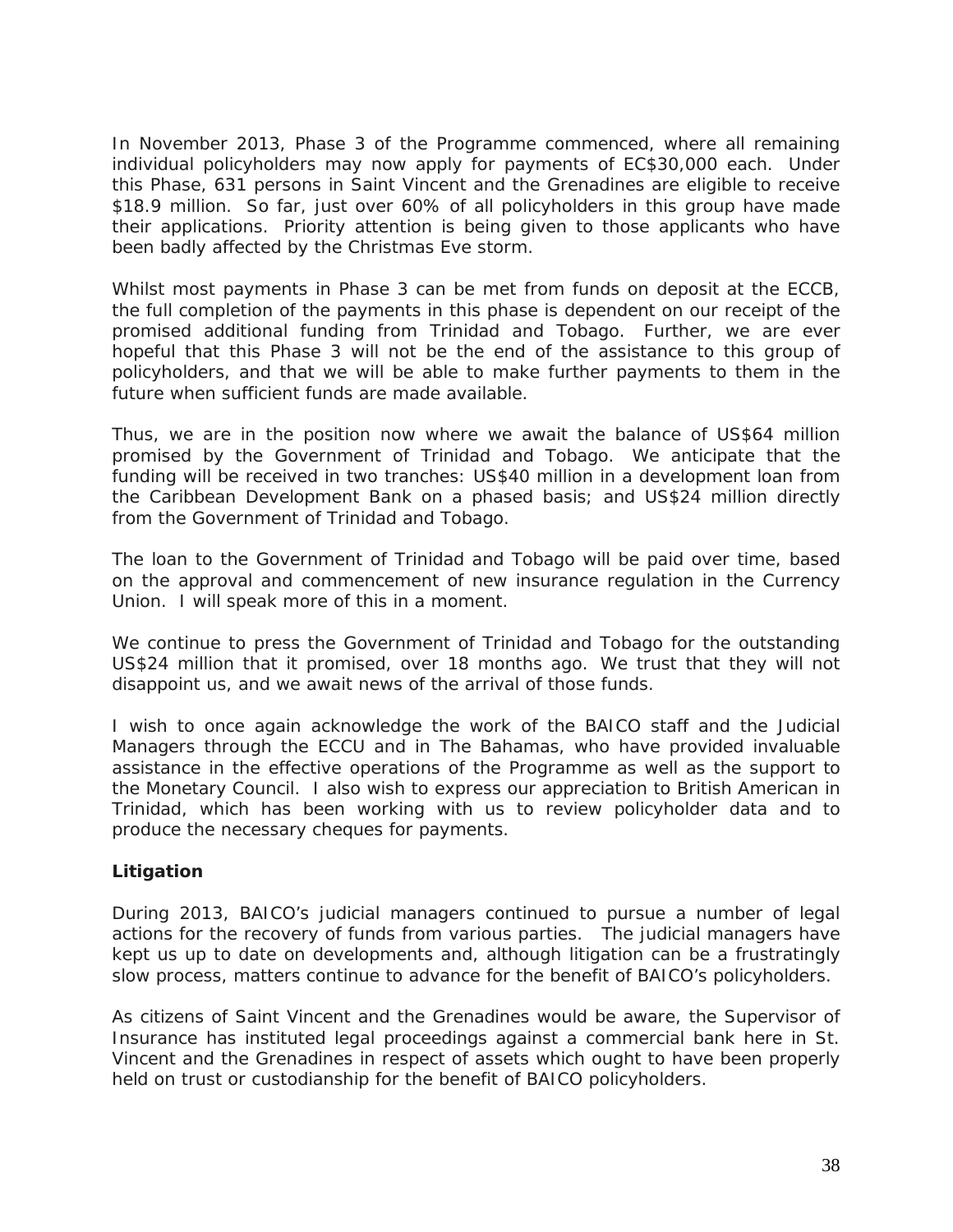In November 2013, Phase 3 of the Programme commenced, where all remaining individual policyholders may now apply for payments of EC$30,000 each. Under this Phase, 631 persons in Saint Vincent and the Grenadines are eligible to receive $18.9 million. So far, just over 60% of all policyholders in this group have made their applications. Priority attention is being given to those applicants who have been badly affected by the Christmas Eve storm.

Whilst most payments in Phase 3 can be met from funds on deposit at the ECCB, the full completion of the payments in this phase is dependent on our receipt of the promised additional funding from Trinidad and Tobago. Further, we are ever hopeful that this Phase 3 will not be the end of the assistance to this group of policyholders, and that we will be able to make further payments to them in the future when sufficient funds are made available.

Thus, we are in the position now where we await the balance of US$64 million promised by the Government of Trinidad and Tobago. We anticipate that the funding will be received in two tranches: US$40 million in a development loan from the Caribbean Development Bank on a phased basis; and US$24 million directly from the Government of Trinidad and Tobago.

The loan to the Government of Trinidad and Tobago will be paid over time, based on the approval and commencement of new insurance regulation in the Currency Union. I will speak more of this in a moment.

We continue to press the Government of Trinidad and Tobago for the outstanding US$24 million that it promised, over 18 months ago. We trust that they will not disappoint us, and we await news of the arrival of those funds.

I wish to once again acknowledge the work of the BAICO staff and the Judicial Managers through the ECCU and in The Bahamas, who have provided invaluable assistance in the effective operations of the Programme as well as the support to the Monetary Council. I also wish to express our appreciation to British American in Trinidad, which has been working with us to review policyholder data and to produce the necessary cheques for payments.

**Litigation**

During 2013, BAICO's judicial managers continued to pursue a number of legal actions for the recovery of funds from various parties. The judicial managers have kept us up to date on developments and, although litigation can be a frustratingly slow process, matters continue to advance for the benefit of BAICO's policyholders.

As citizens of Saint Vincent and the Grenadines would be aware, the Supervisor of Insurance has instituted legal proceedings against a commercial bank here in St. Vincent and the Grenadines in respect of assets which ought to have been properly held on trust or custodianship for the benefit of BAICO policyholders.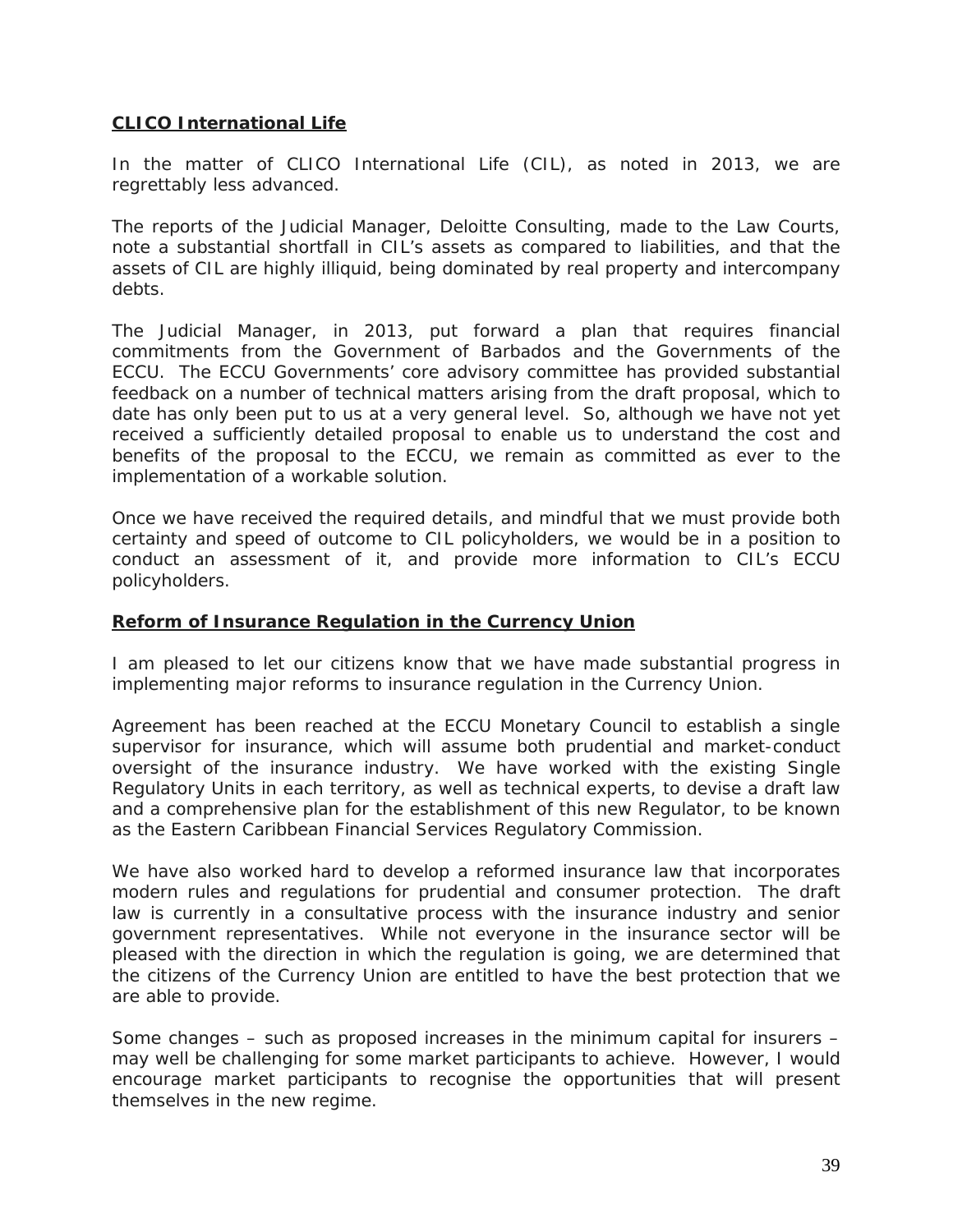**CLICO International Life**

In the matter of CLICO International Life (CIL), as noted in 2013, we are regrettably less advanced.

The reports of the Judicial Manager, Deloitte Consulting, made to the Law Courts, note a substantial shortfall in CIL's assets as compared to liabilities, and that the assets of CIL are highly illiquid, being dominated by real property and intercompany debts.

The Judicial Manager, in 2013, put forward a plan that requires financial commitments from the Government of Barbados and the Governments of the ECCU. The ECCU Governments' core advisory committee has provided substantial feedback on a number of technical matters arising from the draft proposal, which to date has only been put to us at a very general level. So, although we have not yet received a sufficiently detailed proposal to enable us to understand the cost and benefits of the proposal to the ECCU, we remain as committed as ever to the implementation of a workable solution.

Once we have received the required details, and mindful that we must provide both certainty and speed of outcome to CIL policyholders, we would be in a position to conduct an assessment of it, and provide more information to CIL's ECCU policyholders.

**Reform of Insurance Regulation in the Currency Union**

I am pleased to let our citizens know that we have made substantial progress in implementing major reforms to insurance regulation in the Currency Union.

Agreement has been reached at the ECCU Monetary Council to establish a single supervisor for insurance, which will assume both prudential and market-conduct oversight of the insurance industry. We have worked with the existing Single Regulatory Units in each territory, as well as technical experts, to devise a draft law and a comprehensive plan for the establishment of this new Regulator, to be known as the Eastern Caribbean Financial Services Regulatory Commission.

We have also worked hard to develop a reformed insurance law that incorporates modern rules and regulations for prudential and consumer protection. The draft law is currently in a consultative process with the insurance industry and senior government representatives. While not everyone in the insurance sector will be pleased with the direction in which the regulation is going, we are determined that the citizens of the Currency Union are entitled to have the best protection that we are able to provide.

Some changes – such as proposed increases in the minimum capital for insurers – may well be challenging for some market participants to achieve. However, I would encourage market participants to recognise the opportunities that will present themselves in the new regime.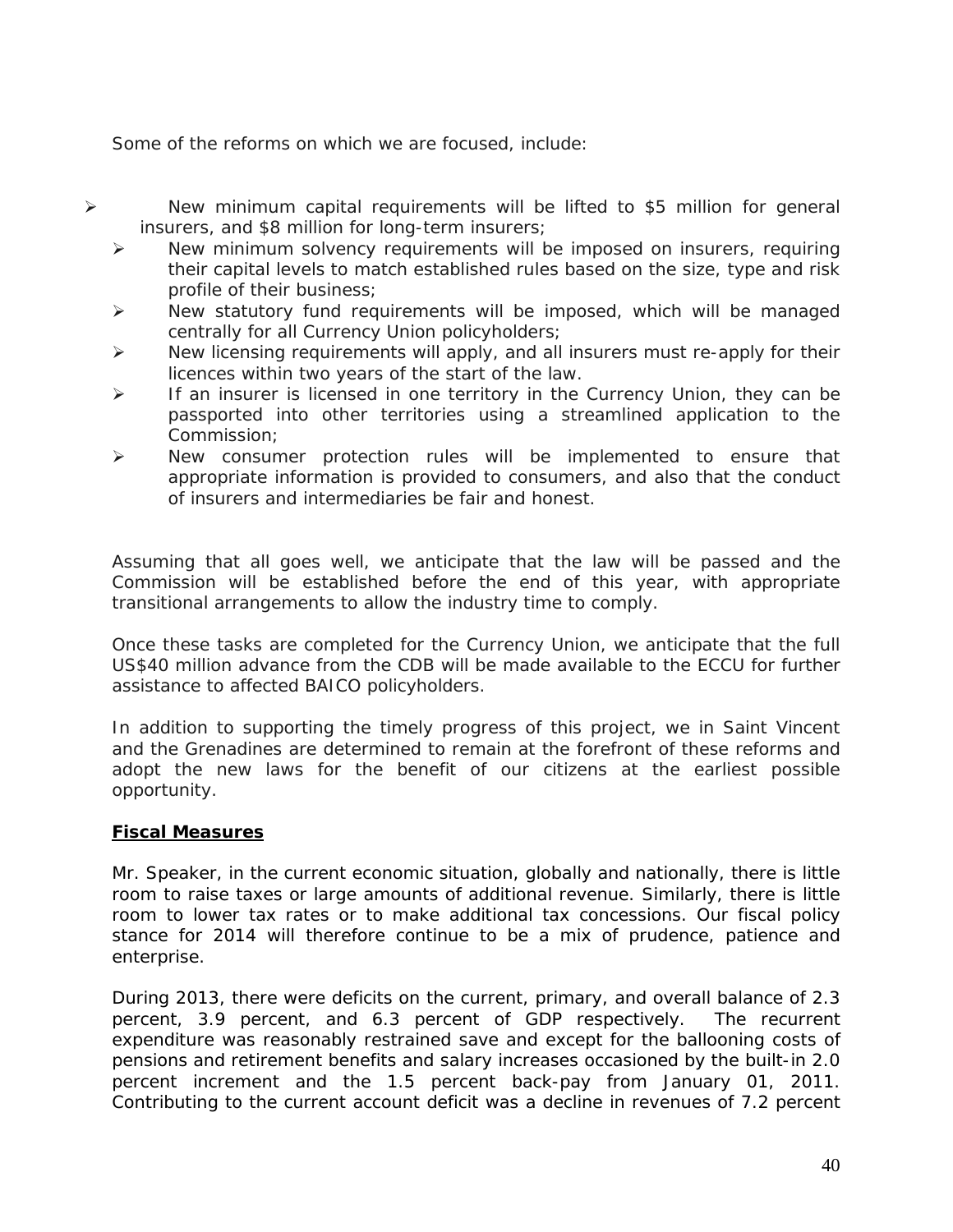Some of the reforms on which we are focused, include:

- New minimum capital requirements will be lifted to $5 million for general insurers, and $8 million for long-term insurers;
- New minimum solvency requirements will be imposed on insurers, requiring their capital levels to match established rules based on the size, type and risk profile of their business;
- New statutory fund requirements will be imposed, which will be managed centrally for all Currency Union policyholders;
- New licensing requirements will apply, and all insurers must re-apply for their licences within two years of the start of the law.
- If an insurer is licensed in one territory in the Currency Union, they can be passported into other territories using a streamlined application to the Commission;
- New consumer protection rules will be implemented to ensure that appropriate information is provided to consumers, and also that the conduct of insurers and intermediaries be fair and honest.

Assuming that all goes well, we anticipate that the law will be passed and the Commission will be established before the end of this year, with appropriate transitional arrangements to allow the industry time to comply.

Once these tasks are completed for the Currency Union, we anticipate that the full US$40 million advance from the CDB will be made available to the ECCU for further assistance to affected BAICO policyholders.

In addition to supporting the timely progress of this project, we in Saint Vincent and the Grenadines are determined to remain at the forefront of these reforms and adopt the new laws for the benefit of our citizens at the earliest possible opportunity.

## Fiscal Measures

Mr. Speaker, in the current economic situation, globally and nationally, there is little room to raise taxes or large amounts of additional revenue. Similarly, there is little room to lower tax rates or to make additional tax concessions. Our fiscal policy stance for 2014 will therefore continue to be a mix of prudence, patience and enterprise.

During 2013, there were deficits on the current, primary, and overall balance of 2.3 percent, 3.9 percent, and 6.3 percent of GDP respectively. The recurrent expenditure was reasonably restrained save and except for the ballooning costs of pensions and retirement benefits and salary increases occasioned by the built-in 2.0 percent increment and the 1.5 percent back-pay from January 01, 2011. Contributing to the current account deficit was a decline in revenues of 7.2 percent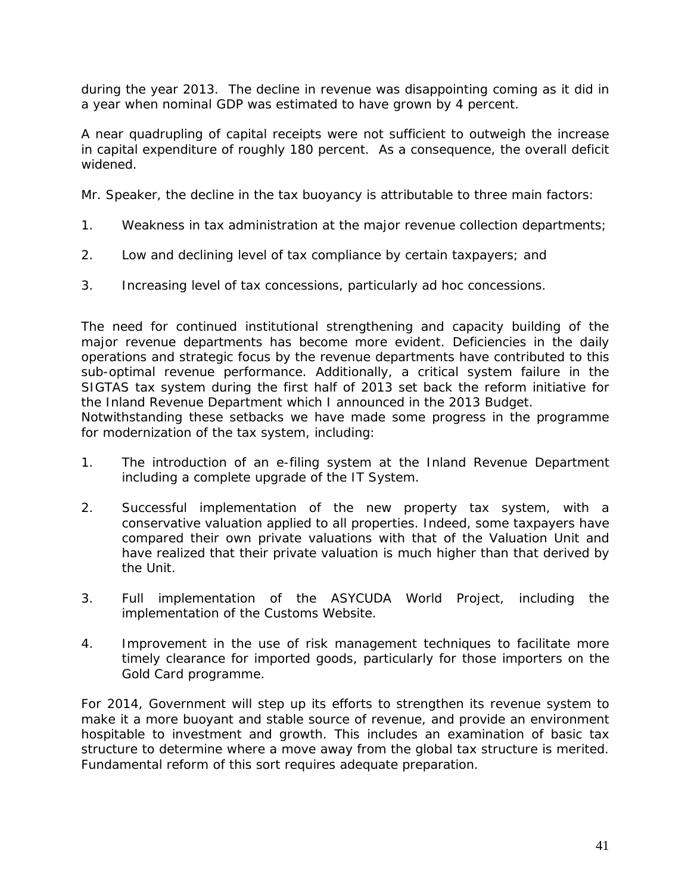during the year 2013. The decline in revenue was disappointing coming as it did in a year when nominal GDP was estimated to have grown by 4 percent.

A near quadrupling of capital receipts were not sufficient to outweigh the increase in capital expenditure of roughly 180 percent. As a consequence, the overall deficit widened.

Mr. Speaker, the decline in the tax buoyancy is attributable to three main factors:

1. Weakness in tax administration at the major revenue collection departments;

2. Low and declining level of tax compliance by certain taxpayers; and

3. Increasing level of tax concessions, particularly ad hoc concessions.

The need for continued institutional strengthening and capacity building of the major revenue departments has become more evident. Deficiencies in the daily operations and strategic focus by the revenue departments have contributed to this sub-optimal revenue performance. Additionally, a critical system failure in the SIGTAS tax system during the first half of 2013 set back the reform initiative for the Inland Revenue Department which I announced in the 2013 Budget.
Notwithstanding these setbacks we have made some progress in the programme for modernization of the tax system, including:

1. The introduction of an e-filing system at the Inland Revenue Department including a complete upgrade of the IT System.

2. Successful implementation of the new property tax system, with a conservative valuation applied to all properties. Indeed, some taxpayers have compared their own private valuations with that of the Valuation Unit and have realized that their private valuation is much higher than that derived by the Unit.

3. Full implementation of the ASYCUDA World Project, including the implementation of the Customs Website.

4. Improvement in the use of risk management techniques to facilitate more timely clearance for imported goods, particularly for those importers on the Gold Card programme.

For 2014, Government will step up its efforts to strengthen its revenue system to make it a more buoyant and stable source of revenue, and provide an environment hospitable to investment and growth. This includes an examination of basic tax structure to determine where a move away from the global tax structure is merited. Fundamental reform of this sort requires adequate preparation.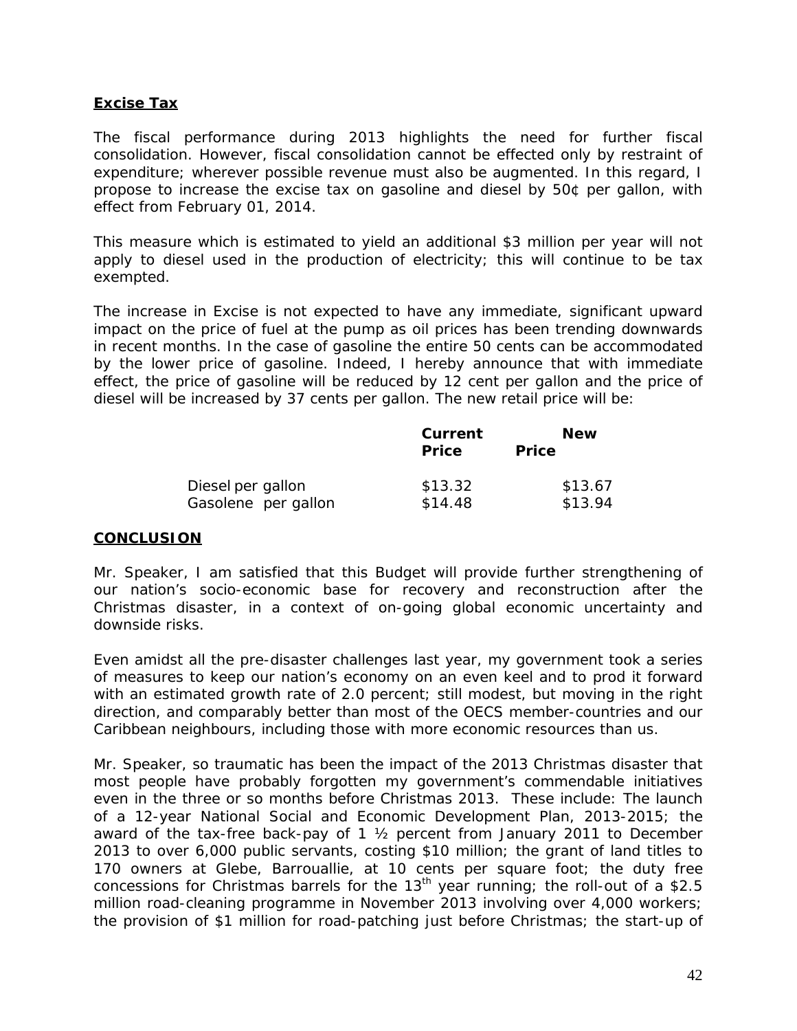**Excise Tax**

The fiscal performance during 2013 highlights the need for further fiscal consolidation. However, fiscal consolidation cannot be effected only by restraint of expenditure; wherever possible revenue must also be augmented. In this regard, I propose to increase the excise tax on gasoline and diesel by 50¢ per gallon, with effect from February 01, 2014.

This measure which is estimated to yield an additional $3 million per year will not apply to diesel used in the production of electricity; this will continue to be tax exempted.

The increase in Excise is not expected to have any immediate, significant upward impact on the price of fuel at the pump as oil prices has been trending downwards in recent months. In the case of gasoline the entire 50 cents can be accommodated by the lower price of gasoline. Indeed, I hereby announce that with immediate effect, the price of gasoline will be reduced by 12 cent per gallon and the price of diesel will be increased by 37 cents per gallon. The new retail price will be:

| | Current Price | New Price |
|---|---|---|
| Diesel per gallon | $13.32 | $13.67 |
| Gasolene per gallon | $14.48 | $13.94 |

**CONCLUSION**

Mr. Speaker, I am satisfied that this Budget will provide further strengthening of our nation's socio-economic base for recovery and reconstruction after the Christmas disaster, in a context of on-going global economic uncertainty and downside risks.

Even amidst all the pre-disaster challenges last year, my government took a series of measures to keep our nation's economy on an even keel and to prod it forward with an estimated growth rate of 2.0 percent; still modest, but moving in the right direction, and comparably better than most of the OECS member-countries and our Caribbean neighbours, including those with more economic resources than us.

Mr. Speaker, so traumatic has been the impact of the 2013 Christmas disaster that most people have probably forgotten my government's commendable initiatives even in the three or so months before Christmas 2013. These include: The launch of a 12-year National Social and Economic Development Plan, 2013-2015; the award of the tax-free back-pay of 1 ½ percent from January 2011 to December 2013 to over 6,000 public servants, costing $10 million; the grant of land titles to 170 owners at Glebe, Barrouallie, at 10 cents per square foot; the duty free concessions for Christmas barrels for the 13th year running; the roll-out of a $2.5 million road-cleaning programme in November 2013 involving over 4,000 workers; the provision of $1 million for road-patching just before Christmas; the start-up of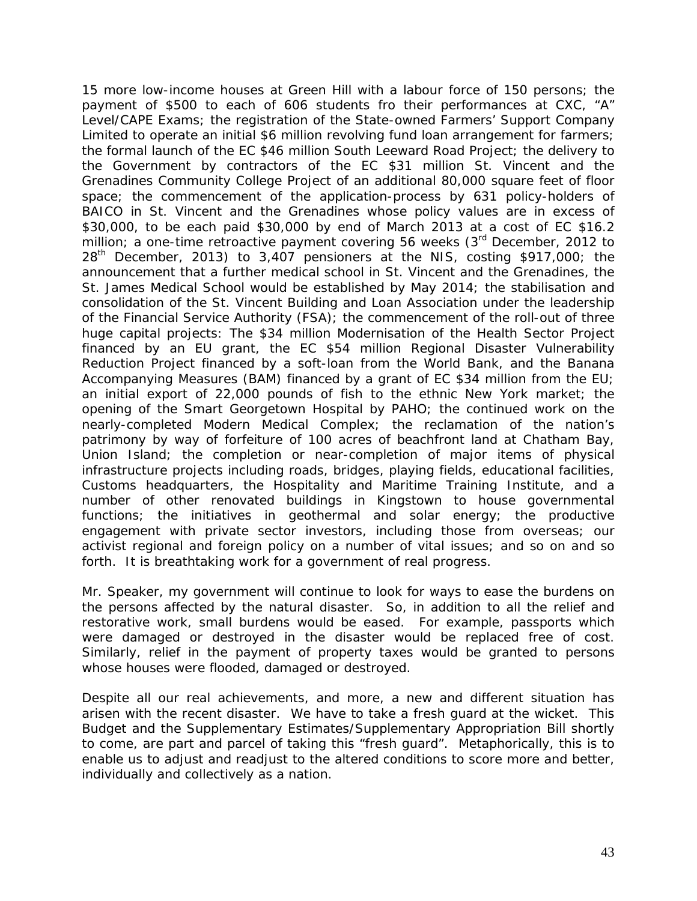15 more low-income houses at Green Hill with a labour force of 150 persons; the payment of $500 to each of 606 students fro their performances at CXC, "A" Level/CAPE Exams; the registration of the State-owned Farmers' Support Company Limited to operate an initial $6 million revolving fund loan arrangement for farmers; the formal launch of the EC $46 million South Leeward Road Project; the delivery to the Government by contractors of the EC $31 million St. Vincent and the Grenadines Community College Project of an additional 80,000 square feet of floor space; the commencement of the application-process by 631 policy-holders of BAICO in St. Vincent and the Grenadines whose policy values are in excess of $30,000, to be each paid $30,000 by end of March 2013 at a cost of EC $16.2 million; a one-time retroactive payment covering 56 weeks (3rd December, 2012 to 28th December, 2013) to 3,407 pensioners at the NIS, costing $917,000; the announcement that a further medical school in St. Vincent and the Grenadines, the St. James Medical School would be established by May 2014; the stabilisation and consolidation of the St. Vincent Building and Loan Association under the leadership of the Financial Service Authority (FSA); the commencement of the roll-out of three huge capital projects: The $34 million Modernisation of the Health Sector Project financed by an EU grant, the EC $54 million Regional Disaster Vulnerability Reduction Project financed by a soft-loan from the World Bank, and the Banana Accompanying Measures (BAM) financed by a grant of EC $34 million from the EU; an initial export of 22,000 pounds of fish to the ethnic New York market; the opening of the Smart Georgetown Hospital by PAHO; the continued work on the nearly-completed Modern Medical Complex; the reclamation of the nation's patrimony by way of forfeiture of 100 acres of beachfront land at Chatham Bay, Union Island; the completion or near-completion of major items of physical infrastructure projects including roads, bridges, playing fields, educational facilities, Customs headquarters, the Hospitality and Maritime Training Institute, and a number of other renovated buildings in Kingstown to house governmental functions; the initiatives in geothermal and solar energy; the productive engagement with private sector investors, including those from overseas; our activist regional and foreign policy on a number of vital issues; and so on and so forth. It is breathtaking work for a government of real progress.

Mr. Speaker, my government will continue to look for ways to ease the burdens on the persons affected by the natural disaster. So, in addition to all the relief and restorative work, small burdens would be eased. For example, passports which were damaged or destroyed in the disaster would be replaced free of cost. Similarly, relief in the payment of property taxes would be granted to persons whose houses were flooded, damaged or destroyed.

Despite all our real achievements, and more, a new and different situation has arisen with the recent disaster. We have to take a fresh guard at the wicket. This Budget and the Supplementary Estimates/Supplementary Appropriation Bill shortly to come, are part and parcel of taking this "fresh guard". Metaphorically, this is to enable us to adjust and readjust to the altered conditions to score more and better, individually and collectively as a nation.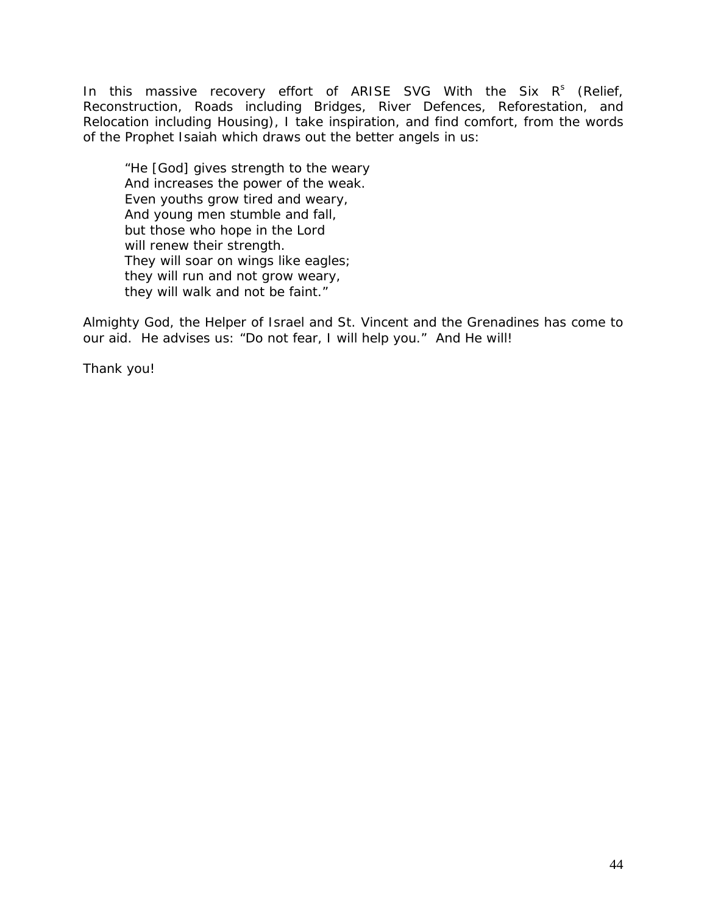In this massive recovery effort of ARISE SVG With the Six R[s] (Relief, Reconstruction, Roads including Bridges, River Defences, Reforestation, and Relocation including Housing), I take inspiration, and find comfort, from the words of the Prophet Isaiah which draws out the better angels in us:

> "He [God] gives strength to the weary  
> And increases the power of the weak.  
> Even youths grow tired and weary,  
> And young men stumble and fall,  
> but those who hope in the Lord  
> will renew their strength.  
> They will soar on wings like eagles;  
> they will run and not grow weary,  
> they will walk and not be faint."

Almighty God, the Helper of Israel and St. Vincent and the Grenadines has come to our aid. He advises us: "Do not fear, I will help you." And He will!

Thank you!